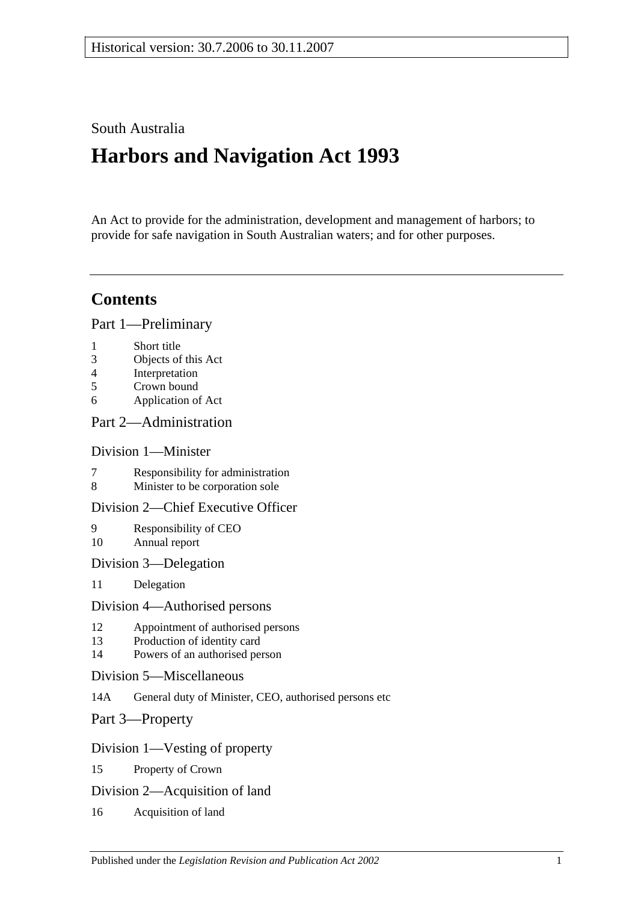Historical version: 30.7.2006 to 30.11.2007

South Australia

# Harbors and Navigation Act 1993

An Act to provide for the administration, development and management of harbors; to provide for safe navigation in South Australian waters; and for other purposes.

## Contents

### Part 1—Preliminary

1 Short title
3 Objects of this Act
4 Interpretation
5 Crown bound
6 Application of Act

### Part 2—Administration

#### Division 1—Minister

7 Responsibility for administration
8 Minister to be corporation sole

#### Division 2—Chief Executive Officer

9 Responsibility of CEO
10 Annual report

#### Division 3—Delegation

11 Delegation

#### Division 4—Authorised persons

12 Appointment of authorised persons
13 Production of identity card
14 Powers of an authorised person

#### Division 5—Miscellaneous

14A General duty of Minister, CEO, authorised persons etc

### Part 3—Property

#### Division 1—Vesting of property

15 Property of Crown

#### Division 2—Acquisition of land

16 Acquisition of land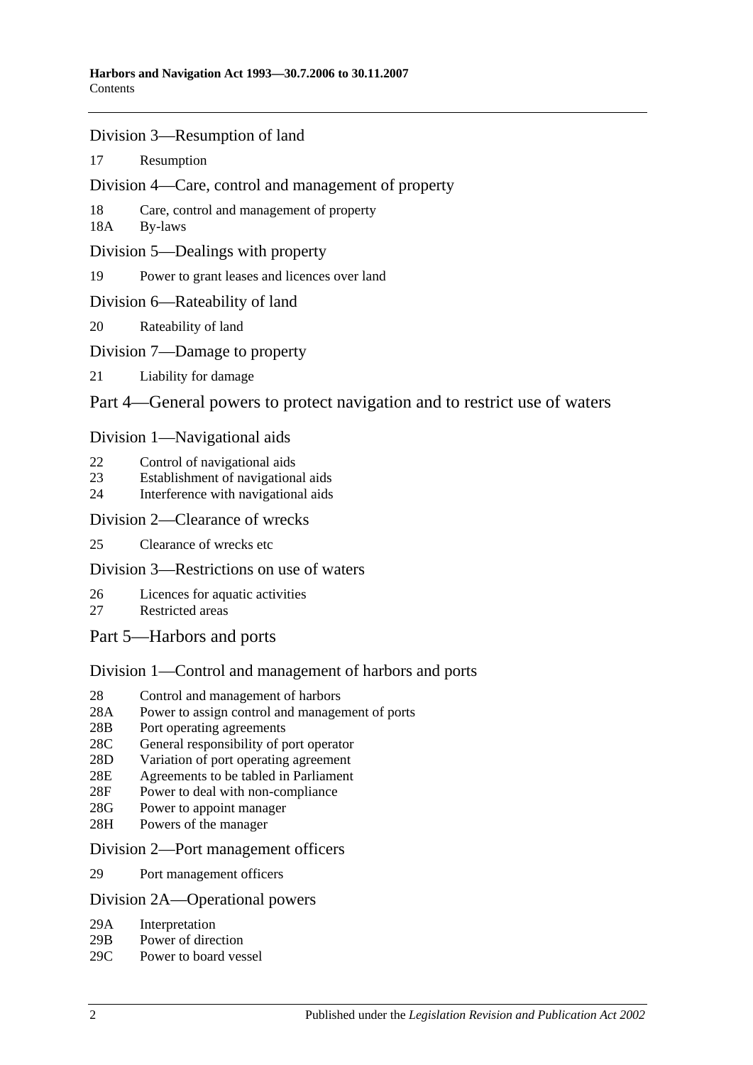## Division 3—Resumption of land

17 Resumption

## Division 4—Care, control and management of property

18 Care, control and management of property
18A By-laws

## Division 5—Dealings with property

19 Power to grant leases and licences over land

## Division 6—Rateability of land

20 Rateability of land

## Division 7—Damage to property

21 Liability for damage

# Part 4—General powers to protect navigation and to restrict use of waters

## Division 1—Navigational aids

22 Control of navigational aids
23 Establishment of navigational aids
24 Interference with navigational aids

## Division 2—Clearance of wrecks

25 Clearance of wrecks etc

## Division 3—Restrictions on use of waters

26 Licences for aquatic activities
27 Restricted areas

# Part 5—Harbors and ports

## Division 1—Control and management of harbors and ports

28 Control and management of harbors
28A Power to assign control and management of ports
28B Port operating agreements
28C General responsibility of port operator
28D Variation of port operating agreement
28E Agreements to be tabled in Parliament
28F Power to deal with non-compliance
28G Power to appoint manager
28H Powers of the manager

## Division 2—Port management officers

29 Port management officers

## Division 2A—Operational powers

29A Interpretation
29B Power of direction
29C Power to board vessel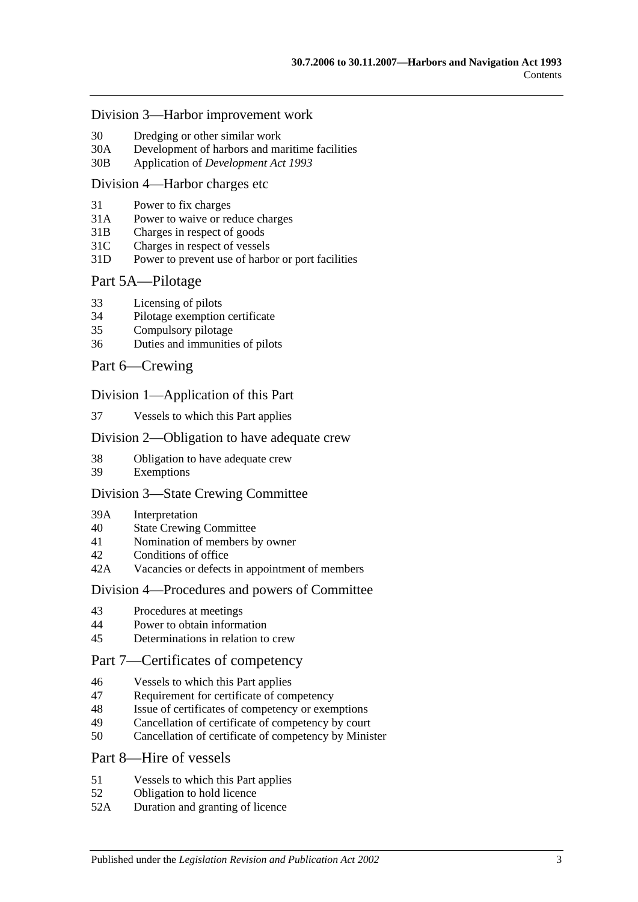Division 3—Harbor improvement work

30 Dredging or other similar work
30A Development of harbors and maritime facilities
30B Application of *Development Act 1993*

Division 4—Harbor charges etc

31 Power to fix charges
31A Power to waive or reduce charges
31B Charges in respect of goods
31C Charges in respect of vessels
31D Power to prevent use of harbor or port facilities

Part 5A—Pilotage

33 Licensing of pilots
34 Pilotage exemption certificate
35 Compulsory pilotage
36 Duties and immunities of pilots

Part 6—Crewing

Division 1—Application of this Part

37 Vessels to which this Part applies

Division 2—Obligation to have adequate crew

38 Obligation to have adequate crew
39 Exemptions

Division 3—State Crewing Committee

39A Interpretation
40 State Crewing Committee
41 Nomination of members by owner
42 Conditions of office
42A Vacancies or defects in appointment of members

Division 4—Procedures and powers of Committee

43 Procedures at meetings
44 Power to obtain information
45 Determinations in relation to crew

Part 7—Certificates of competency

46 Vessels to which this Part applies
47 Requirement for certificate of competency
48 Issue of certificates of competency or exemptions
49 Cancellation of certificate of competency by court
50 Cancellation of certificate of competency by Minister

Part 8—Hire of vessels

51 Vessels to which this Part applies
52 Obligation to hold licence
52A Duration and granting of licence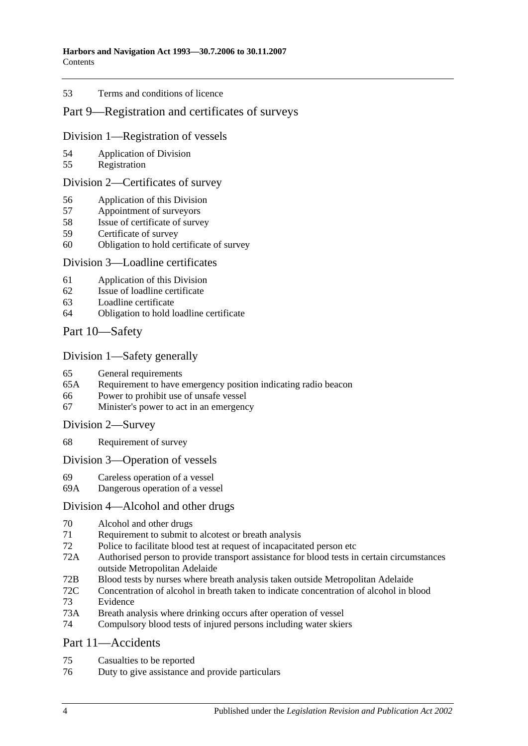53 Terms and conditions of licence

## Part 9—Registration and certificates of surveys

### Division 1—Registration of vessels

54 Application of Division
55 Registration

### Division 2—Certificates of survey

56 Application of this Division
57 Appointment of surveyors
58 Issue of certificate of survey
59 Certificate of survey
60 Obligation to hold certificate of survey

### Division 3—Loadline certificates

61 Application of this Division
62 Issue of loadline certificate
63 Loadline certificate
64 Obligation to hold loadline certificate

## Part 10—Safety

### Division 1—Safety generally

65 General requirements
65A Requirement to have emergency position indicating radio beacon
66 Power to prohibit use of unsafe vessel
67 Minister's power to act in an emergency

### Division 2—Survey

68 Requirement of survey

### Division 3—Operation of vessels

69 Careless operation of a vessel
69A Dangerous operation of a vessel

### Division 4—Alcohol and other drugs

70 Alcohol and other drugs
71 Requirement to submit to alcotest or breath analysis
72 Police to facilitate blood test at request of incapacitated person etc
72A Authorised person to provide transport assistance for blood tests in certain circumstances outside Metropolitan Adelaide
72B Blood tests by nurses where breath analysis taken outside Metropolitan Adelaide
72C Concentration of alcohol in breath taken to indicate concentration of alcohol in blood
73 Evidence
73A Breath analysis where drinking occurs after operation of vessel
74 Compulsory blood tests of injured persons including water skiers

## Part 11—Accidents

75 Casualties to be reported
76 Duty to give assistance and provide particulars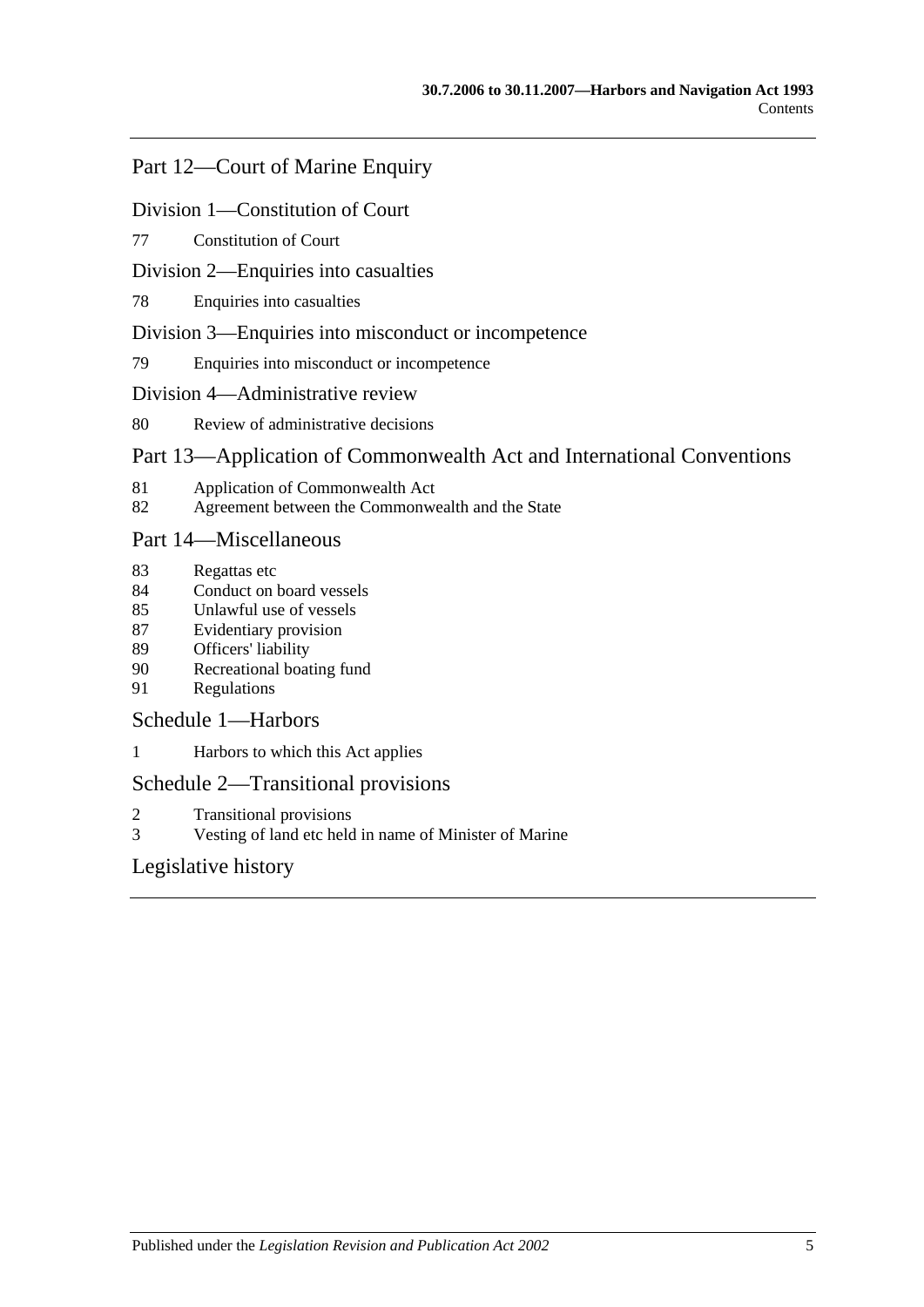## Part 12—Court of Marine Enquiry

### Division 1—Constitution of Court

77 Constitution of Court

### Division 2—Enquiries into casualties

78 Enquiries into casualties

### Division 3—Enquiries into misconduct or incompetence

79 Enquiries into misconduct or incompetence

### Division 4—Administrative review

80 Review of administrative decisions

## Part 13—Application of Commonwealth Act and International Conventions

81 Application of Commonwealth Act
82 Agreement between the Commonwealth and the State

## Part 14—Miscellaneous

83 Regattas etc
84 Conduct on board vessels
85 Unlawful use of vessels
87 Evidentiary provision
89 Officers' liability
90 Recreational boating fund
91 Regulations

## Schedule 1—Harbors

1 Harbors to which this Act applies

## Schedule 2—Transitional provisions

2 Transitional provisions
3 Vesting of land etc held in name of Minister of Marine

## Legislative history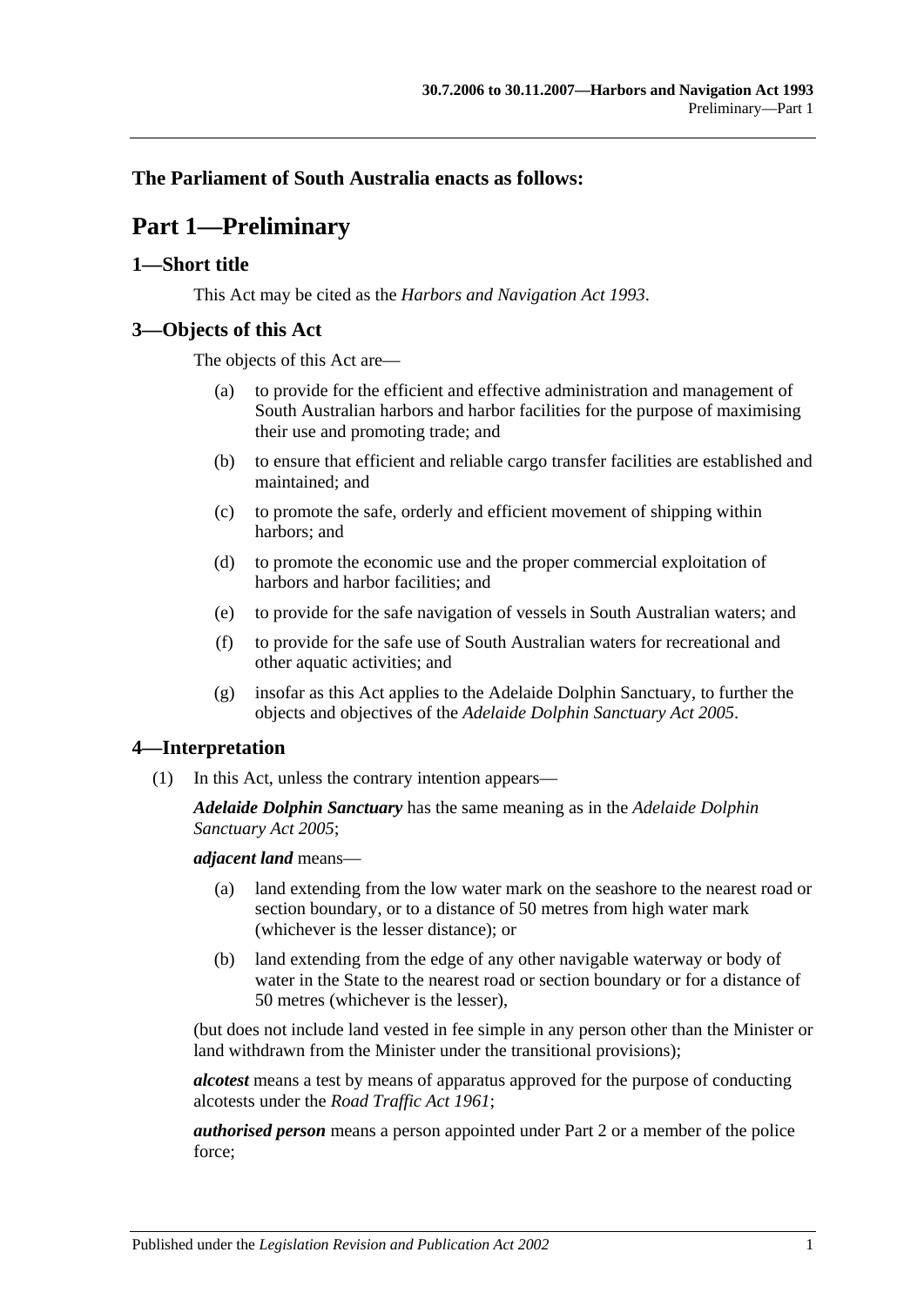**The Parliament of South Australia enacts as follows:**

# Part 1—Preliminary

## 1—Short title

This Act may be cited as the *Harbors and Navigation Act 1993*.

## 3—Objects of this Act

The objects of this Act are—

(a) to provide for the efficient and effective administration and management of South Australian harbors and harbor facilities for the purpose of maximising their use and promoting trade; and

(b) to ensure that efficient and reliable cargo transfer facilities are established and maintained; and

(c) to promote the safe, orderly and efficient movement of shipping within harbors; and

(d) to promote the economic use and the proper commercial exploitation of harbors and harbor facilities; and

(e) to provide for the safe navigation of vessels in South Australian waters; and

(f) to provide for the safe use of South Australian waters for recreational and other aquatic activities; and

(g) insofar as this Act applies to the Adelaide Dolphin Sanctuary, to further the objects and objectives of the *Adelaide Dolphin Sanctuary Act 2005*.

## 4—Interpretation

(1) In this Act, unless the contrary intention appears—

***Adelaide Dolphin Sanctuary*** has the same meaning as in the *Adelaide Dolphin Sanctuary Act 2005*;

***adjacent land*** means—

(a) land extending from the low water mark on the seashore to the nearest road or section boundary, or to a distance of 50 metres from high water mark (whichever is the lesser distance); or

(b) land extending from the edge of any other navigable waterway or body of water in the State to the nearest road or section boundary or for a distance of 50 metres (whichever is the lesser),

(but does not include land vested in fee simple in any person other than the Minister or land withdrawn from the Minister under the transitional provisions);

***alcotest*** means a test by means of apparatus approved for the purpose of conducting alcotests under the *Road Traffic Act 1961*;

***authorised person*** means a person appointed under Part 2 or a member of the police force;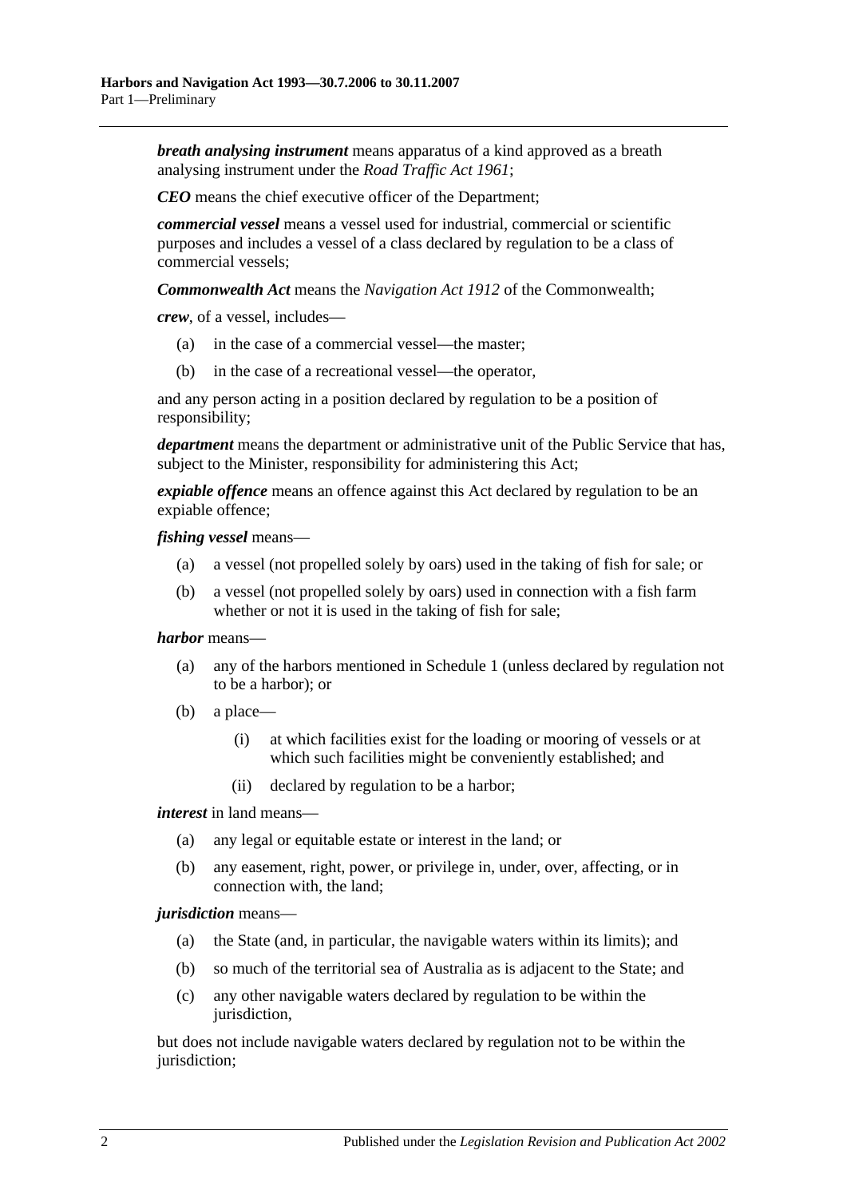***breath analysing instrument*** means apparatus of a kind approved as a breath analysing instrument under the *Road Traffic Act 1961*;

***CEO*** means the chief executive officer of the Department;

***commercial vessel*** means a vessel used for industrial, commercial or scientific purposes and includes a vessel of a class declared by regulation to be a class of commercial vessels;

***Commonwealth Act*** means the *Navigation Act 1912* of the Commonwealth;

***crew***, of a vessel, includes—

- (a) in the case of a commercial vessel—the master;
- (b) in the case of a recreational vessel—the operator,

and any person acting in a position declared by regulation to be a position of responsibility;

***department*** means the department or administrative unit of the Public Service that has, subject to the Minister, responsibility for administering this Act;

***expiable offence*** means an offence against this Act declared by regulation to be an expiable offence;

***fishing vessel*** means—

- (a) a vessel (not propelled solely by oars) used in the taking of fish for sale; or
- (b) a vessel (not propelled solely by oars) used in connection with a fish farm whether or not it is used in the taking of fish for sale;

***harbor*** means—

- (a) any of the harbors mentioned in Schedule 1 (unless declared by regulation not to be a harbor); or
- (b) a place—
  - (i) at which facilities exist for the loading or mooring of vessels or at which such facilities might be conveniently established; and
  - (ii) declared by regulation to be a harbor;

***interest*** in land means—

- (a) any legal or equitable estate or interest in the land; or
- (b) any easement, right, power, or privilege in, under, over, affecting, or in connection with, the land;

***jurisdiction*** means—

- (a) the State (and, in particular, the navigable waters within its limits); and
- (b) so much of the territorial sea of Australia as is adjacent to the State; and
- (c) any other navigable waters declared by regulation to be within the jurisdiction,

but does not include navigable waters declared by regulation not to be within the jurisdiction;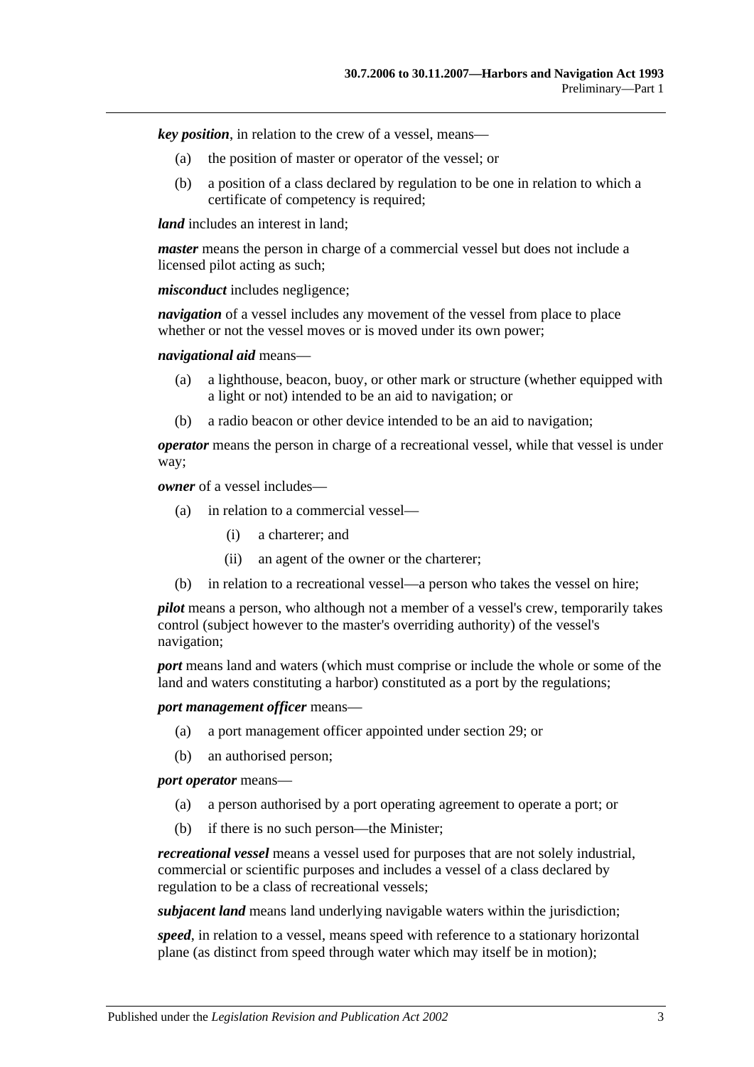***key position***, in relation to the crew of a vessel, means—

(a) the position of master or operator of the vessel; or

(b) a position of a class declared by regulation to be one in relation to which a certificate of competency is required;

***land*** includes an interest in land;

***master*** means the person in charge of a commercial vessel but does not include a licensed pilot acting as such;

***misconduct*** includes negligence;

***navigation*** of a vessel includes any movement of the vessel from place to place whether or not the vessel moves or is moved under its own power;

***navigational aid*** means—

(a) a lighthouse, beacon, buoy, or other mark or structure (whether equipped with a light or not) intended to be an aid to navigation; or

(b) a radio beacon or other device intended to be an aid to navigation;

***operator*** means the person in charge of a recreational vessel, while that vessel is under way;

***owner*** of a vessel includes—

(a) in relation to a commercial vessel—

(i) a charterer; and

(ii) an agent of the owner or the charterer;

(b) in relation to a recreational vessel—a person who takes the vessel on hire;

***pilot*** means a person, who although not a member of a vessel's crew, temporarily takes control (subject however to the master's overriding authority) of the vessel's navigation;

***port*** means land and waters (which must comprise or include the whole or some of the land and waters constituting a harbor) constituted as a port by the regulations;

***port management officer*** means—

(a) a port management officer appointed under section 29; or

(b) an authorised person;

***port operator*** means—

(a) a person authorised by a port operating agreement to operate a port; or

(b) if there is no such person—the Minister;

***recreational vessel*** means a vessel used for purposes that are not solely industrial, commercial or scientific purposes and includes a vessel of a class declared by regulation to be a class of recreational vessels;

***subjacent land*** means land underlying navigable waters within the jurisdiction;

***speed***, in relation to a vessel, means speed with reference to a stationary horizontal plane (as distinct from speed through water which may itself be in motion);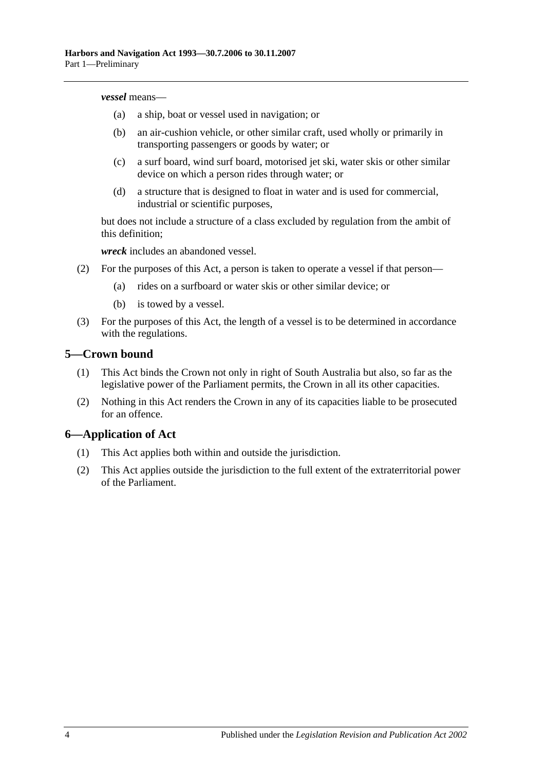***vessel*** means—

(a) a ship, boat or vessel used in navigation; or

(b) an air-cushion vehicle, or other similar craft, used wholly or primarily in transporting passengers or goods by water; or

(c) a surf board, wind surf board, motorised jet ski, water skis or other similar device on which a person rides through water; or

(d) a structure that is designed to float in water and is used for commercial, industrial or scientific purposes,

but does not include a structure of a class excluded by regulation from the ambit of this definition;

***wreck*** includes an abandoned vessel.

(2) For the purposes of this Act, a person is taken to operate a vessel if that person—

(a) rides on a surfboard or water skis or other similar device; or

(b) is towed by a vessel.

(3) For the purposes of this Act, the length of a vessel is to be determined in accordance with the regulations.

## 5—Crown bound

(1) This Act binds the Crown not only in right of South Australia but also, so far as the legislative power of the Parliament permits, the Crown in all its other capacities.

(2) Nothing in this Act renders the Crown in any of its capacities liable to be prosecuted for an offence.

## 6—Application of Act

(1) This Act applies both within and outside the jurisdiction.

(2) This Act applies outside the jurisdiction to the full extent of the extraterritorial power of the Parliament.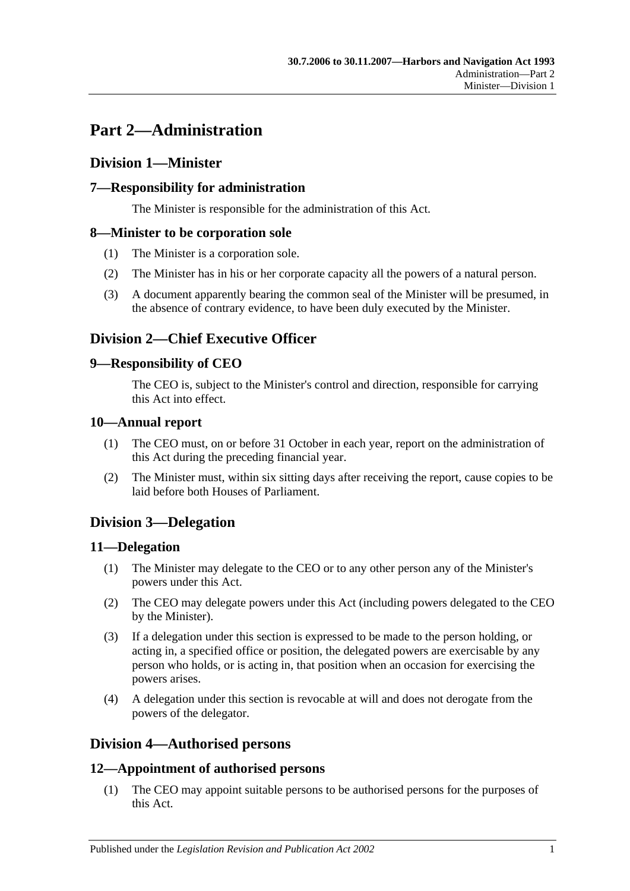# Part 2—Administration

## Division 1—Minister

### 7—Responsibility for administration

The Minister is responsible for the administration of this Act.

### 8—Minister to be corporation sole

(1) The Minister is a corporation sole.

(2) The Minister has in his or her corporate capacity all the powers of a natural person.

(3) A document apparently bearing the common seal of the Minister will be presumed, in the absence of contrary evidence, to have been duly executed by the Minister.

## Division 2—Chief Executive Officer

### 9—Responsibility of CEO

The CEO is, subject to the Minister's control and direction, responsible for carrying this Act into effect.

### 10—Annual report

(1) The CEO must, on or before 31 October in each year, report on the administration of this Act during the preceding financial year.

(2) The Minister must, within six sitting days after receiving the report, cause copies to be laid before both Houses of Parliament.

## Division 3—Delegation

### 11—Delegation

(1) The Minister may delegate to the CEO or to any other person any of the Minister's powers under this Act.

(2) The CEO may delegate powers under this Act (including powers delegated to the CEO by the Minister).

(3) If a delegation under this section is expressed to be made to the person holding, or acting in, a specified office or position, the delegated powers are exercisable by any person who holds, or is acting in, that position when an occasion for exercising the powers arises.

(4) A delegation under this section is revocable at will and does not derogate from the powers of the delegator.

## Division 4—Authorised persons

### 12—Appointment of authorised persons

(1) The CEO may appoint suitable persons to be authorised persons for the purposes of this Act.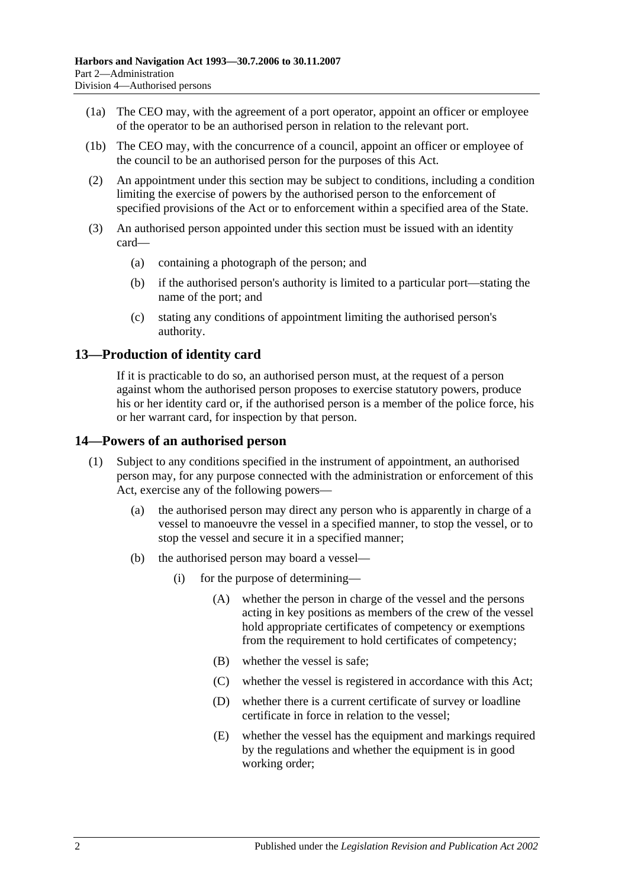(1a) The CEO may, with the agreement of a port operator, appoint an officer or employee of the operator to be an authorised person in relation to the relevant port.

(1b) The CEO may, with the concurrence of a council, appoint an officer or employee of the council to be an authorised person for the purposes of this Act.

(2) An appointment under this section may be subject to conditions, including a condition limiting the exercise of powers by the authorised person to the enforcement of specified provisions of the Act or to enforcement within a specified area of the State.

(3) An authorised person appointed under this section must be issued with an identity card—

- (a) containing a photograph of the person; and
- (b) if the authorised person's authority is limited to a particular port—stating the name of the port; and
- (c) stating any conditions of appointment limiting the authorised person's authority.

## 13—Production of identity card

If it is practicable to do so, an authorised person must, at the request of a person against whom the authorised person proposes to exercise statutory powers, produce his or her identity card or, if the authorised person is a member of the police force, his or her warrant card, for inspection by that person.

## 14—Powers of an authorised person

(1) Subject to any conditions specified in the instrument of appointment, an authorised person may, for any purpose connected with the administration or enforcement of this Act, exercise any of the following powers—

- (a) the authorised person may direct any person who is apparently in charge of a vessel to manoeuvre the vessel in a specified manner, to stop the vessel, or to stop the vessel and secure it in a specified manner;
- (b) the authorised person may board a vessel—
  - (i) for the purpose of determining—
    - (A) whether the person in charge of the vessel and the persons acting in key positions as members of the crew of the vessel hold appropriate certificates of competency or exemptions from the requirement to hold certificates of competency;
    - (B) whether the vessel is safe;
    - (C) whether the vessel is registered in accordance with this Act;
    - (D) whether there is a current certificate of survey or loadline certificate in force in relation to the vessel;
    - (E) whether the vessel has the equipment and markings required by the regulations and whether the equipment is in good working order;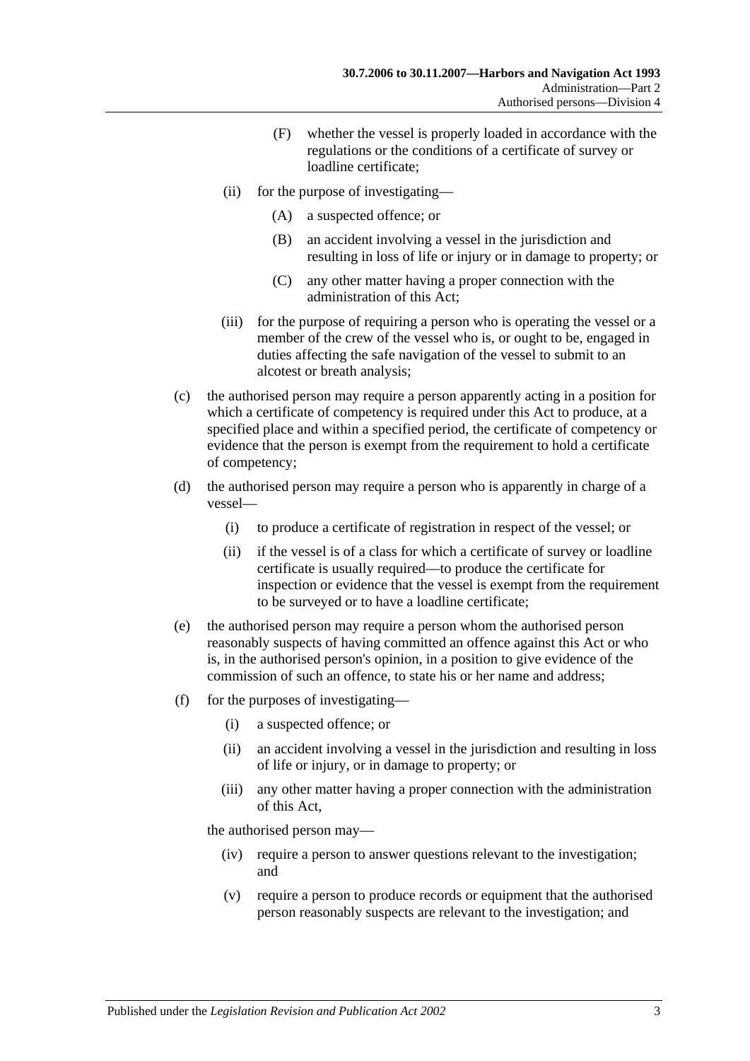(F) whether the vessel is properly loaded in accordance with the regulations or the conditions of a certificate of survey or loadline certificate;

(ii) for the purpose of investigating—

(A) a suspected offence; or

(B) an accident involving a vessel in the jurisdiction and resulting in loss of life or injury or in damage to property; or

(C) any other matter having a proper connection with the administration of this Act;

(iii) for the purpose of requiring a person who is operating the vessel or a member of the crew of the vessel who is, or ought to be, engaged in duties affecting the safe navigation of the vessel to submit to an alcotest or breath analysis;

(c) the authorised person may require a person apparently acting in a position for which a certificate of competency is required under this Act to produce, at a specified place and within a specified period, the certificate of competency or evidence that the person is exempt from the requirement to hold a certificate of competency;

(d) the authorised person may require a person who is apparently in charge of a vessel—

(i) to produce a certificate of registration in respect of the vessel; or

(ii) if the vessel is of a class for which a certificate of survey or loadline certificate is usually required—to produce the certificate for inspection or evidence that the vessel is exempt from the requirement to be surveyed or to have a loadline certificate;

(e) the authorised person may require a person whom the authorised person reasonably suspects of having committed an offence against this Act or who is, in the authorised person's opinion, in a position to give evidence of the commission of such an offence, to state his or her name and address;

(f) for the purposes of investigating—

(i) a suspected offence; or

(ii) an accident involving a vessel in the jurisdiction and resulting in loss of life or injury, or in damage to property; or

(iii) any other matter having a proper connection with the administration of this Act,

the authorised person may—

(iv) require a person to answer questions relevant to the investigation; and

(v) require a person to produce records or equipment that the authorised person reasonably suspects are relevant to the investigation; and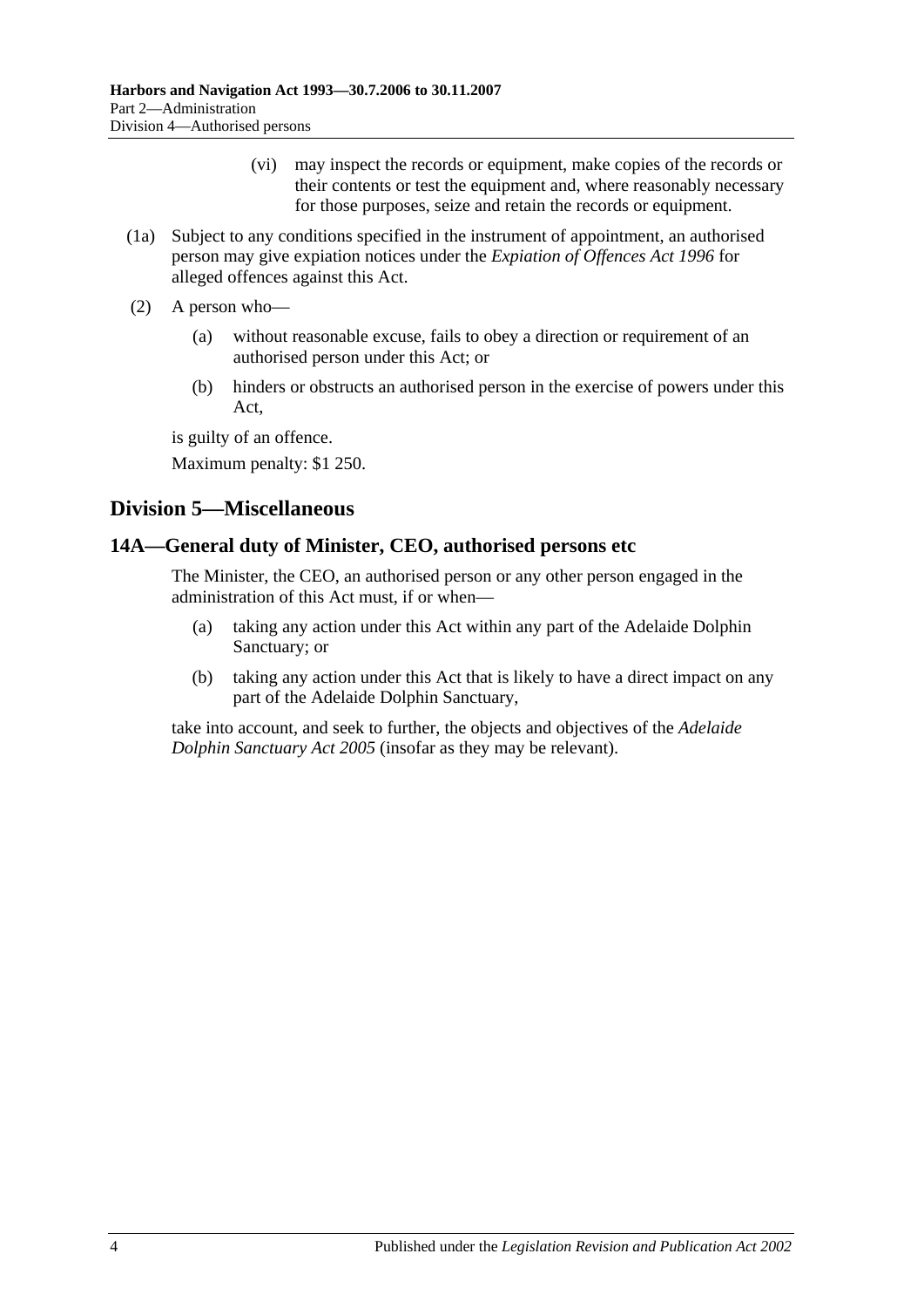(vi) may inspect the records or equipment, make copies of the records or their contents or test the equipment and, where reasonably necessary for those purposes, seize and retain the records or equipment.

(1a) Subject to any conditions specified in the instrument of appointment, an authorised person may give expiation notices under the *Expiation of Offences Act 1996* for alleged offences against this Act.

(2) A person who—

(a) without reasonable excuse, fails to obey a direction or requirement of an authorised person under this Act; or

(b) hinders or obstructs an authorised person in the exercise of powers under this Act,

is guilty of an offence.

Maximum penalty: $1 250.

## Division 5—Miscellaneous

### 14A—General duty of Minister, CEO, authorised persons etc

The Minister, the CEO, an authorised person or any other person engaged in the administration of this Act must, if or when—

(a) taking any action under this Act within any part of the Adelaide Dolphin Sanctuary; or

(b) taking any action under this Act that is likely to have a direct impact on any part of the Adelaide Dolphin Sanctuary,

take into account, and seek to further, the objects and objectives of the *Adelaide Dolphin Sanctuary Act 2005* (insofar as they may be relevant).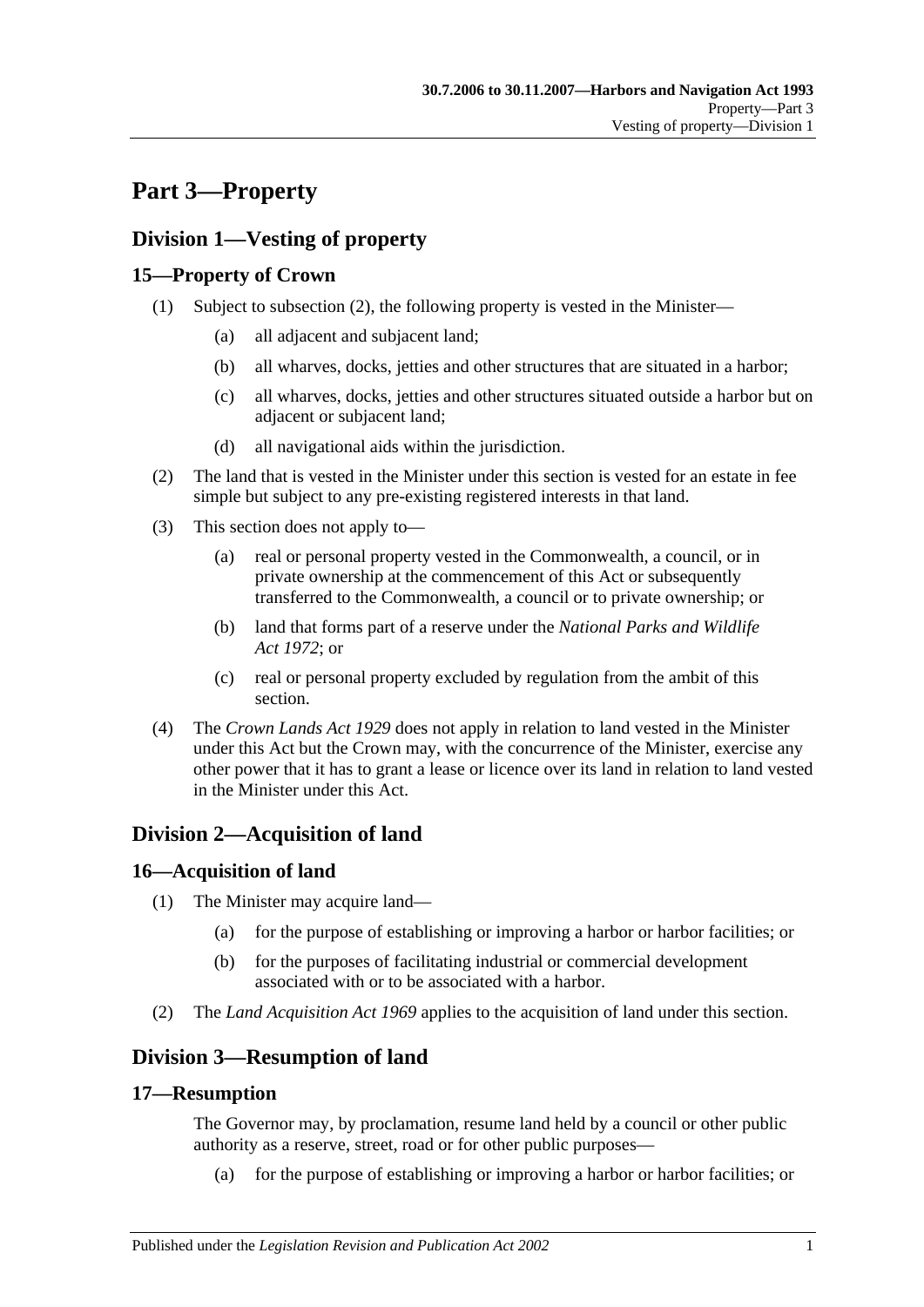# Part 3—Property

## Division 1—Vesting of property

### 15—Property of Crown

(1) Subject to subsection (2), the following property is vested in the Minister—

(a) all adjacent and subjacent land;

(b) all wharves, docks, jetties and other structures that are situated in a harbor;

(c) all wharves, docks, jetties and other structures situated outside a harbor but on adjacent or subjacent land;

(d) all navigational aids within the jurisdiction.

(2) The land that is vested in the Minister under this section is vested for an estate in fee simple but subject to any pre-existing registered interests in that land.

(3) This section does not apply to—

(a) real or personal property vested in the Commonwealth, a council, or in private ownership at the commencement of this Act or subsequently transferred to the Commonwealth, a council or to private ownership; or

(b) land that forms part of a reserve under the *National Parks and Wildlife Act 1972*; or

(c) real or personal property excluded by regulation from the ambit of this section.

(4) The *Crown Lands Act 1929* does not apply in relation to land vested in the Minister under this Act but the Crown may, with the concurrence of the Minister, exercise any other power that it has to grant a lease or licence over its land in relation to land vested in the Minister under this Act.

## Division 2—Acquisition of land

### 16—Acquisition of land

(1) The Minister may acquire land—

(a) for the purpose of establishing or improving a harbor or harbor facilities; or

(b) for the purposes of facilitating industrial or commercial development associated with or to be associated with a harbor.

(2) The *Land Acquisition Act 1969* applies to the acquisition of land under this section.

## Division 3—Resumption of land

### 17—Resumption

The Governor may, by proclamation, resume land held by a council or other public authority as a reserve, street, road or for other public purposes—

(a) for the purpose of establishing or improving a harbor or harbor facilities; or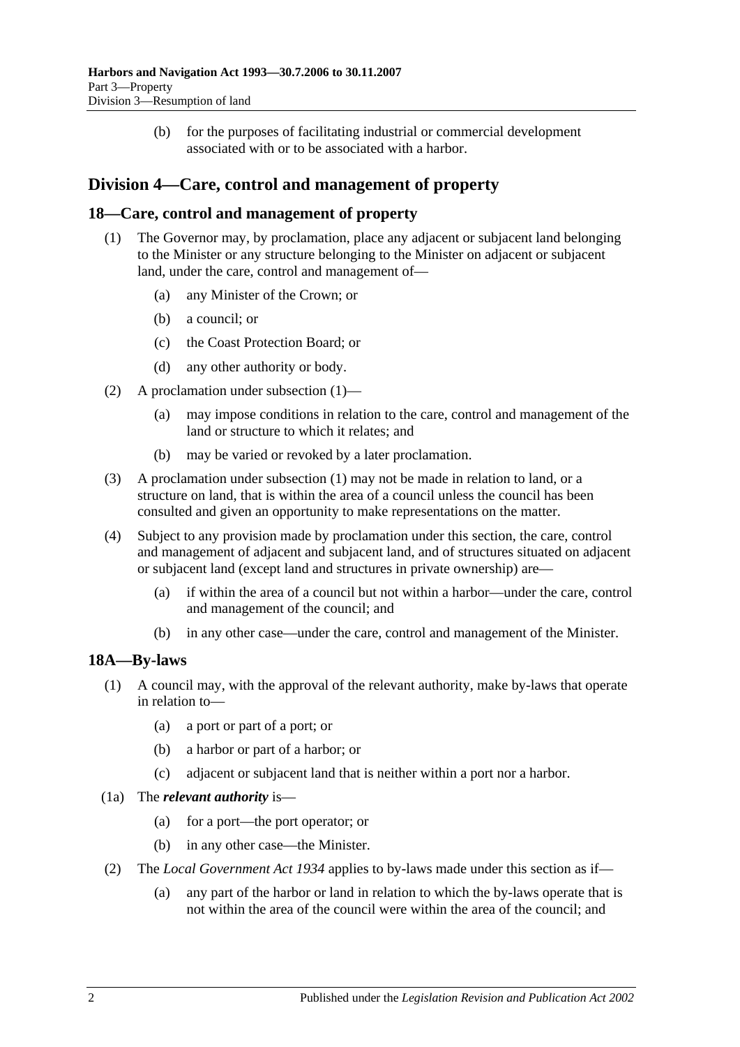(b) for the purposes of facilitating industrial or commercial development associated with or to be associated with a harbor.

## Division 4—Care, control and management of property

### 18—Care, control and management of property

(1) The Governor may, by proclamation, place any adjacent or subjacent land belonging to the Minister or any structure belonging to the Minister on adjacent or subjacent land, under the care, control and management of—

(a) any Minister of the Crown; or

(b) a council; or

(c) the Coast Protection Board; or

(d) any other authority or body.

(2) A proclamation under subsection (1)—

(a) may impose conditions in relation to the care, control and management of the land or structure to which it relates; and

(b) may be varied or revoked by a later proclamation.

(3) A proclamation under subsection (1) may not be made in relation to land, or a structure on land, that is within the area of a council unless the council has been consulted and given an opportunity to make representations on the matter.

(4) Subject to any provision made by proclamation under this section, the care, control and management of adjacent and subjacent land, and of structures situated on adjacent or subjacent land (except land and structures in private ownership) are—

(a) if within the area of a council but not within a harbor—under the care, control and management of the council; and

(b) in any other case—under the care, control and management of the Minister.

### 18A—By-laws

(1) A council may, with the approval of the relevant authority, make by-laws that operate in relation to—

(a) a port or part of a port; or

(b) a harbor or part of a harbor; or

(c) adjacent or subjacent land that is neither within a port nor a harbor.

(1a) The ***relevant authority*** is—

(a) for a port—the port operator; or

(b) in any other case—the Minister.

(2) The *Local Government Act 1934* applies to by-laws made under this section as if—

(a) any part of the harbor or land in relation to which the by-laws operate that is not within the area of the council were within the area of the council; and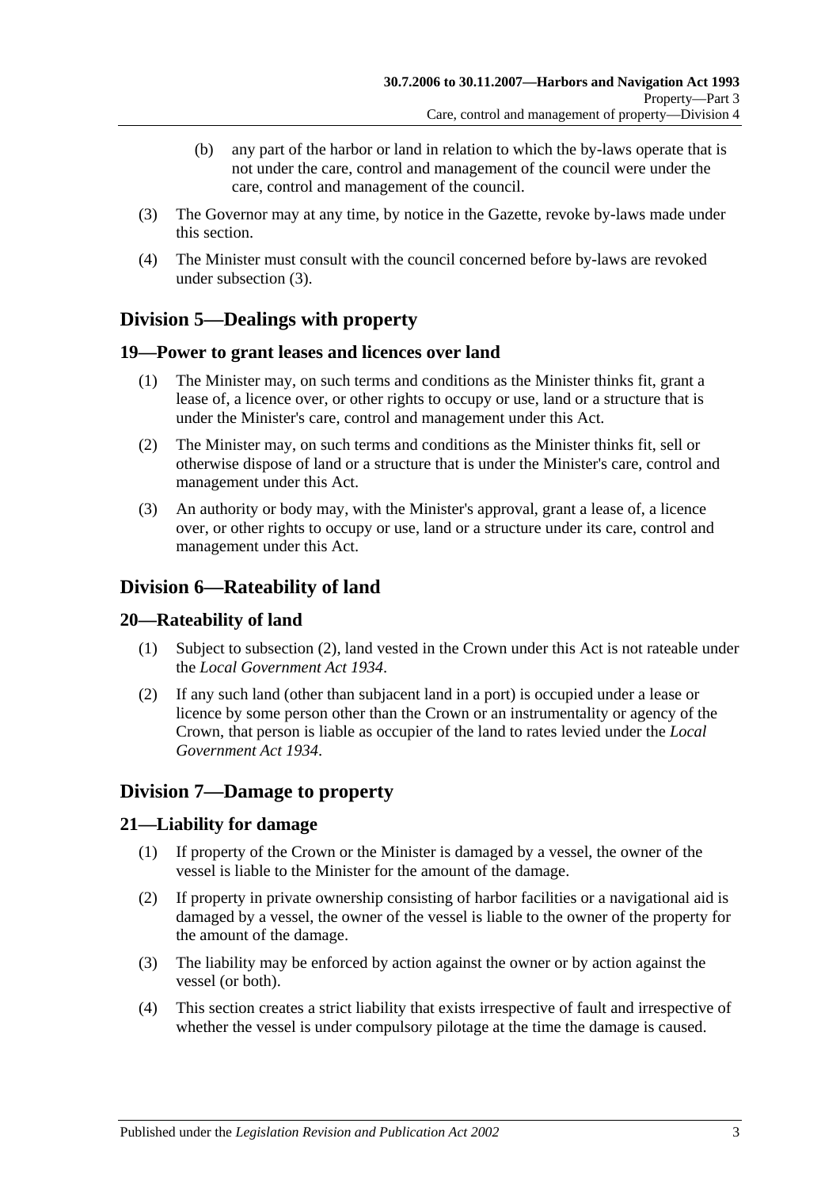(b) any part of the harbor or land in relation to which the by-laws operate that is not under the care, control and management of the council were under the care, control and management of the council.

(3) The Governor may at any time, by notice in the Gazette, revoke by-laws made under this section.

(4) The Minister must consult with the council concerned before by-laws are revoked under subsection (3).

## Division 5—Dealings with property

### 19—Power to grant leases and licences over land

(1) The Minister may, on such terms and conditions as the Minister thinks fit, grant a lease of, a licence over, or other rights to occupy or use, land or a structure that is under the Minister's care, control and management under this Act.

(2) The Minister may, on such terms and conditions as the Minister thinks fit, sell or otherwise dispose of land or a structure that is under the Minister's care, control and management under this Act.

(3) An authority or body may, with the Minister's approval, grant a lease of, a licence over, or other rights to occupy or use, land or a structure under its care, control and management under this Act.

## Division 6—Rateability of land

### 20—Rateability of land

(1) Subject to subsection (2), land vested in the Crown under this Act is not rateable under the *Local Government Act 1934*.

(2) If any such land (other than subjacent land in a port) is occupied under a lease or licence by some person other than the Crown or an instrumentality or agency of the Crown, that person is liable as occupier of the land to rates levied under the *Local Government Act 1934*.

## Division 7—Damage to property

### 21—Liability for damage

(1) If property of the Crown or the Minister is damaged by a vessel, the owner of the vessel is liable to the Minister for the amount of the damage.

(2) If property in private ownership consisting of harbor facilities or a navigational aid is damaged by a vessel, the owner of the vessel is liable to the owner of the property for the amount of the damage.

(3) The liability may be enforced by action against the owner or by action against the vessel (or both).

(4) This section creates a strict liability that exists irrespective of fault and irrespective of whether the vessel is under compulsory pilotage at the time the damage is caused.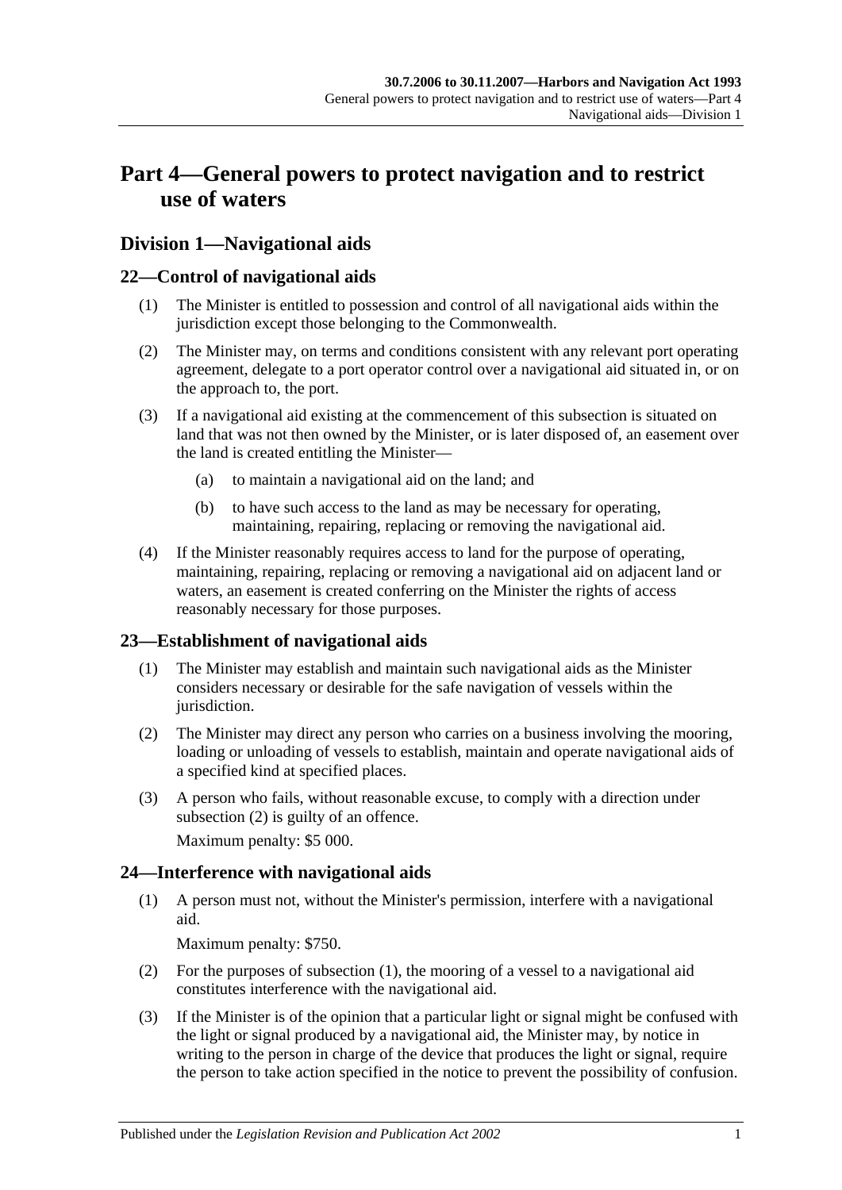# Part 4—General powers to protect navigation and to restrict use of waters

## Division 1—Navigational aids

### 22—Control of navigational aids

(1) The Minister is entitled to possession and control of all navigational aids within the jurisdiction except those belonging to the Commonwealth.

(2) The Minister may, on terms and conditions consistent with any relevant port operating agreement, delegate to a port operator control over a navigational aid situated in, or on the approach to, the port.

(3) If a navigational aid existing at the commencement of this subsection is situated on land that was not then owned by the Minister, or is later disposed of, an easement over the land is created entitling the Minister—

  (a) to maintain a navigational aid on the land; and

  (b) to have such access to the land as may be necessary for operating, maintaining, repairing, replacing or removing the navigational aid.

(4) If the Minister reasonably requires access to land for the purpose of operating, maintaining, repairing, replacing or removing a navigational aid on adjacent land or waters, an easement is created conferring on the Minister the rights of access reasonably necessary for those purposes.

### 23—Establishment of navigational aids

(1) The Minister may establish and maintain such navigational aids as the Minister considers necessary or desirable for the safe navigation of vessels within the jurisdiction.

(2) The Minister may direct any person who carries on a business involving the mooring, loading or unloading of vessels to establish, maintain and operate navigational aids of a specified kind at specified places.

(3) A person who fails, without reasonable excuse, to comply with a direction under subsection (2) is guilty of an offence.

Maximum penalty: $5 000.

### 24—Interference with navigational aids

(1) A person must not, without the Minister's permission, interfere with a navigational aid.

Maximum penalty: $750.

(2) For the purposes of subsection (1), the mooring of a vessel to a navigational aid constitutes interference with the navigational aid.

(3) If the Minister is of the opinion that a particular light or signal might be confused with the light or signal produced by a navigational aid, the Minister may, by notice in writing to the person in charge of the device that produces the light or signal, require the person to take action specified in the notice to prevent the possibility of confusion.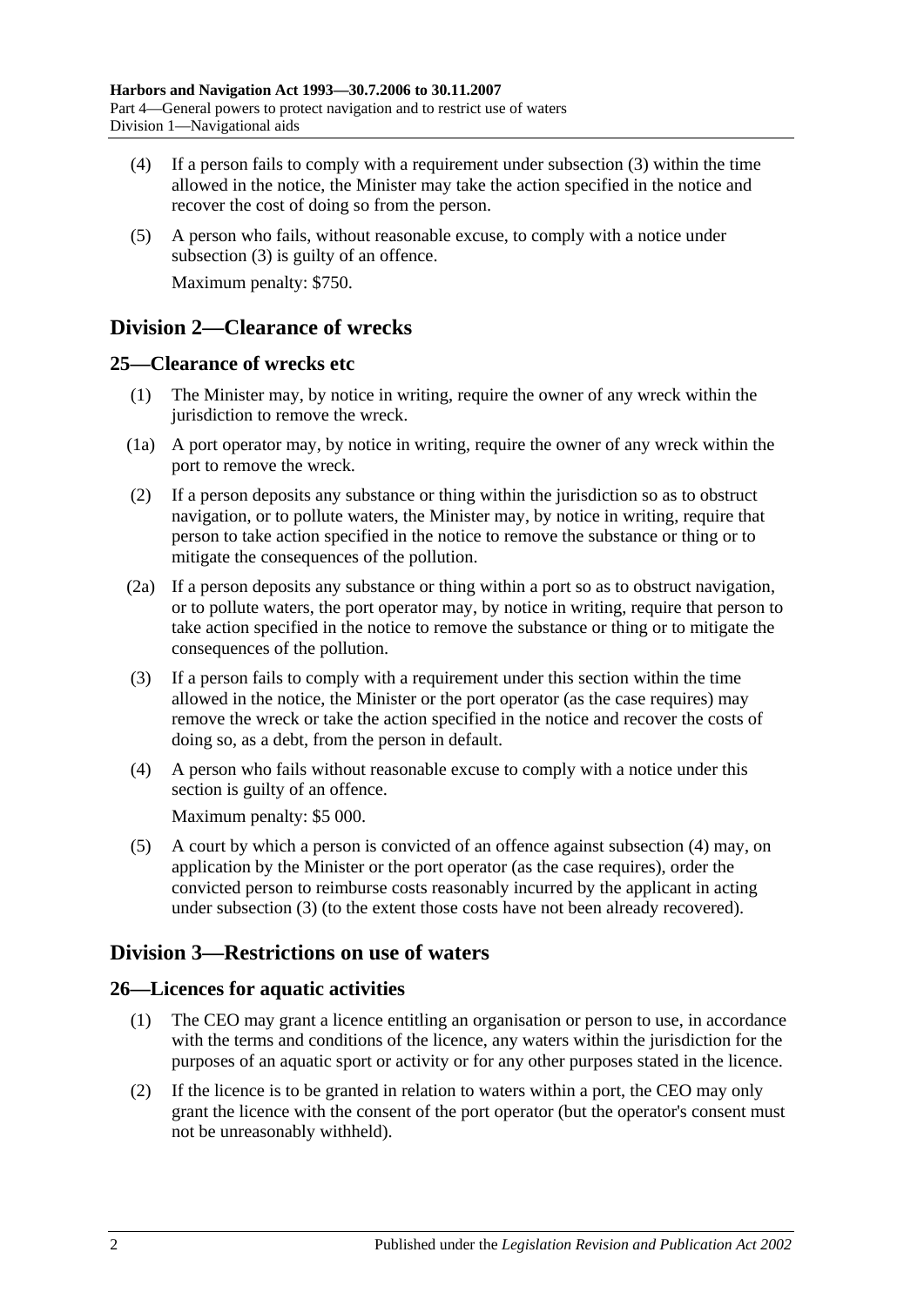(4) If a person fails to comply with a requirement under subsection (3) within the time allowed in the notice, the Minister may take the action specified in the notice and recover the cost of doing so from the person.

(5) A person who fails, without reasonable excuse, to comply with a notice under subsection (3) is guilty of an offence.

Maximum penalty: $750.

## Division 2—Clearance of wrecks

### 25—Clearance of wrecks etc

(1) The Minister may, by notice in writing, require the owner of any wreck within the jurisdiction to remove the wreck.

(1a) A port operator may, by notice in writing, require the owner of any wreck within the port to remove the wreck.

(2) If a person deposits any substance or thing within the jurisdiction so as to obstruct navigation, or to pollute waters, the Minister may, by notice in writing, require that person to take action specified in the notice to remove the substance or thing or to mitigate the consequences of the pollution.

(2a) If a person deposits any substance or thing within a port so as to obstruct navigation, or to pollute waters, the port operator may, by notice in writing, require that person to take action specified in the notice to remove the substance or thing or to mitigate the consequences of the pollution.

(3) If a person fails to comply with a requirement under this section within the time allowed in the notice, the Minister or the port operator (as the case requires) may remove the wreck or take the action specified in the notice and recover the costs of doing so, as a debt, from the person in default.

(4) A person who fails without reasonable excuse to comply with a notice under this section is guilty of an offence.

Maximum penalty: $5 000.

(5) A court by which a person is convicted of an offence against subsection (4) may, on application by the Minister or the port operator (as the case requires), order the convicted person to reimburse costs reasonably incurred by the applicant in acting under subsection (3) (to the extent those costs have not been already recovered).

## Division 3—Restrictions on use of waters

### 26—Licences for aquatic activities

(1) The CEO may grant a licence entitling an organisation or person to use, in accordance with the terms and conditions of the licence, any waters within the jurisdiction for the purposes of an aquatic sport or activity or for any other purposes stated in the licence.

(2) If the licence is to be granted in relation to waters within a port, the CEO may only grant the licence with the consent of the port operator (but the operator's consent must not be unreasonably withheld).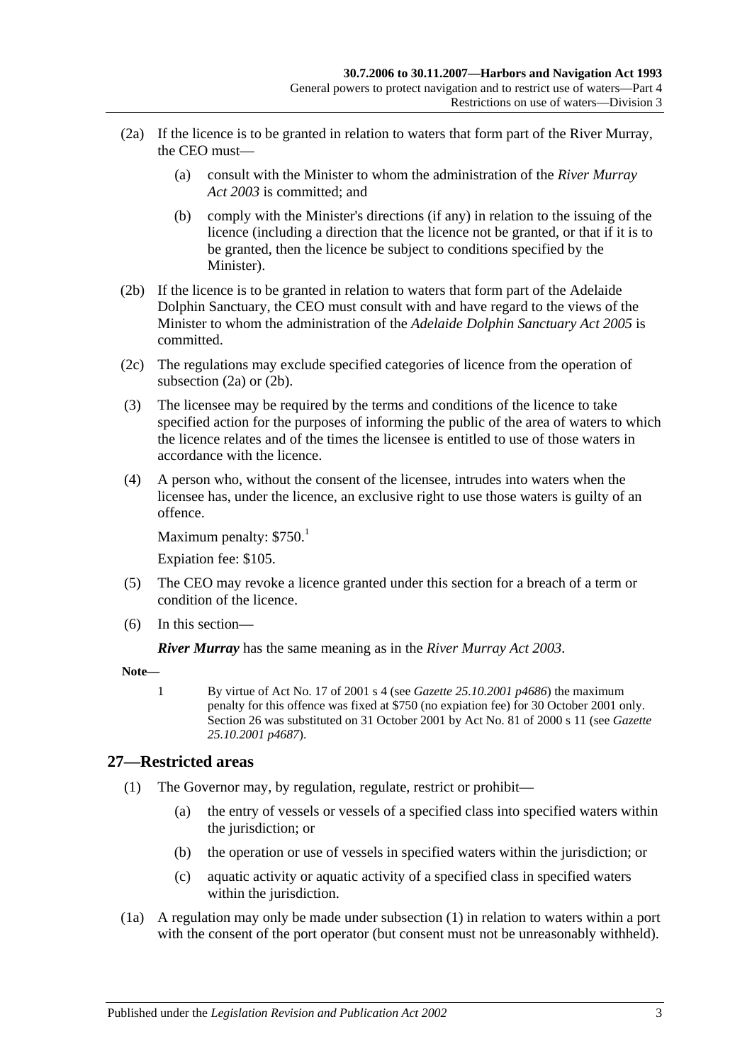(2a) If the licence is to be granted in relation to waters that form part of the River Murray, the CEO must—

(a) consult with the Minister to whom the administration of the *River Murray Act 2003* is committed; and

(b) comply with the Minister's directions (if any) in relation to the issuing of the licence (including a direction that the licence not be granted, or that if it is to be granted, then the licence be subject to conditions specified by the Minister).

(2b) If the licence is to be granted in relation to waters that form part of the Adelaide Dolphin Sanctuary, the CEO must consult with and have regard to the views of the Minister to whom the administration of the *Adelaide Dolphin Sanctuary Act 2005* is committed.

(2c) The regulations may exclude specified categories of licence from the operation of subsection (2a) or (2b).

(3) The licensee may be required by the terms and conditions of the licence to take specified action for the purposes of informing the public of the area of waters to which the licence relates and of the times the licensee is entitled to use of those waters in accordance with the licence.

(4) A person who, without the consent of the licensee, intrudes into waters when the licensee has, under the licence, an exclusive right to use those waters is guilty of an offence.

Maximum penalty: $750.[1]

Expiation fee: $105.

(5) The CEO may revoke a licence granted under this section for a breach of a term or condition of the licence.

(6) In this section—

***River Murray*** has the same meaning as in the *River Murray Act 2003*.

**Note—**

1 By virtue of Act No. 17 of 2001 s 4 (see *Gazette 25.10.2001 p4686*) the maximum penalty for this offence was fixed at $750 (no expiation fee) for 30 October 2001 only. Section 26 was substituted on 31 October 2001 by Act No. 81 of 2000 s 11 (see *Gazette 25.10.2001 p4687*).

## 27—Restricted areas

(1) The Governor may, by regulation, regulate, restrict or prohibit—

(a) the entry of vessels or vessels of a specified class into specified waters within the jurisdiction; or

(b) the operation or use of vessels in specified waters within the jurisdiction; or

(c) aquatic activity or aquatic activity of a specified class in specified waters within the jurisdiction.

(1a) A regulation may only be made under subsection (1) in relation to waters within a port with the consent of the port operator (but consent must not be unreasonably withheld).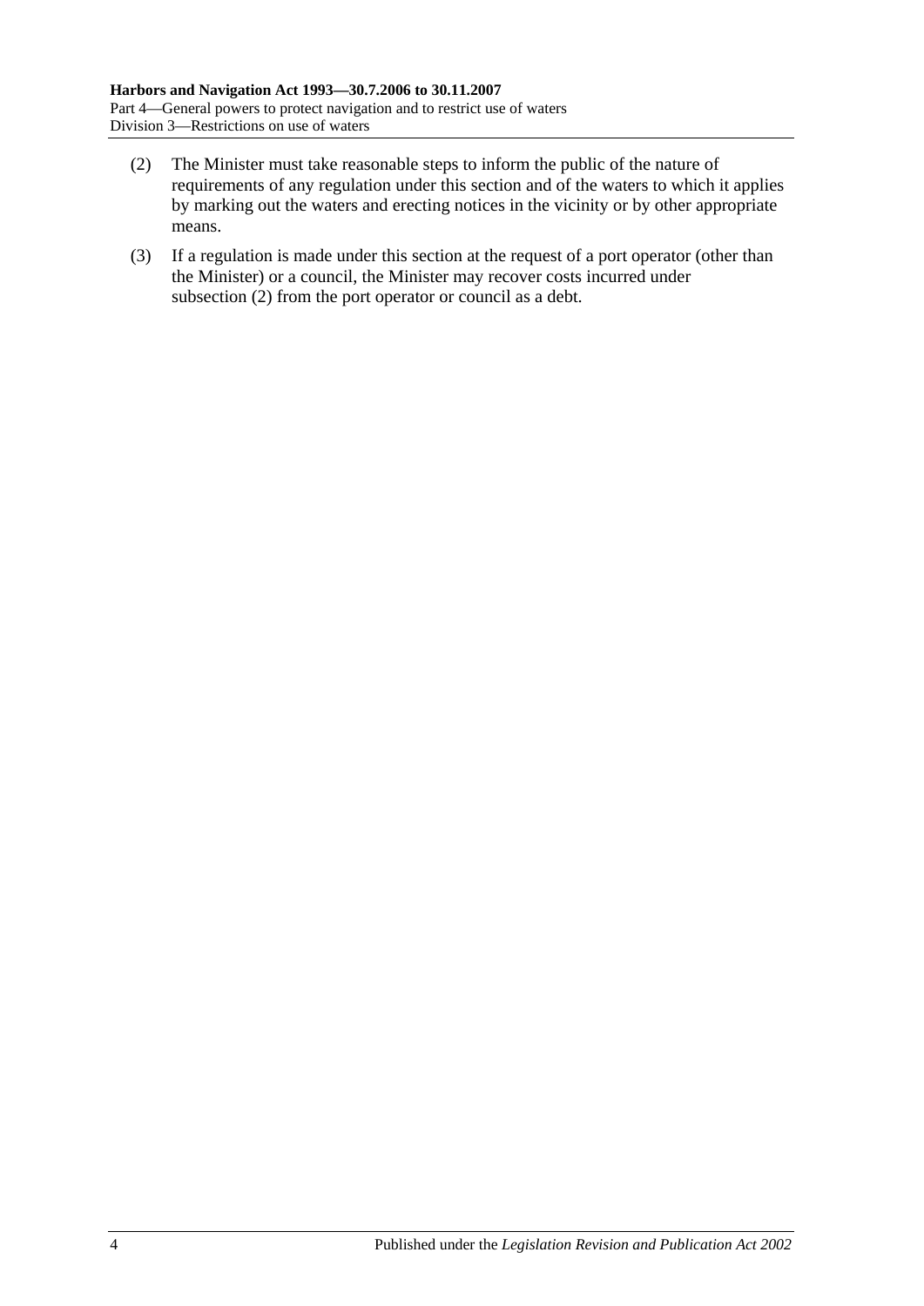(2) The Minister must take reasonable steps to inform the public of the nature of requirements of any regulation under this section and of the waters to which it applies by marking out the waters and erecting notices in the vicinity or by other appropriate means.

(3) If a regulation is made under this section at the request of a port operator (other than the Minister) or a council, the Minister may recover costs incurred under subsection (2) from the port operator or council as a debt.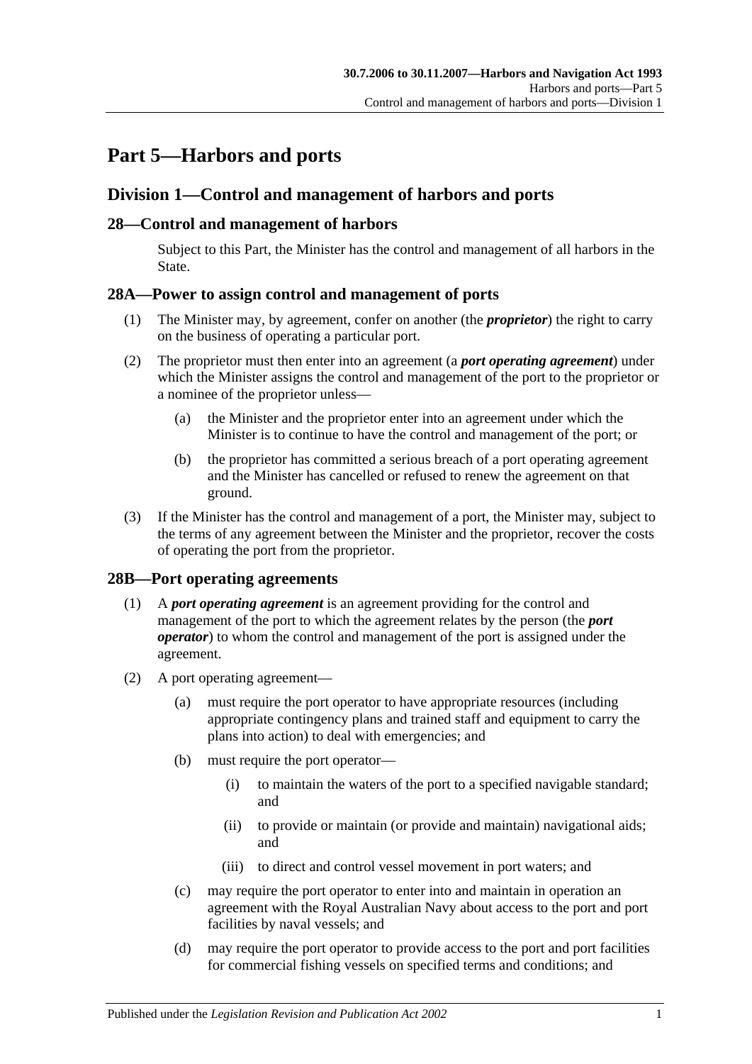# Part 5—Harbors and ports

## Division 1—Control and management of harbors and ports

### 28—Control and management of harbors

Subject to this Part, the Minister has the control and management of all harbors in the State.

### 28A—Power to assign control and management of ports

(1) The Minister may, by agreement, confer on another (the ***proprietor***) the right to carry on the business of operating a particular port.

(2) The proprietor must then enter into an agreement (a ***port operating agreement***) under which the Minister assigns the control and management of the port to the proprietor or a nominee of the proprietor unless—

(a) the Minister and the proprietor enter into an agreement under which the Minister is to continue to have the control and management of the port; or

(b) the proprietor has committed a serious breach of a port operating agreement and the Minister has cancelled or refused to renew the agreement on that ground.

(3) If the Minister has the control and management of a port, the Minister may, subject to the terms of any agreement between the Minister and the proprietor, recover the costs of operating the port from the proprietor.

### 28B—Port operating agreements

(1) A ***port operating agreement*** is an agreement providing for the control and management of the port to which the agreement relates by the person (the ***port operator***) to whom the control and management of the port is assigned under the agreement.

(2) A port operating agreement—

(a) must require the port operator to have appropriate resources (including appropriate contingency plans and trained staff and equipment to carry the plans into action) to deal with emergencies; and

(b) must require the port operator—

(i) to maintain the waters of the port to a specified navigable standard; and

(ii) to provide or maintain (or provide and maintain) navigational aids; and

(iii) to direct and control vessel movement in port waters; and

(c) may require the port operator to enter into and maintain in operation an agreement with the Royal Australian Navy about access to the port and port facilities by naval vessels; and

(d) may require the port operator to provide access to the port and port facilities for commercial fishing vessels on specified terms and conditions; and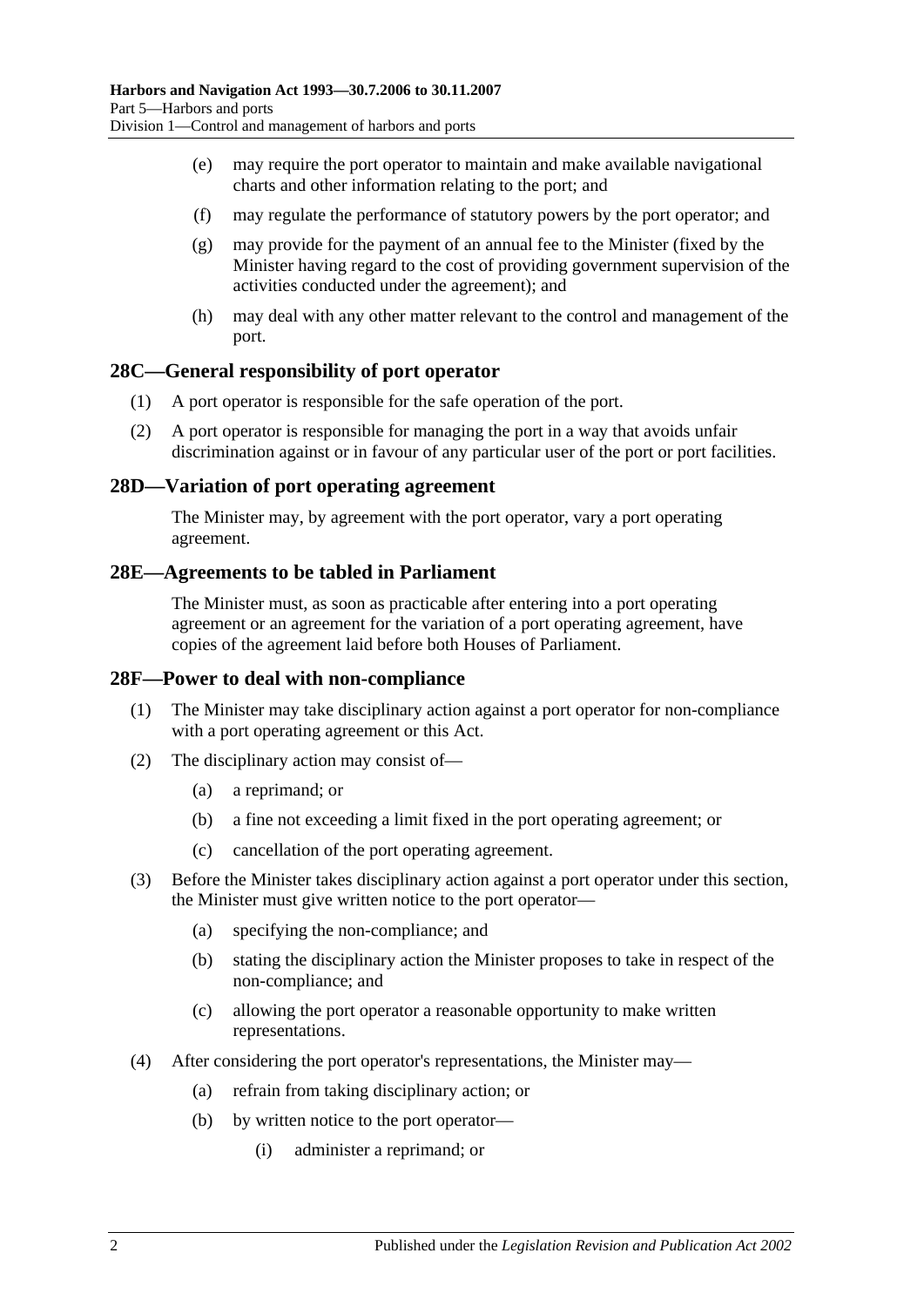(e) may require the port operator to maintain and make available navigational charts and other information relating to the port; and

(f) may regulate the performance of statutory powers by the port operator; and

(g) may provide for the payment of an annual fee to the Minister (fixed by the Minister having regard to the cost of providing government supervision of the activities conducted under the agreement); and

(h) may deal with any other matter relevant to the control and management of the port.

## 28C—General responsibility of port operator

(1) A port operator is responsible for the safe operation of the port.

(2) A port operator is responsible for managing the port in a way that avoids unfair discrimination against or in favour of any particular user of the port or port facilities.

## 28D—Variation of port operating agreement

The Minister may, by agreement with the port operator, vary a port operating agreement.

## 28E—Agreements to be tabled in Parliament

The Minister must, as soon as practicable after entering into a port operating agreement or an agreement for the variation of a port operating agreement, have copies of the agreement laid before both Houses of Parliament.

## 28F—Power to deal with non-compliance

(1) The Minister may take disciplinary action against a port operator for non-compliance with a port operating agreement or this Act.

(2) The disciplinary action may consist of—

(a) a reprimand; or

(b) a fine not exceeding a limit fixed in the port operating agreement; or

(c) cancellation of the port operating agreement.

(3) Before the Minister takes disciplinary action against a port operator under this section, the Minister must give written notice to the port operator—

(a) specifying the non-compliance; and

(b) stating the disciplinary action the Minister proposes to take in respect of the non-compliance; and

(c) allowing the port operator a reasonable opportunity to make written representations.

(4) After considering the port operator's representations, the Minister may—

(a) refrain from taking disciplinary action; or

(b) by written notice to the port operator—

(i) administer a reprimand; or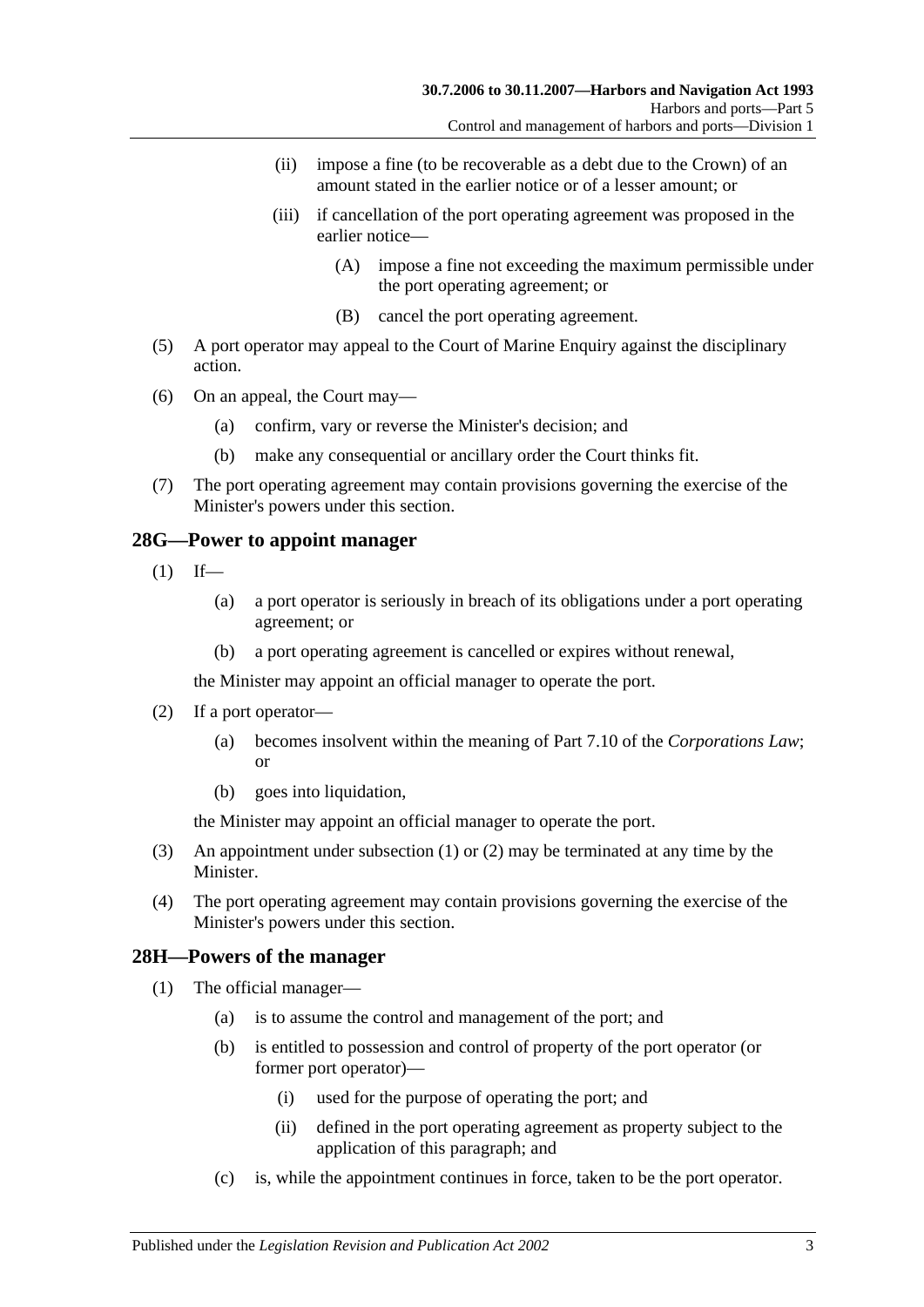(ii) impose a fine (to be recoverable as a debt due to the Crown) of an amount stated in the earlier notice or of a lesser amount; or

(iii) if cancellation of the port operating agreement was proposed in the earlier notice—

(A) impose a fine not exceeding the maximum permissible under the port operating agreement; or

(B) cancel the port operating agreement.

(5) A port operator may appeal to the Court of Marine Enquiry against the disciplinary action.

(6) On an appeal, the Court may—

(a) confirm, vary or reverse the Minister's decision; and

(b) make any consequential or ancillary order the Court thinks fit.

(7) The port operating agreement may contain provisions governing the exercise of the Minister's powers under this section.

## 28G—Power to appoint manager

(1) If—

(a) a port operator is seriously in breach of its obligations under a port operating agreement; or

(b) a port operating agreement is cancelled or expires without renewal,

the Minister may appoint an official manager to operate the port.

(2) If a port operator—

(a) becomes insolvent within the meaning of Part 7.10 of the *Corporations Law*; or

(b) goes into liquidation,

the Minister may appoint an official manager to operate the port.

(3) An appointment under subsection (1) or (2) may be terminated at any time by the Minister.

(4) The port operating agreement may contain provisions governing the exercise of the Minister's powers under this section.

## 28H—Powers of the manager

(1) The official manager—

(a) is to assume the control and management of the port; and

(b) is entitled to possession and control of property of the port operator (or former port operator)—

(i) used for the purpose of operating the port; and

(ii) defined in the port operating agreement as property subject to the application of this paragraph; and

(c) is, while the appointment continues in force, taken to be the port operator.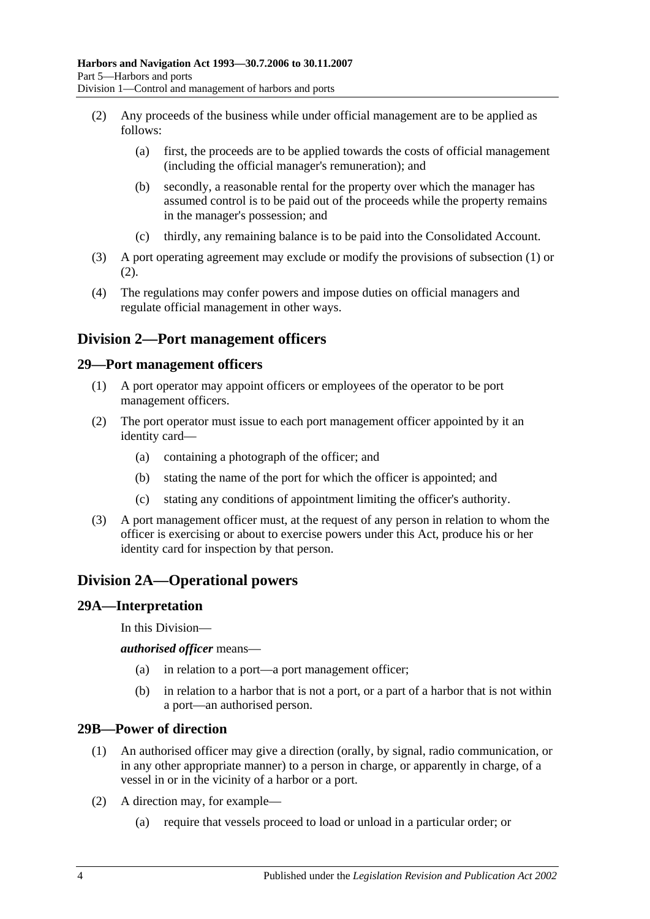(2) Any proceeds of the business while under official management are to be applied as follows:

(a) first, the proceeds are to be applied towards the costs of official management (including the official manager's remuneration); and

(b) secondly, a reasonable rental for the property over which the manager has assumed control is to be paid out of the proceeds while the property remains in the manager's possession; and

(c) thirdly, any remaining balance is to be paid into the Consolidated Account.

(3) A port operating agreement may exclude or modify the provisions of subsection (1) or (2).

(4) The regulations may confer powers and impose duties on official managers and regulate official management in other ways.

## Division 2—Port management officers

### 29—Port management officers

(1) A port operator may appoint officers or employees of the operator to be port management officers.

(2) The port operator must issue to each port management officer appointed by it an identity card—

(a) containing a photograph of the officer; and

(b) stating the name of the port for which the officer is appointed; and

(c) stating any conditions of appointment limiting the officer's authority.

(3) A port management officer must, at the request of any person in relation to whom the officer is exercising or about to exercise powers under this Act, produce his or her identity card for inspection by that person.

## Division 2A—Operational powers

### 29A—Interpretation

In this Division—

***authorised officer*** means—

(a) in relation to a port—a port management officer;

(b) in relation to a harbor that is not a port, or a part of a harbor that is not within a port—an authorised person.

### 29B—Power of direction

(1) An authorised officer may give a direction (orally, by signal, radio communication, or in any other appropriate manner) to a person in charge, or apparently in charge, of a vessel in or in the vicinity of a harbor or a port.

(2) A direction may, for example—

(a) require that vessels proceed to load or unload in a particular order; or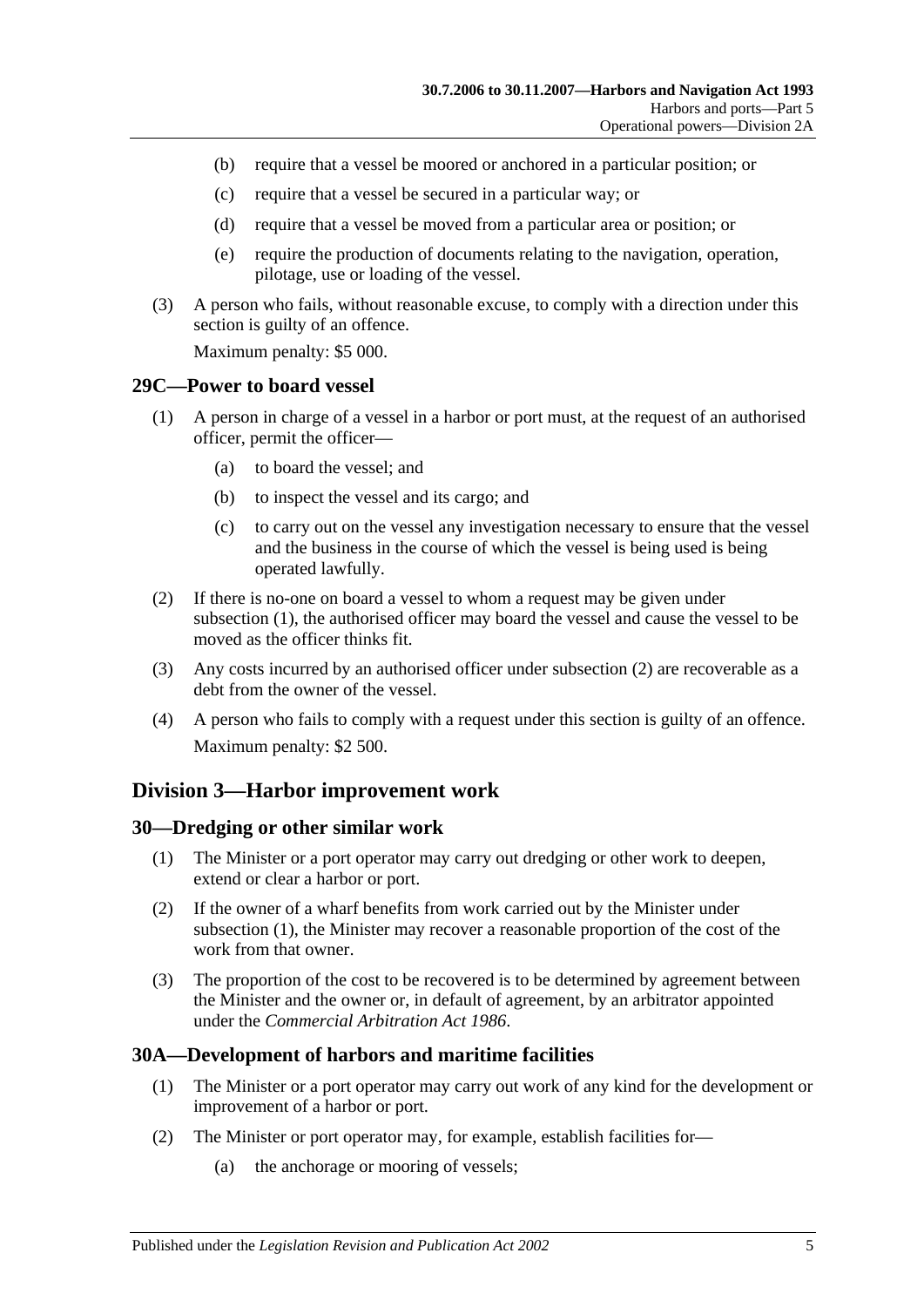(b) require that a vessel be moored or anchored in a particular position; or

(c) require that a vessel be secured in a particular way; or

(d) require that a vessel be moved from a particular area or position; or

(e) require the production of documents relating to the navigation, operation, pilotage, use or loading of the vessel.

(3) A person who fails, without reasonable excuse, to comply with a direction under this section is guilty of an offence.

Maximum penalty: $5 000.

### 29C—Power to board vessel

(1) A person in charge of a vessel in a harbor or port must, at the request of an authorised officer, permit the officer—

(a) to board the vessel; and

(b) to inspect the vessel and its cargo; and

(c) to carry out on the vessel any investigation necessary to ensure that the vessel and the business in the course of which the vessel is being used is being operated lawfully.

(2) If there is no-one on board a vessel to whom a request may be given under subsection (1), the authorised officer may board the vessel and cause the vessel to be moved as the officer thinks fit.

(3) Any costs incurred by an authorised officer under subsection (2) are recoverable as a debt from the owner of the vessel.

(4) A person who fails to comply with a request under this section is guilty of an offence.

Maximum penalty: $2 500.

## Division 3—Harbor improvement work

### 30—Dredging or other similar work

(1) The Minister or a port operator may carry out dredging or other work to deepen, extend or clear a harbor or port.

(2) If the owner of a wharf benefits from work carried out by the Minister under subsection (1), the Minister may recover a reasonable proportion of the cost of the work from that owner.

(3) The proportion of the cost to be recovered is to be determined by agreement between the Minister and the owner or, in default of agreement, by an arbitrator appointed under the *Commercial Arbitration Act 1986*.

### 30A—Development of harbors and maritime facilities

(1) The Minister or a port operator may carry out work of any kind for the development or improvement of a harbor or port.

(2) The Minister or port operator may, for example, establish facilities for—

(a) the anchorage or mooring of vessels;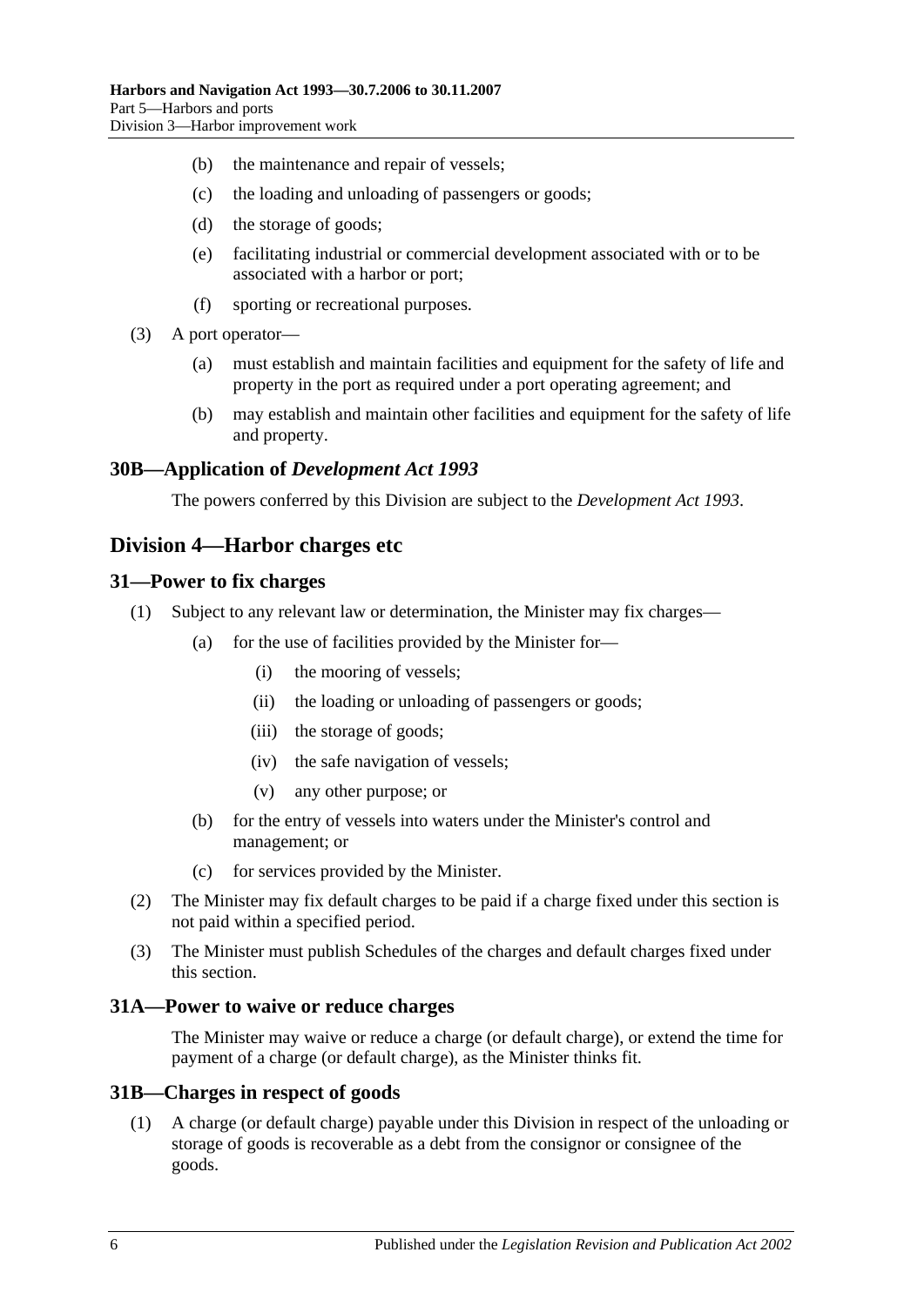(b) the maintenance and repair of vessels;

(c) the loading and unloading of passengers or goods;

(d) the storage of goods;

(e) facilitating industrial or commercial development associated with or to be associated with a harbor or port;

(f) sporting or recreational purposes.

(3) A port operator—

(a) must establish and maintain facilities and equipment for the safety of life and property in the port as required under a port operating agreement; and

(b) may establish and maintain other facilities and equipment for the safety of life and property.

### 30B—Application of *Development Act 1993*

The powers conferred by this Division are subject to the *Development Act 1993*.

## Division 4—Harbor charges etc

### 31—Power to fix charges

(1) Subject to any relevant law or determination, the Minister may fix charges—

(a) for the use of facilities provided by the Minister for—

(i) the mooring of vessels;

(ii) the loading or unloading of passengers or goods;

(iii) the storage of goods;

(iv) the safe navigation of vessels;

(v) any other purpose; or

(b) for the entry of vessels into waters under the Minister's control and management; or

(c) for services provided by the Minister.

(2) The Minister may fix default charges to be paid if a charge fixed under this section is not paid within a specified period.

(3) The Minister must publish Schedules of the charges and default charges fixed under this section.

### 31A—Power to waive or reduce charges

The Minister may waive or reduce a charge (or default charge), or extend the time for payment of a charge (or default charge), as the Minister thinks fit.

### 31B—Charges in respect of goods

(1) A charge (or default charge) payable under this Division in respect of the unloading or storage of goods is recoverable as a debt from the consignor or consignee of the goods.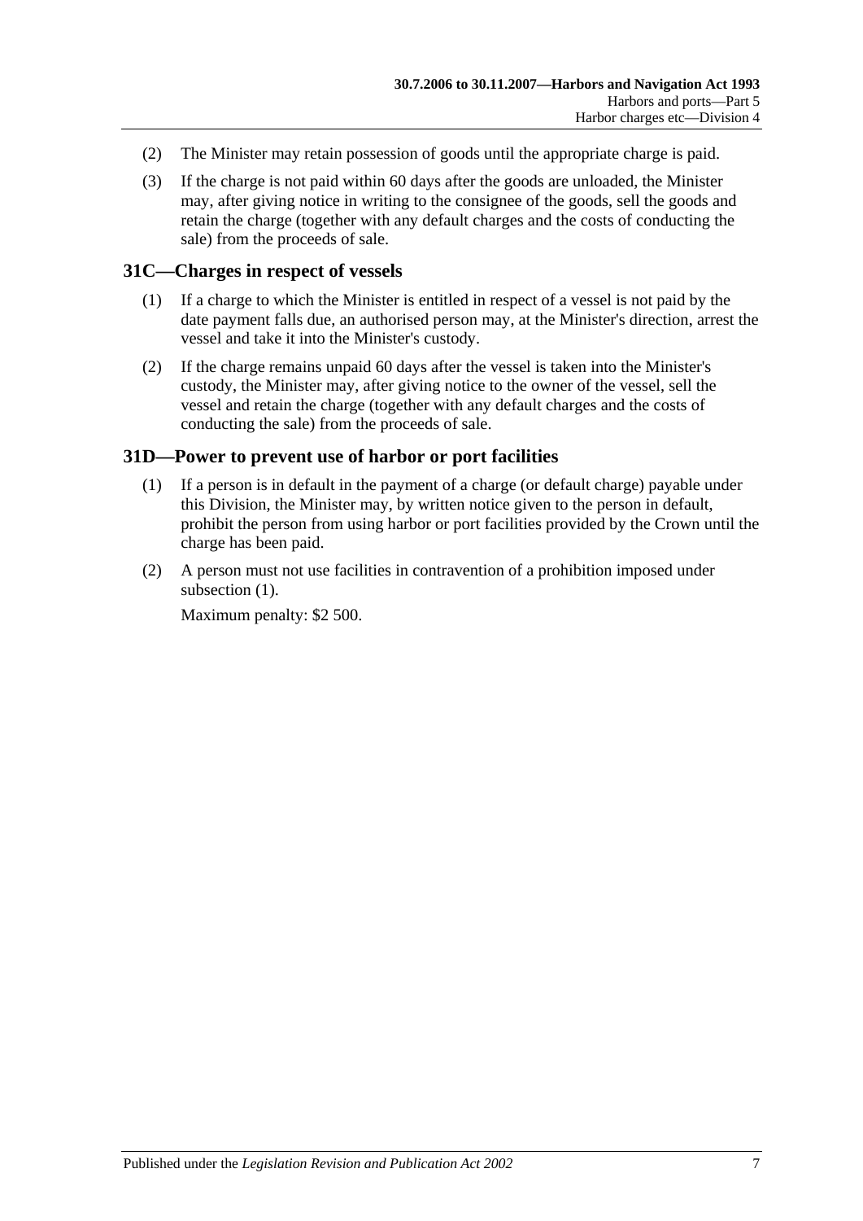(2) The Minister may retain possession of goods until the appropriate charge is paid.

(3) If the charge is not paid within 60 days after the goods are unloaded, the Minister may, after giving notice in writing to the consignee of the goods, sell the goods and retain the charge (together with any default charges and the costs of conducting the sale) from the proceeds of sale.

## 31C—Charges in respect of vessels

(1) If a charge to which the Minister is entitled in respect of a vessel is not paid by the date payment falls due, an authorised person may, at the Minister's direction, arrest the vessel and take it into the Minister's custody.

(2) If the charge remains unpaid 60 days after the vessel is taken into the Minister's custody, the Minister may, after giving notice to the owner of the vessel, sell the vessel and retain the charge (together with any default charges and the costs of conducting the sale) from the proceeds of sale.

## 31D—Power to prevent use of harbor or port facilities

(1) If a person is in default in the payment of a charge (or default charge) payable under this Division, the Minister may, by written notice given to the person in default, prohibit the person from using harbor or port facilities provided by the Crown until the charge has been paid.

(2) A person must not use facilities in contravention of a prohibition imposed under subsection (1).

Maximum penalty: $2 500.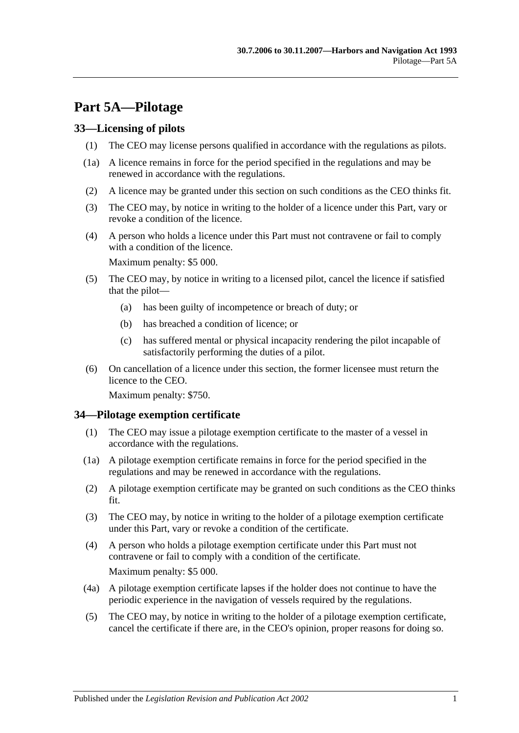# Part 5A—Pilotage

## 33—Licensing of pilots

(1) The CEO may license persons qualified in accordance with the regulations as pilots.

(1a) A licence remains in force for the period specified in the regulations and may be renewed in accordance with the regulations.

(2) A licence may be granted under this section on such conditions as the CEO thinks fit.

(3) The CEO may, by notice in writing to the holder of a licence under this Part, vary or revoke a condition of the licence.

(4) A person who holds a licence under this Part must not contravene or fail to comply with a condition of the licence.

Maximum penalty: $5 000.

(5) The CEO may, by notice in writing to a licensed pilot, cancel the licence if satisfied that the pilot—

(a) has been guilty of incompetence or breach of duty; or

(b) has breached a condition of licence; or

(c) has suffered mental or physical incapacity rendering the pilot incapable of satisfactorily performing the duties of a pilot.

(6) On cancellation of a licence under this section, the former licensee must return the licence to the CEO.

Maximum penalty: $750.

## 34—Pilotage exemption certificate

(1) The CEO may issue a pilotage exemption certificate to the master of a vessel in accordance with the regulations.

(1a) A pilotage exemption certificate remains in force for the period specified in the regulations and may be renewed in accordance with the regulations.

(2) A pilotage exemption certificate may be granted on such conditions as the CEO thinks fit.

(3) The CEO may, by notice in writing to the holder of a pilotage exemption certificate under this Part, vary or revoke a condition of the certificate.

(4) A person who holds a pilotage exemption certificate under this Part must not contravene or fail to comply with a condition of the certificate.

Maximum penalty: $5 000.

(4a) A pilotage exemption certificate lapses if the holder does not continue to have the periodic experience in the navigation of vessels required by the regulations.

(5) The CEO may, by notice in writing to the holder of a pilotage exemption certificate, cancel the certificate if there are, in the CEO's opinion, proper reasons for doing so.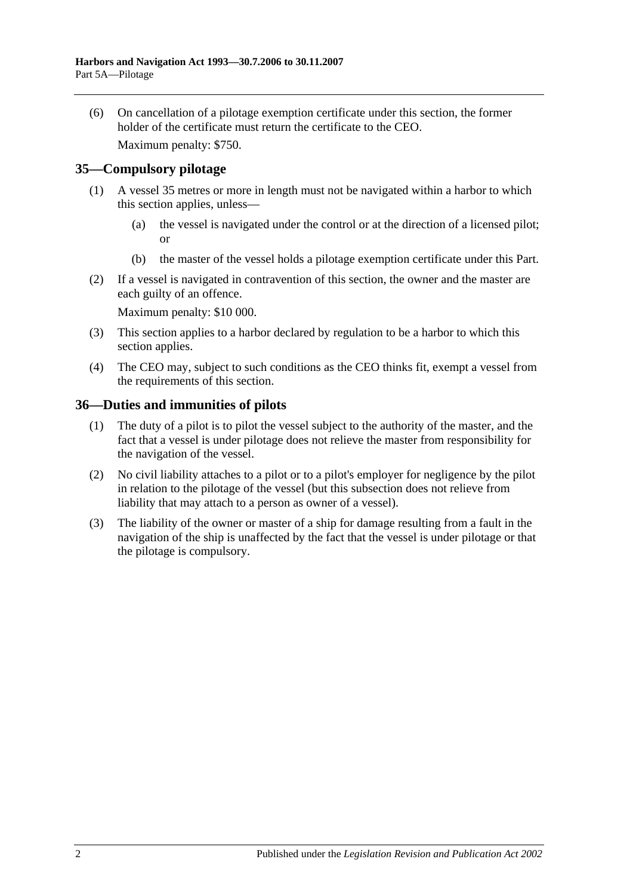(6) On cancellation of a pilotage exemption certificate under this section, the former holder of the certificate must return the certificate to the CEO.

Maximum penalty: $750.

## 35—Compulsory pilotage

(1) A vessel 35 metres or more in length must not be navigated within a harbor to which this section applies, unless—

(a) the vessel is navigated under the control or at the direction of a licensed pilot; or

(b) the master of the vessel holds a pilotage exemption certificate under this Part.

(2) If a vessel is navigated in contravention of this section, the owner and the master are each guilty of an offence.

Maximum penalty: $10 000.

(3) This section applies to a harbor declared by regulation to be a harbor to which this section applies.

(4) The CEO may, subject to such conditions as the CEO thinks fit, exempt a vessel from the requirements of this section.

## 36—Duties and immunities of pilots

(1) The duty of a pilot is to pilot the vessel subject to the authority of the master, and the fact that a vessel is under pilotage does not relieve the master from responsibility for the navigation of the vessel.

(2) No civil liability attaches to a pilot or to a pilot's employer for negligence by the pilot in relation to the pilotage of the vessel (but this subsection does not relieve from liability that may attach to a person as owner of a vessel).

(3) The liability of the owner or master of a ship for damage resulting from a fault in the navigation of the ship is unaffected by the fact that the vessel is under pilotage or that the pilotage is compulsory.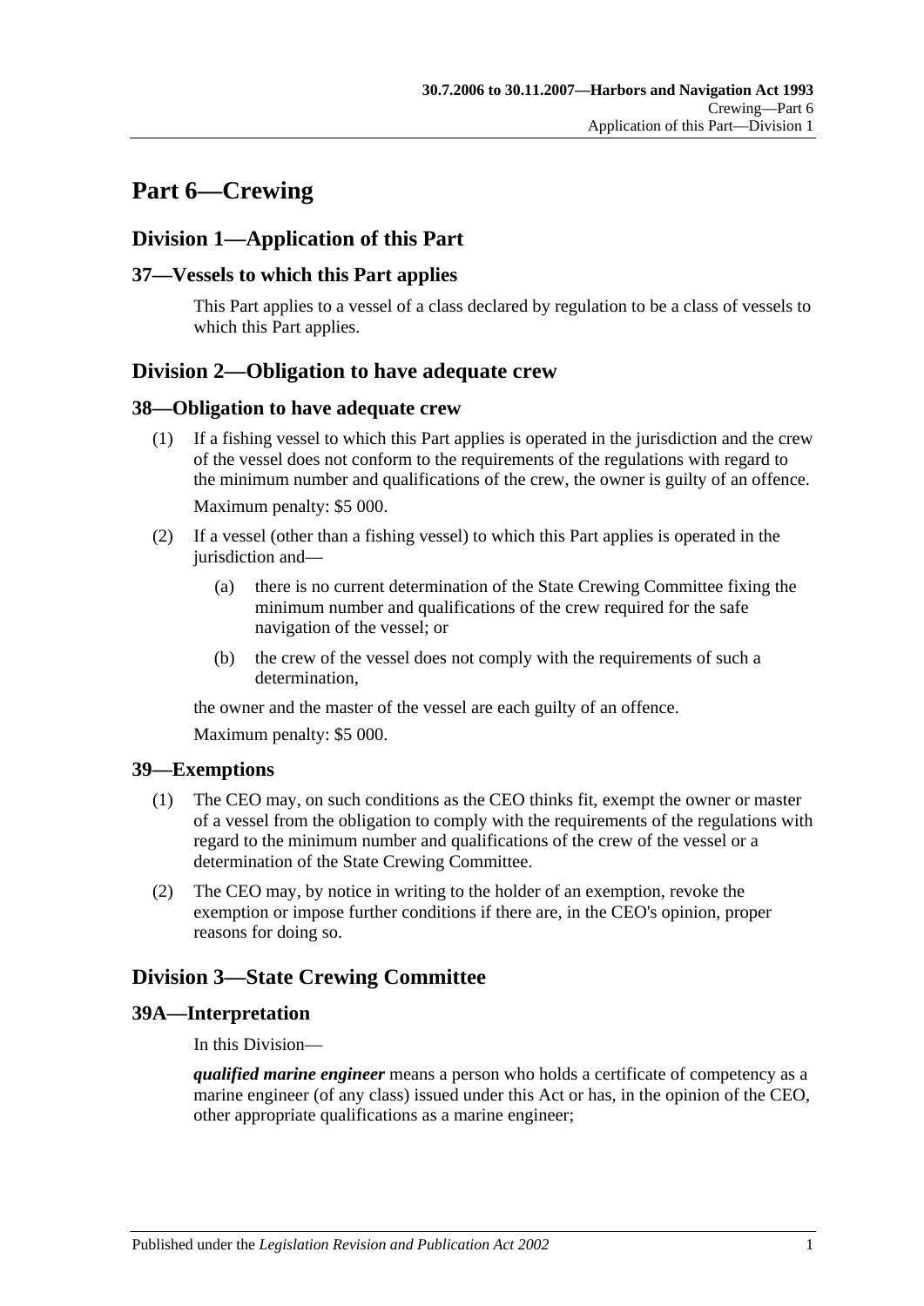# Part 6—Crewing

## Division 1—Application of this Part

### 37—Vessels to which this Part applies

This Part applies to a vessel of a class declared by regulation to be a class of vessels to which this Part applies.

## Division 2—Obligation to have adequate crew

### 38—Obligation to have adequate crew

(1) If a fishing vessel to which this Part applies is operated in the jurisdiction and the crew of the vessel does not conform to the requirements of the regulations with regard to the minimum number and qualifications of the crew, the owner is guilty of an offence.

Maximum penalty: $5 000.

(2) If a vessel (other than a fishing vessel) to which this Part applies is operated in the jurisdiction and—

(a) there is no current determination of the State Crewing Committee fixing the minimum number and qualifications of the crew required for the safe navigation of the vessel; or

(b) the crew of the vessel does not comply with the requirements of such a determination,

the owner and the master of the vessel are each guilty of an offence.

Maximum penalty: $5 000.

### 39—Exemptions

(1) The CEO may, on such conditions as the CEO thinks fit, exempt the owner or master of a vessel from the obligation to comply with the requirements of the regulations with regard to the minimum number and qualifications of the crew of the vessel or a determination of the State Crewing Committee.

(2) The CEO may, by notice in writing to the holder of an exemption, revoke the exemption or impose further conditions if there are, in the CEO's opinion, proper reasons for doing so.

## Division 3—State Crewing Committee

### 39A—Interpretation

In this Division—

***qualified marine engineer*** means a person who holds a certificate of competency as a marine engineer (of any class) issued under this Act or has, in the opinion of the CEO, other appropriate qualifications as a marine engineer;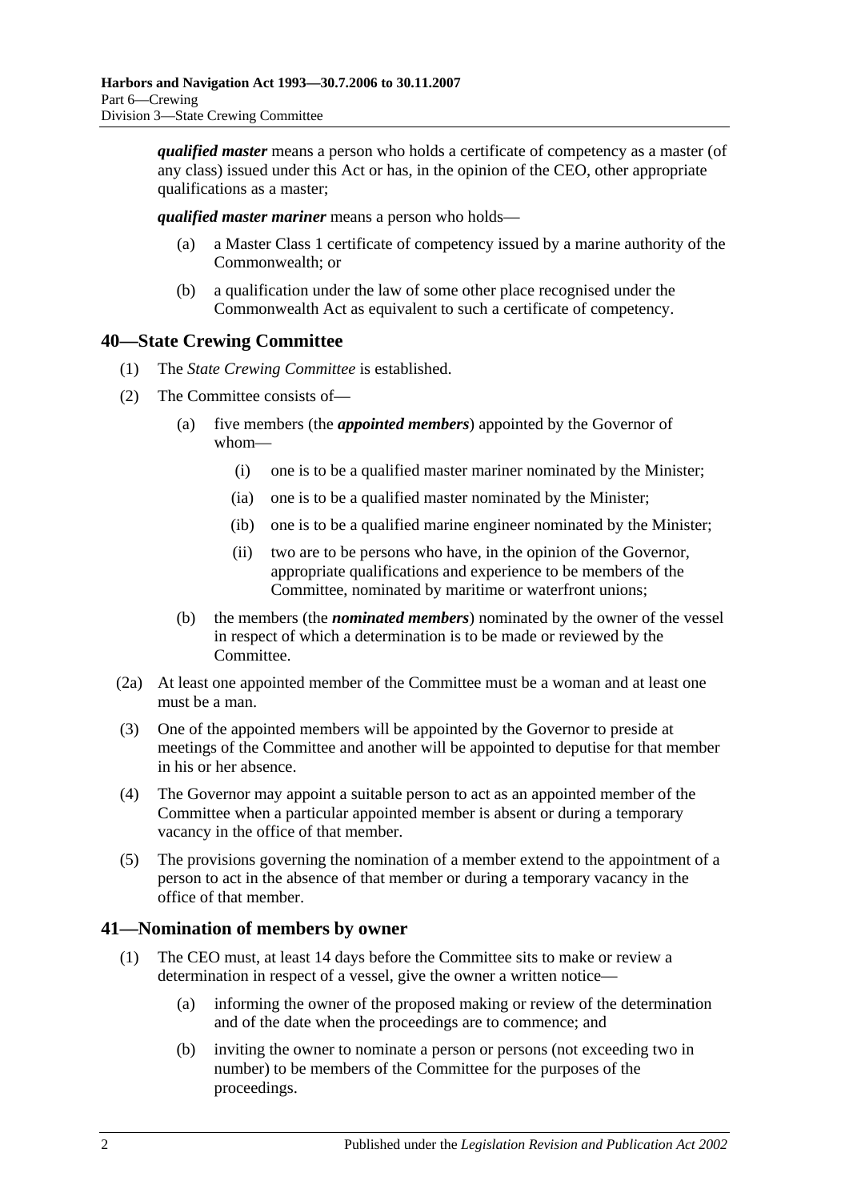***qualified master*** means a person who holds a certificate of competency as a master (of any class) issued under this Act or has, in the opinion of the CEO, other appropriate qualifications as a master;

***qualified master mariner*** means a person who holds—

- (a) a Master Class 1 certificate of competency issued by a marine authority of the Commonwealth; or
- (b) a qualification under the law of some other place recognised under the Commonwealth Act as equivalent to such a certificate of competency.

## 40—State Crewing Committee

(1) The *State Crewing Committee* is established.

(2) The Committee consists of—

- (a) five members (the ***appointed members***) appointed by the Governor of whom—
  - (i) one is to be a qualified master mariner nominated by the Minister;
  - (ia) one is to be a qualified master nominated by the Minister;
  - (ib) one is to be a qualified marine engineer nominated by the Minister;
  - (ii) two are to be persons who have, in the opinion of the Governor, appropriate qualifications and experience to be members of the Committee, nominated by maritime or waterfront unions;
- (b) the members (the ***nominated members***) nominated by the owner of the vessel in respect of which a determination is to be made or reviewed by the Committee.

(2a) At least one appointed member of the Committee must be a woman and at least one must be a man.

(3) One of the appointed members will be appointed by the Governor to preside at meetings of the Committee and another will be appointed to deputise for that member in his or her absence.

(4) The Governor may appoint a suitable person to act as an appointed member of the Committee when a particular appointed member is absent or during a temporary vacancy in the office of that member.

(5) The provisions governing the nomination of a member extend to the appointment of a person to act in the absence of that member or during a temporary vacancy in the office of that member.

## 41—Nomination of members by owner

(1) The CEO must, at least 14 days before the Committee sits to make or review a determination in respect of a vessel, give the owner a written notice—

- (a) informing the owner of the proposed making or review of the determination and of the date when the proceedings are to commence; and
- (b) inviting the owner to nominate a person or persons (not exceeding two in number) to be members of the Committee for the purposes of the proceedings.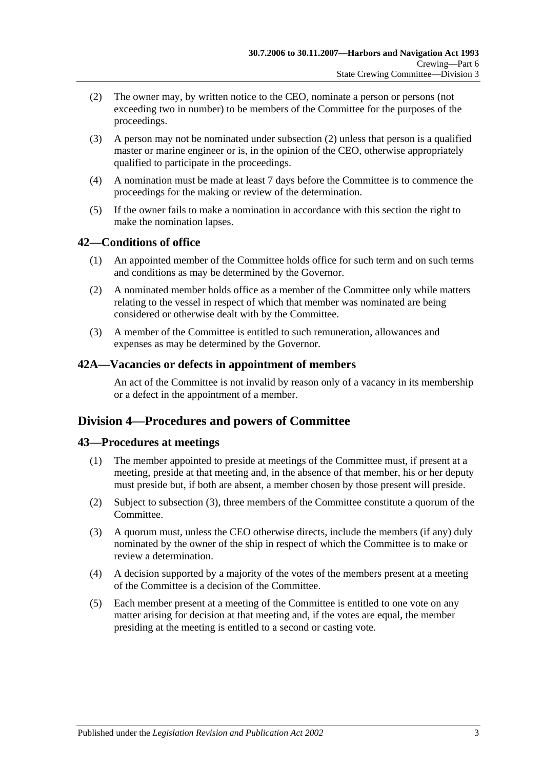(2) The owner may, by written notice to the CEO, nominate a person or persons (not exceeding two in number) to be members of the Committee for the purposes of the proceedings.

(3) A person may not be nominated under subsection (2) unless that person is a qualified master or marine engineer or is, in the opinion of the CEO, otherwise appropriately qualified to participate in the proceedings.

(4) A nomination must be made at least 7 days before the Committee is to commence the proceedings for the making or review of the determination.

(5) If the owner fails to make a nomination in accordance with this section the right to make the nomination lapses.

## 42—Conditions of office

(1) An appointed member of the Committee holds office for such term and on such terms and conditions as may be determined by the Governor.

(2) A nominated member holds office as a member of the Committee only while matters relating to the vessel in respect of which that member was nominated are being considered or otherwise dealt with by the Committee.

(3) A member of the Committee is entitled to such remuneration, allowances and expenses as may be determined by the Governor.

## 42A—Vacancies or defects in appointment of members

An act of the Committee is not invalid by reason only of a vacancy in its membership or a defect in the appointment of a member.

# Division 4—Procedures and powers of Committee

## 43—Procedures at meetings

(1) The member appointed to preside at meetings of the Committee must, if present at a meeting, preside at that meeting and, in the absence of that member, his or her deputy must preside but, if both are absent, a member chosen by those present will preside.

(2) Subject to subsection (3), three members of the Committee constitute a quorum of the Committee.

(3) A quorum must, unless the CEO otherwise directs, include the members (if any) duly nominated by the owner of the ship in respect of which the Committee is to make or review a determination.

(4) A decision supported by a majority of the votes of the members present at a meeting of the Committee is a decision of the Committee.

(5) Each member present at a meeting of the Committee is entitled to one vote on any matter arising for decision at that meeting and, if the votes are equal, the member presiding at the meeting is entitled to a second or casting vote.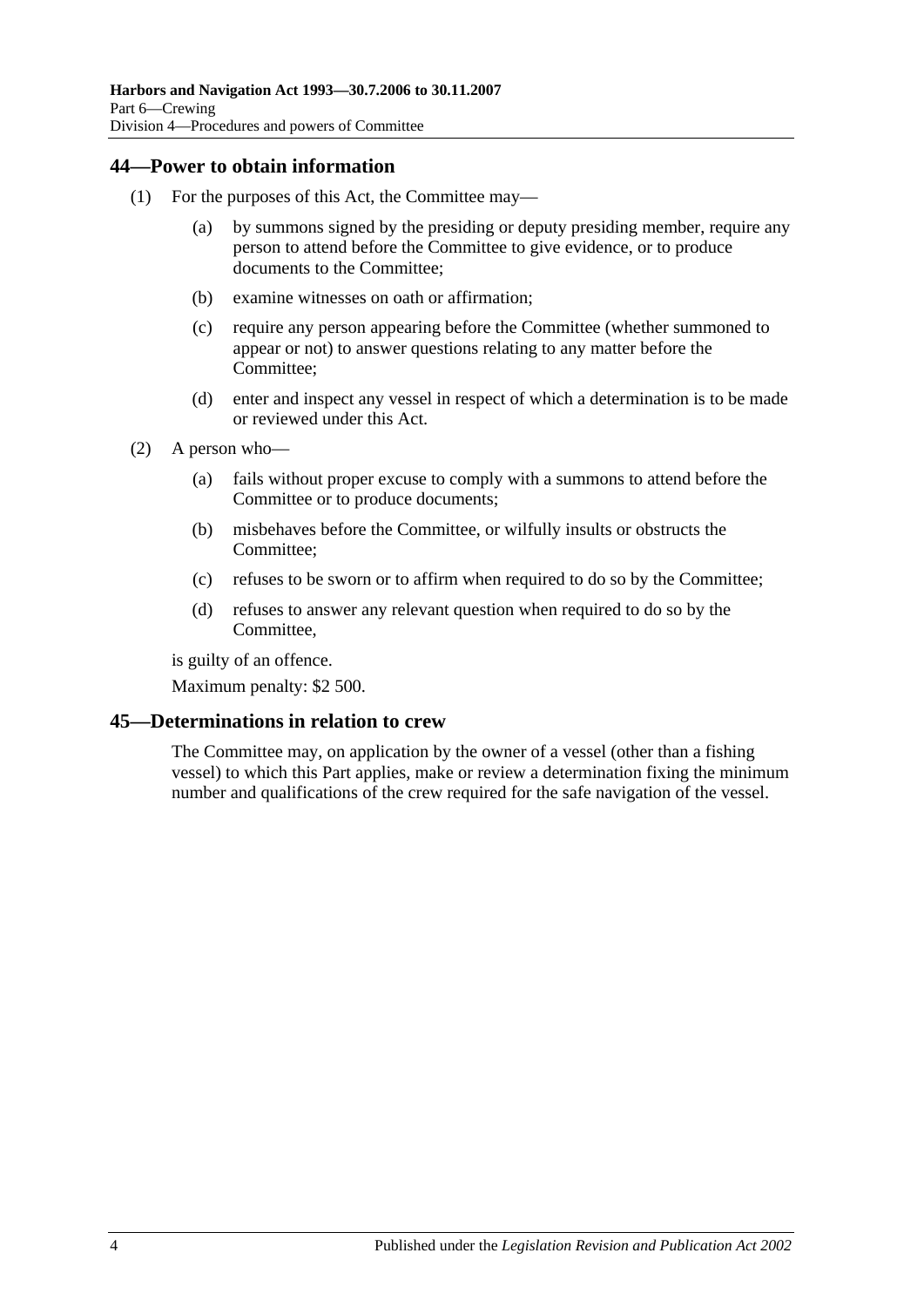## 44—Power to obtain information

(1) For the purposes of this Act, the Committee may—

(a) by summons signed by the presiding or deputy presiding member, require any person to attend before the Committee to give evidence, or to produce documents to the Committee;

(b) examine witnesses on oath or affirmation;

(c) require any person appearing before the Committee (whether summoned to appear or not) to answer questions relating to any matter before the Committee;

(d) enter and inspect any vessel in respect of which a determination is to be made or reviewed under this Act.

(2) A person who—

(a) fails without proper excuse to comply with a summons to attend before the Committee or to produce documents;

(b) misbehaves before the Committee, or wilfully insults or obstructs the Committee;

(c) refuses to be sworn or to affirm when required to do so by the Committee;

(d) refuses to answer any relevant question when required to do so by the Committee,

is guilty of an offence.

Maximum penalty: $2 500.

## 45—Determinations in relation to crew

The Committee may, on application by the owner of a vessel (other than a fishing vessel) to which this Part applies, make or review a determination fixing the minimum number and qualifications of the crew required for the safe navigation of the vessel.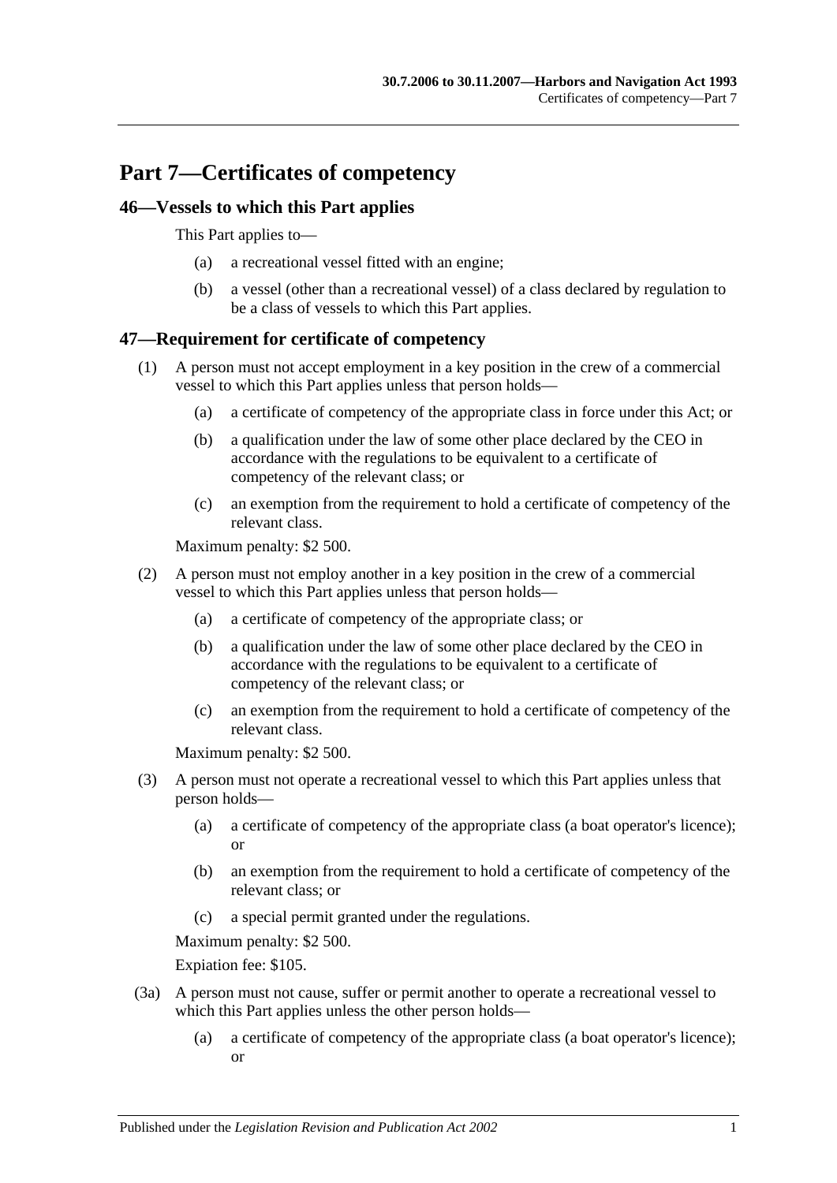# Part 7—Certificates of competency

## 46—Vessels to which this Part applies

This Part applies to—

(a) a recreational vessel fitted with an engine;

(b) a vessel (other than a recreational vessel) of a class declared by regulation to be a class of vessels to which this Part applies.

## 47—Requirement for certificate of competency

(1) A person must not accept employment in a key position in the crew of a commercial vessel to which this Part applies unless that person holds—

(a) a certificate of competency of the appropriate class in force under this Act; or

(b) a qualification under the law of some other place declared by the CEO in accordance with the regulations to be equivalent to a certificate of competency of the relevant class; or

(c) an exemption from the requirement to hold a certificate of competency of the relevant class.

Maximum penalty: $2 500.

(2) A person must not employ another in a key position in the crew of a commercial vessel to which this Part applies unless that person holds—

(a) a certificate of competency of the appropriate class; or

(b) a qualification under the law of some other place declared by the CEO in accordance with the regulations to be equivalent to a certificate of competency of the relevant class; or

(c) an exemption from the requirement to hold a certificate of competency of the relevant class.

Maximum penalty: $2 500.

(3) A person must not operate a recreational vessel to which this Part applies unless that person holds—

(a) a certificate of competency of the appropriate class (a boat operator's licence); or

(b) an exemption from the requirement to hold a certificate of competency of the relevant class; or

(c) a special permit granted under the regulations.

Maximum penalty: $2 500.

Expiation fee: $105.

(3a) A person must not cause, suffer or permit another to operate a recreational vessel to which this Part applies unless the other person holds—

(a) a certificate of competency of the appropriate class (a boat operator's licence); or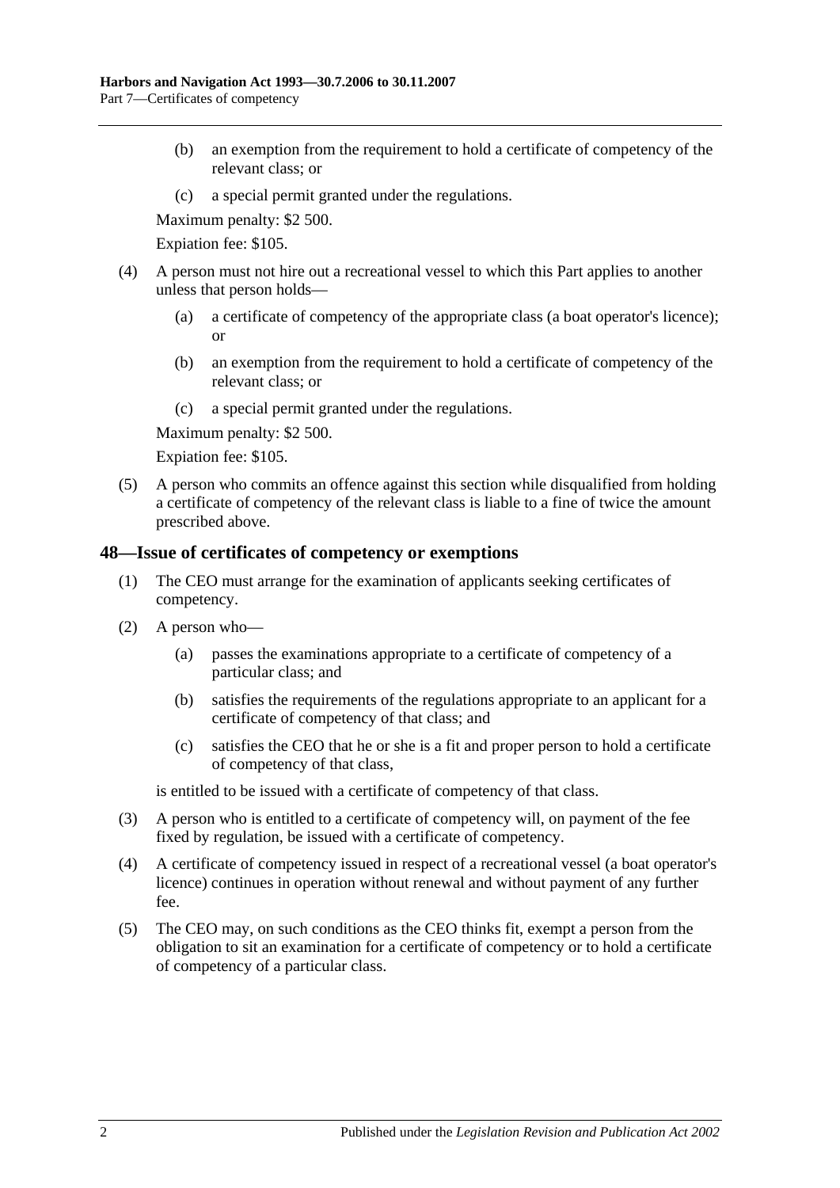(b) an exemption from the requirement to hold a certificate of competency of the relevant class; or

(c) a special permit granted under the regulations.

Maximum penalty: $2 500.

Expiation fee: $105.

(4) A person must not hire out a recreational vessel to which this Part applies to another unless that person holds—

(a) a certificate of competency of the appropriate class (a boat operator's licence); or

(b) an exemption from the requirement to hold a certificate of competency of the relevant class; or

(c) a special permit granted under the regulations.

Maximum penalty: $2 500.

Expiation fee: $105.

(5) A person who commits an offence against this section while disqualified from holding a certificate of competency of the relevant class is liable to a fine of twice the amount prescribed above.

## 48—Issue of certificates of competency or exemptions

(1) The CEO must arrange for the examination of applicants seeking certificates of competency.

(2) A person who—

(a) passes the examinations appropriate to a certificate of competency of a particular class; and

(b) satisfies the requirements of the regulations appropriate to an applicant for a certificate of competency of that class; and

(c) satisfies the CEO that he or she is a fit and proper person to hold a certificate of competency of that class,

is entitled to be issued with a certificate of competency of that class.

(3) A person who is entitled to a certificate of competency will, on payment of the fee fixed by regulation, be issued with a certificate of competency.

(4) A certificate of competency issued in respect of a recreational vessel (a boat operator's licence) continues in operation without renewal and without payment of any further fee.

(5) The CEO may, on such conditions as the CEO thinks fit, exempt a person from the obligation to sit an examination for a certificate of competency or to hold a certificate of competency of a particular class.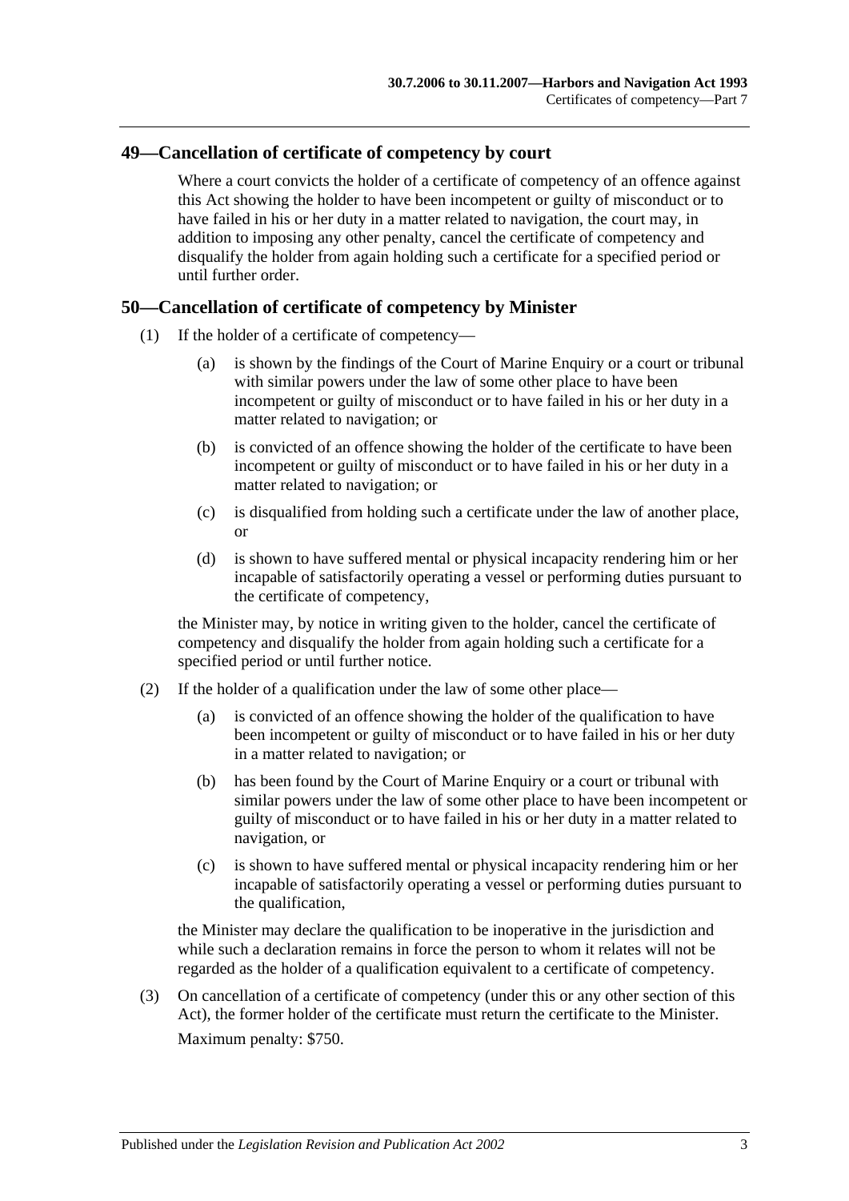## 49—Cancellation of certificate of competency by court

Where a court convicts the holder of a certificate of competency of an offence against this Act showing the holder to have been incompetent or guilty of misconduct or to have failed in his or her duty in a matter related to navigation, the court may, in addition to imposing any other penalty, cancel the certificate of competency and disqualify the holder from again holding such a certificate for a specified period or until further order.

## 50—Cancellation of certificate of competency by Minister

(1) If the holder of a certificate of competency—

(a) is shown by the findings of the Court of Marine Enquiry or a court or tribunal with similar powers under the law of some other place to have been incompetent or guilty of misconduct or to have failed in his or her duty in a matter related to navigation; or

(b) is convicted of an offence showing the holder of the certificate to have been incompetent or guilty of misconduct or to have failed in his or her duty in a matter related to navigation; or

(c) is disqualified from holding such a certificate under the law of another place, or

(d) is shown to have suffered mental or physical incapacity rendering him or her incapable of satisfactorily operating a vessel or performing duties pursuant to the certificate of competency,

the Minister may, by notice in writing given to the holder, cancel the certificate of competency and disqualify the holder from again holding such a certificate for a specified period or until further notice.

(2) If the holder of a qualification under the law of some other place—

(a) is convicted of an offence showing the holder of the qualification to have been incompetent or guilty of misconduct or to have failed in his or her duty in a matter related to navigation; or

(b) has been found by the Court of Marine Enquiry or a court or tribunal with similar powers under the law of some other place to have been incompetent or guilty of misconduct or to have failed in his or her duty in a matter related to navigation, or

(c) is shown to have suffered mental or physical incapacity rendering him or her incapable of satisfactorily operating a vessel or performing duties pursuant to the qualification,

the Minister may declare the qualification to be inoperative in the jurisdiction and while such a declaration remains in force the person to whom it relates will not be regarded as the holder of a qualification equivalent to a certificate of competency.

(3) On cancellation of a certificate of competency (under this or any other section of this Act), the former holder of the certificate must return the certificate to the Minister.

Maximum penalty: $750.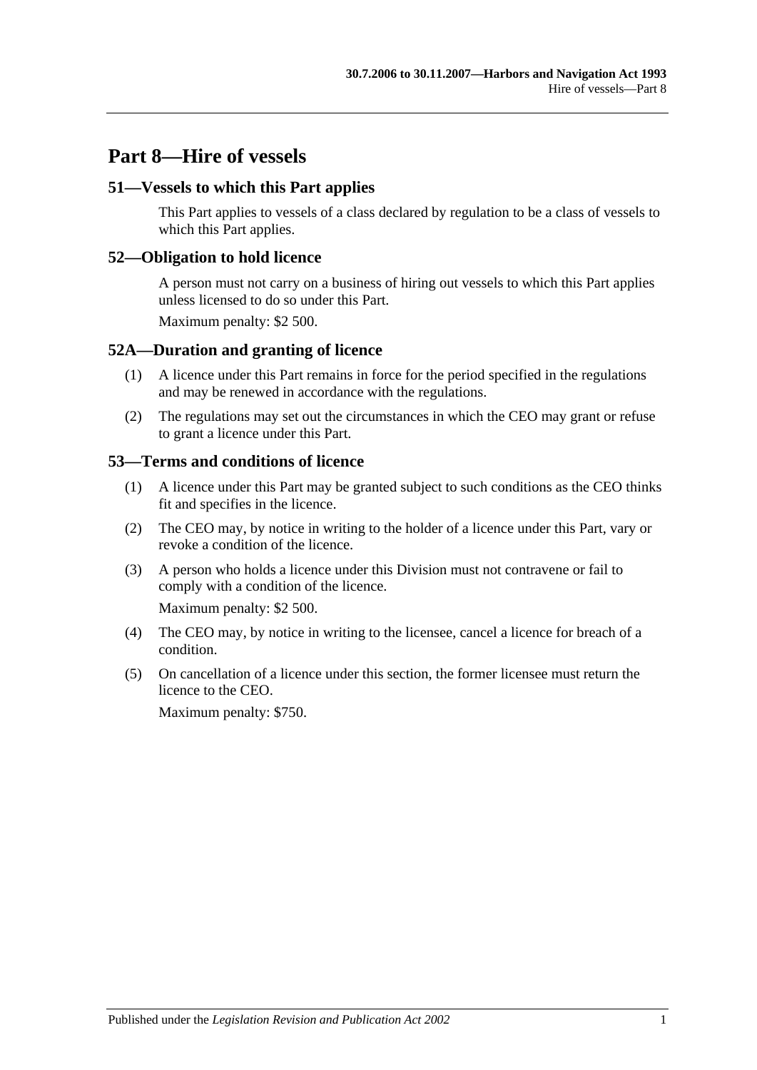# Part 8—Hire of vessels

## 51—Vessels to which this Part applies

This Part applies to vessels of a class declared by regulation to be a class of vessels to which this Part applies.

## 52—Obligation to hold licence

A person must not carry on a business of hiring out vessels to which this Part applies unless licensed to do so under this Part.

Maximum penalty: $2 500.

## 52A—Duration and granting of licence

(1) A licence under this Part remains in force for the period specified in the regulations and may be renewed in accordance with the regulations.

(2) The regulations may set out the circumstances in which the CEO may grant or refuse to grant a licence under this Part.

## 53—Terms and conditions of licence

(1) A licence under this Part may be granted subject to such conditions as the CEO thinks fit and specifies in the licence.

(2) The CEO may, by notice in writing to the holder of a licence under this Part, vary or revoke a condition of the licence.

(3) A person who holds a licence under this Division must not contravene or fail to comply with a condition of the licence.

Maximum penalty: $2 500.

(4) The CEO may, by notice in writing to the licensee, cancel a licence for breach of a condition.

(5) On cancellation of a licence under this section, the former licensee must return the licence to the CEO.

Maximum penalty: $750.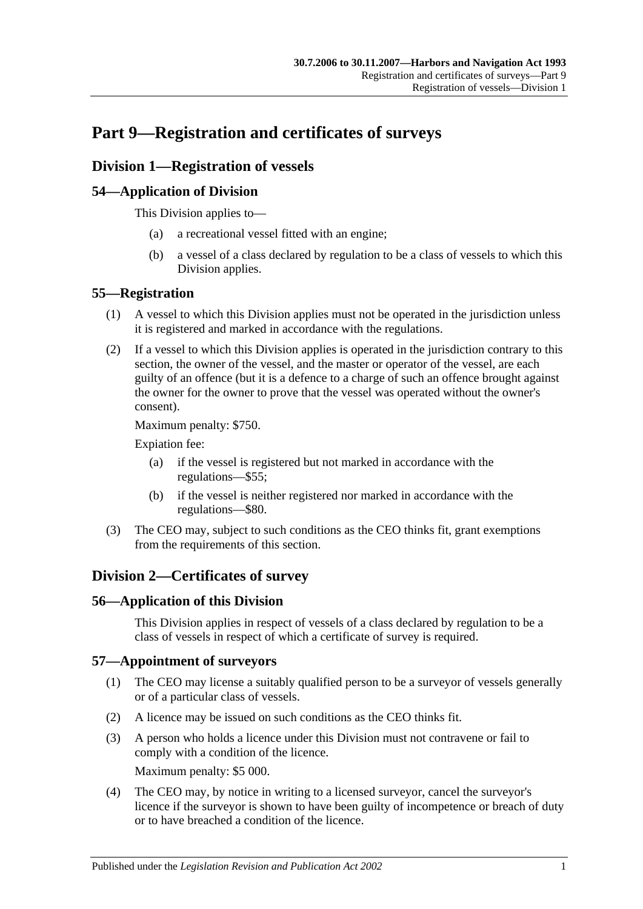# Part 9—Registration and certificates of surveys

## Division 1—Registration of vessels

### 54—Application of Division

This Division applies to—

- (a) a recreational vessel fitted with an engine;
- (b) a vessel of a class declared by regulation to be a class of vessels to which this Division applies.

### 55—Registration

(1) A vessel to which this Division applies must not be operated in the jurisdiction unless it is registered and marked in accordance with the regulations.

(2) If a vessel to which this Division applies is operated in the jurisdiction contrary to this section, the owner of the vessel, and the master or operator of the vessel, are each guilty of an offence (but it is a defence to a charge of such an offence brought against the owner for the owner to prove that the vessel was operated without the owner's consent).

Maximum penalty: $750.

Expiation fee:

- (a) if the vessel is registered but not marked in accordance with the regulations—$55;
- (b) if the vessel is neither registered nor marked in accordance with the regulations—$80.

(3) The CEO may, subject to such conditions as the CEO thinks fit, grant exemptions from the requirements of this section.

## Division 2—Certificates of survey

### 56—Application of this Division

This Division applies in respect of vessels of a class declared by regulation to be a class of vessels in respect of which a certificate of survey is required.

### 57—Appointment of surveyors

(1) The CEO may license a suitably qualified person to be a surveyor of vessels generally or of a particular class of vessels.

(2) A licence may be issued on such conditions as the CEO thinks fit.

(3) A person who holds a licence under this Division must not contravene or fail to comply with a condition of the licence.

Maximum penalty: $5 000.

(4) The CEO may, by notice in writing to a licensed surveyor, cancel the surveyor's licence if the surveyor is shown to have been guilty of incompetence or breach of duty or to have breached a condition of the licence.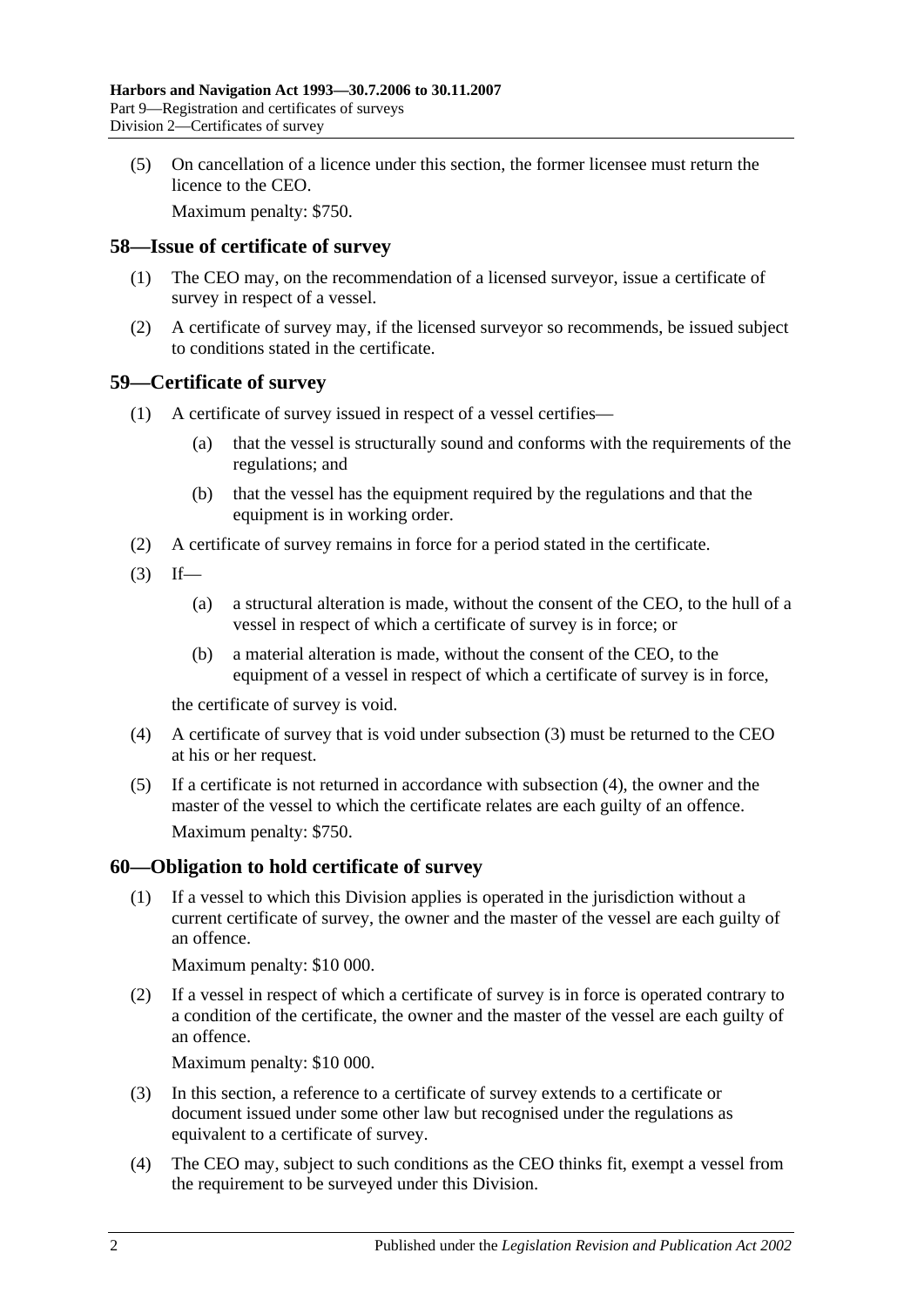(5) On cancellation of a licence under this section, the former licensee must return the licence to the CEO.

Maximum penalty: $750.

## 58—Issue of certificate of survey

(1) The CEO may, on the recommendation of a licensed surveyor, issue a certificate of survey in respect of a vessel.

(2) A certificate of survey may, if the licensed surveyor so recommends, be issued subject to conditions stated in the certificate.

## 59—Certificate of survey

(1) A certificate of survey issued in respect of a vessel certifies—

(a) that the vessel is structurally sound and conforms with the requirements of the regulations; and

(b) that the vessel has the equipment required by the regulations and that the equipment is in working order.

(2) A certificate of survey remains in force for a period stated in the certificate.

(3) If—

(a) a structural alteration is made, without the consent of the CEO, to the hull of a vessel in respect of which a certificate of survey is in force; or

(b) a material alteration is made, without the consent of the CEO, to the equipment of a vessel in respect of which a certificate of survey is in force,

the certificate of survey is void.

(4) A certificate of survey that is void under subsection (3) must be returned to the CEO at his or her request.

(5) If a certificate is not returned in accordance with subsection (4), the owner and the master of the vessel to which the certificate relates are each guilty of an offence.

Maximum penalty: $750.

## 60—Obligation to hold certificate of survey

(1) If a vessel to which this Division applies is operated in the jurisdiction without a current certificate of survey, the owner and the master of the vessel are each guilty of an offence.

Maximum penalty: $10 000.

(2) If a vessel in respect of which a certificate of survey is in force is operated contrary to a condition of the certificate, the owner and the master of the vessel are each guilty of an offence.

Maximum penalty: $10 000.

(3) In this section, a reference to a certificate of survey extends to a certificate or document issued under some other law but recognised under the regulations as equivalent to a certificate of survey.

(4) The CEO may, subject to such conditions as the CEO thinks fit, exempt a vessel from the requirement to be surveyed under this Division.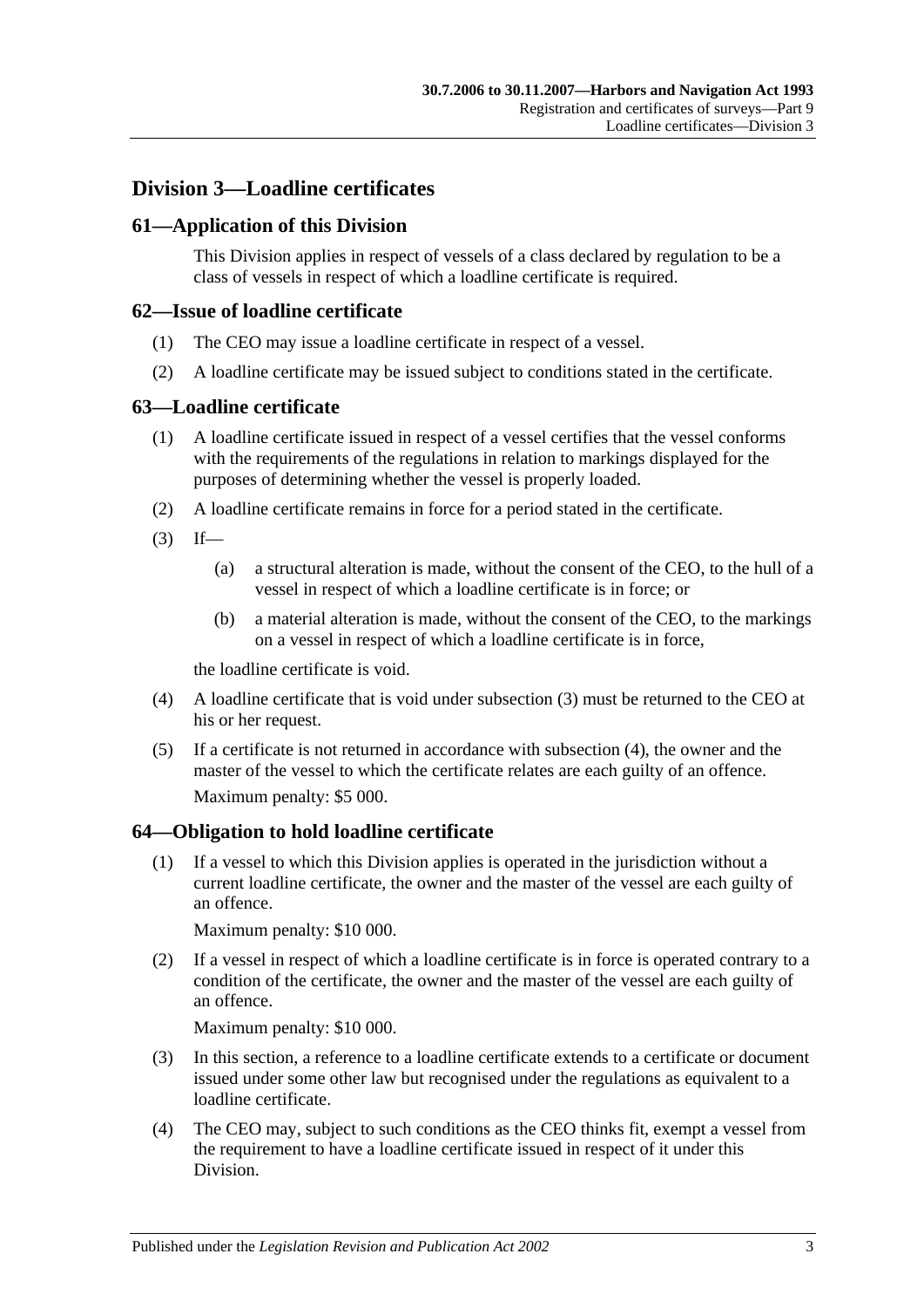## Division 3—Loadline certificates

### 61—Application of this Division

This Division applies in respect of vessels of a class declared by regulation to be a class of vessels in respect of which a loadline certificate is required.

### 62—Issue of loadline certificate

(1) The CEO may issue a loadline certificate in respect of a vessel.

(2) A loadline certificate may be issued subject to conditions stated in the certificate.

### 63—Loadline certificate

(1) A loadline certificate issued in respect of a vessel certifies that the vessel conforms with the requirements of the regulations in relation to markings displayed for the purposes of determining whether the vessel is properly loaded.

(2) A loadline certificate remains in force for a period stated in the certificate.

(3) If—

(a) a structural alteration is made, without the consent of the CEO, to the hull of a vessel in respect of which a loadline certificate is in force; or

(b) a material alteration is made, without the consent of the CEO, to the markings on a vessel in respect of which a loadline certificate is in force,

the loadline certificate is void.

(4) A loadline certificate that is void under subsection (3) must be returned to the CEO at his or her request.

(5) If a certificate is not returned in accordance with subsection (4), the owner and the master of the vessel to which the certificate relates are each guilty of an offence.

Maximum penalty: $5 000.

### 64—Obligation to hold loadline certificate

(1) If a vessel to which this Division applies is operated in the jurisdiction without a current loadline certificate, the owner and the master of the vessel are each guilty of an offence.

Maximum penalty: $10 000.

(2) If a vessel in respect of which a loadline certificate is in force is operated contrary to a condition of the certificate, the owner and the master of the vessel are each guilty of an offence.

Maximum penalty: $10 000.

(3) In this section, a reference to a loadline certificate extends to a certificate or document issued under some other law but recognised under the regulations as equivalent to a loadline certificate.

(4) The CEO may, subject to such conditions as the CEO thinks fit, exempt a vessel from the requirement to have a loadline certificate issued in respect of it under this Division.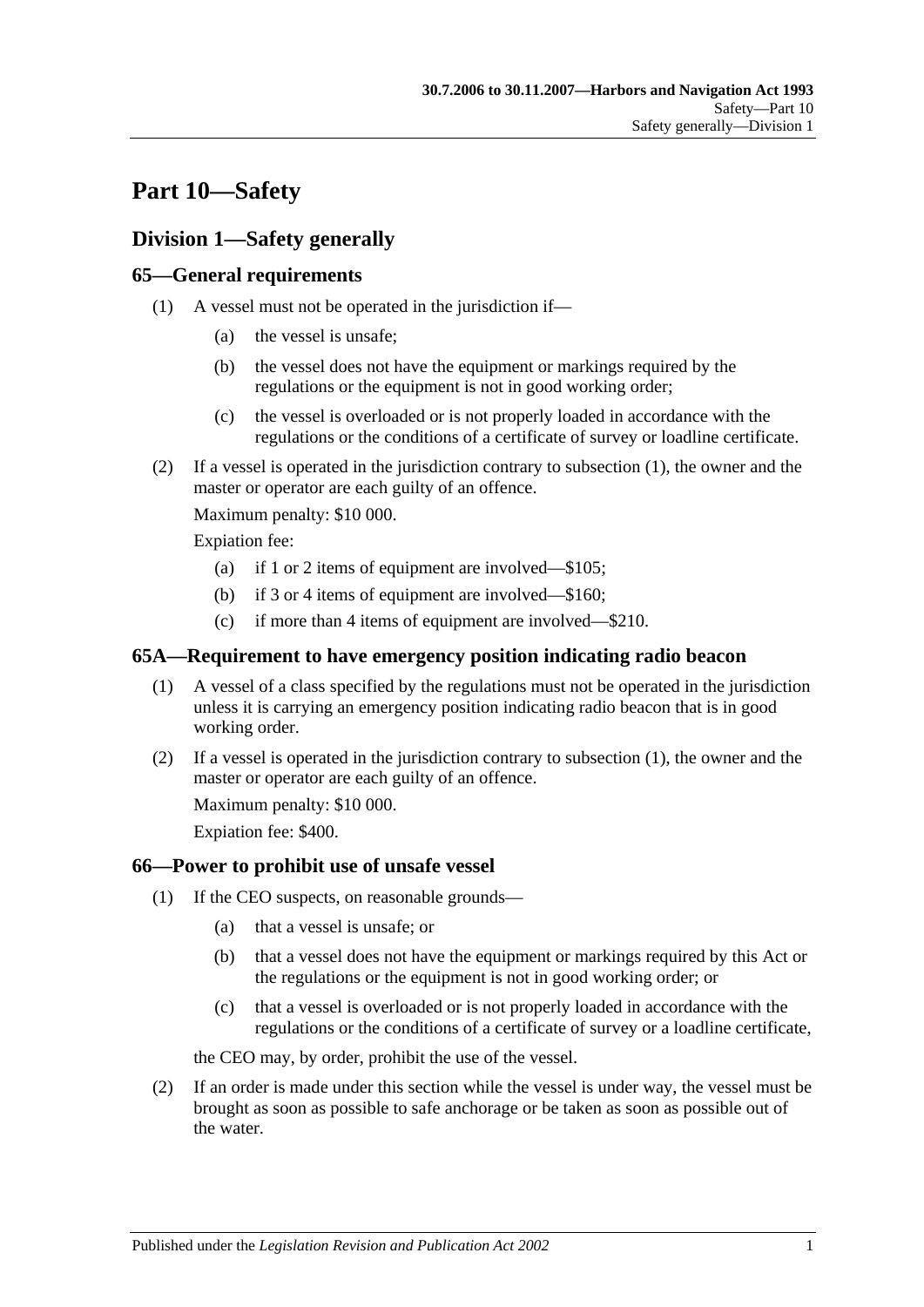# Part 10—Safety

## Division 1—Safety generally

### 65—General requirements

(1) A vessel must not be operated in the jurisdiction if—

(a) the vessel is unsafe;

(b) the vessel does not have the equipment or markings required by the regulations or the equipment is not in good working order;

(c) the vessel is overloaded or is not properly loaded in accordance with the regulations or the conditions of a certificate of survey or loadline certificate.

(2) If a vessel is operated in the jurisdiction contrary to subsection (1), the owner and the master or operator are each guilty of an offence.

Maximum penalty: $10 000.

Expiation fee:

(a) if 1 or 2 items of equipment are involved—$105;

(b) if 3 or 4 items of equipment are involved—$160;

(c) if more than 4 items of equipment are involved—$210.

### 65A—Requirement to have emergency position indicating radio beacon

(1) A vessel of a class specified by the regulations must not be operated in the jurisdiction unless it is carrying an emergency position indicating radio beacon that is in good working order.

(2) If a vessel is operated in the jurisdiction contrary to subsection (1), the owner and the master or operator are each guilty of an offence.

Maximum penalty: $10 000.

Expiation fee: $400.

### 66—Power to prohibit use of unsafe vessel

(1) If the CEO suspects, on reasonable grounds—

(a) that a vessel is unsafe; or

(b) that a vessel does not have the equipment or markings required by this Act or the regulations or the equipment is not in good working order; or

(c) that a vessel is overloaded or is not properly loaded in accordance with the regulations or the conditions of a certificate of survey or a loadline certificate,

the CEO may, by order, prohibit the use of the vessel.

(2) If an order is made under this section while the vessel is under way, the vessel must be brought as soon as possible to safe anchorage or be taken as soon as possible out of the water.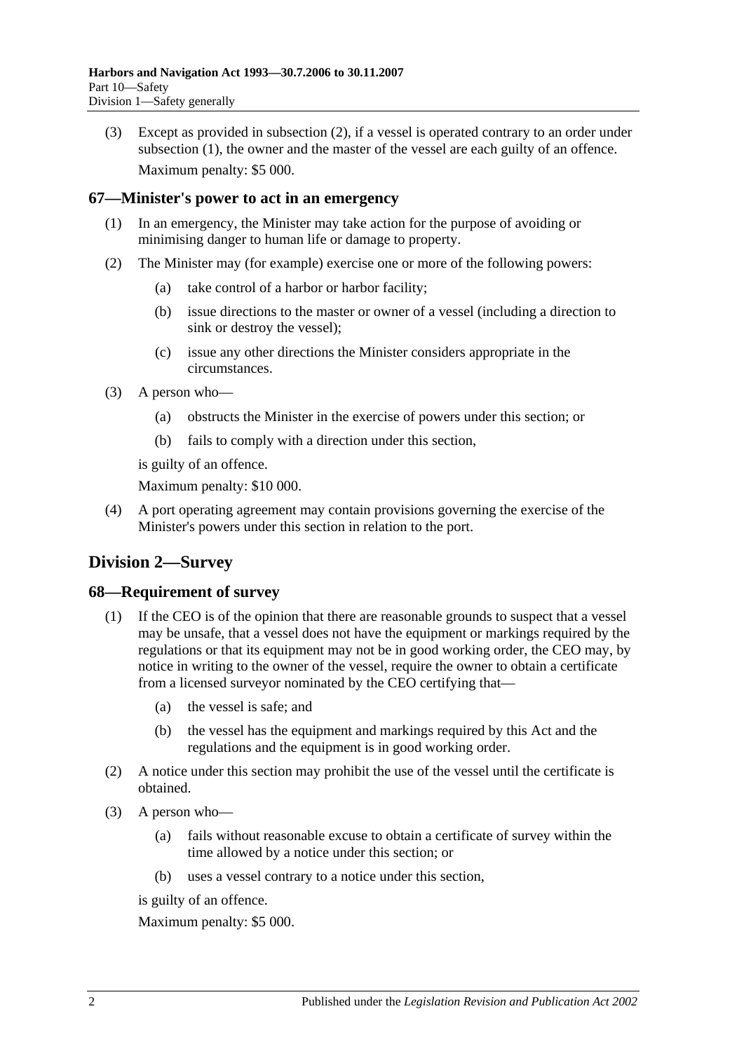(3) Except as provided in subsection (2), if a vessel is operated contrary to an order under subsection (1), the owner and the master of the vessel are each guilty of an offence.

Maximum penalty: $5 000.

### 67—Minister's power to act in an emergency

(1) In an emergency, the Minister may take action for the purpose of avoiding or minimising danger to human life or damage to property.

(2) The Minister may (for example) exercise one or more of the following powers:

- (a) take control of a harbor or harbor facility;
- (b) issue directions to the master or owner of a vessel (including a direction to sink or destroy the vessel);
- (c) issue any other directions the Minister considers appropriate in the circumstances.

(3) A person who—

- (a) obstructs the Minister in the exercise of powers under this section; or
- (b) fails to comply with a direction under this section,

is guilty of an offence.

Maximum penalty: $10 000.

(4) A port operating agreement may contain provisions governing the exercise of the Minister's powers under this section in relation to the port.

## Division 2—Survey

### 68—Requirement of survey

(1) If the CEO is of the opinion that there are reasonable grounds to suspect that a vessel may be unsafe, that a vessel does not have the equipment or markings required by the regulations or that its equipment may not be in good working order, the CEO may, by notice in writing to the owner of the vessel, require the owner to obtain a certificate from a licensed surveyor nominated by the CEO certifying that—

- (a) the vessel is safe; and
- (b) the vessel has the equipment and markings required by this Act and the regulations and the equipment is in good working order.

(2) A notice under this section may prohibit the use of the vessel until the certificate is obtained.

(3) A person who—

- (a) fails without reasonable excuse to obtain a certificate of survey within the time allowed by a notice under this section; or
- (b) uses a vessel contrary to a notice under this section,

is guilty of an offence.

Maximum penalty: $5 000.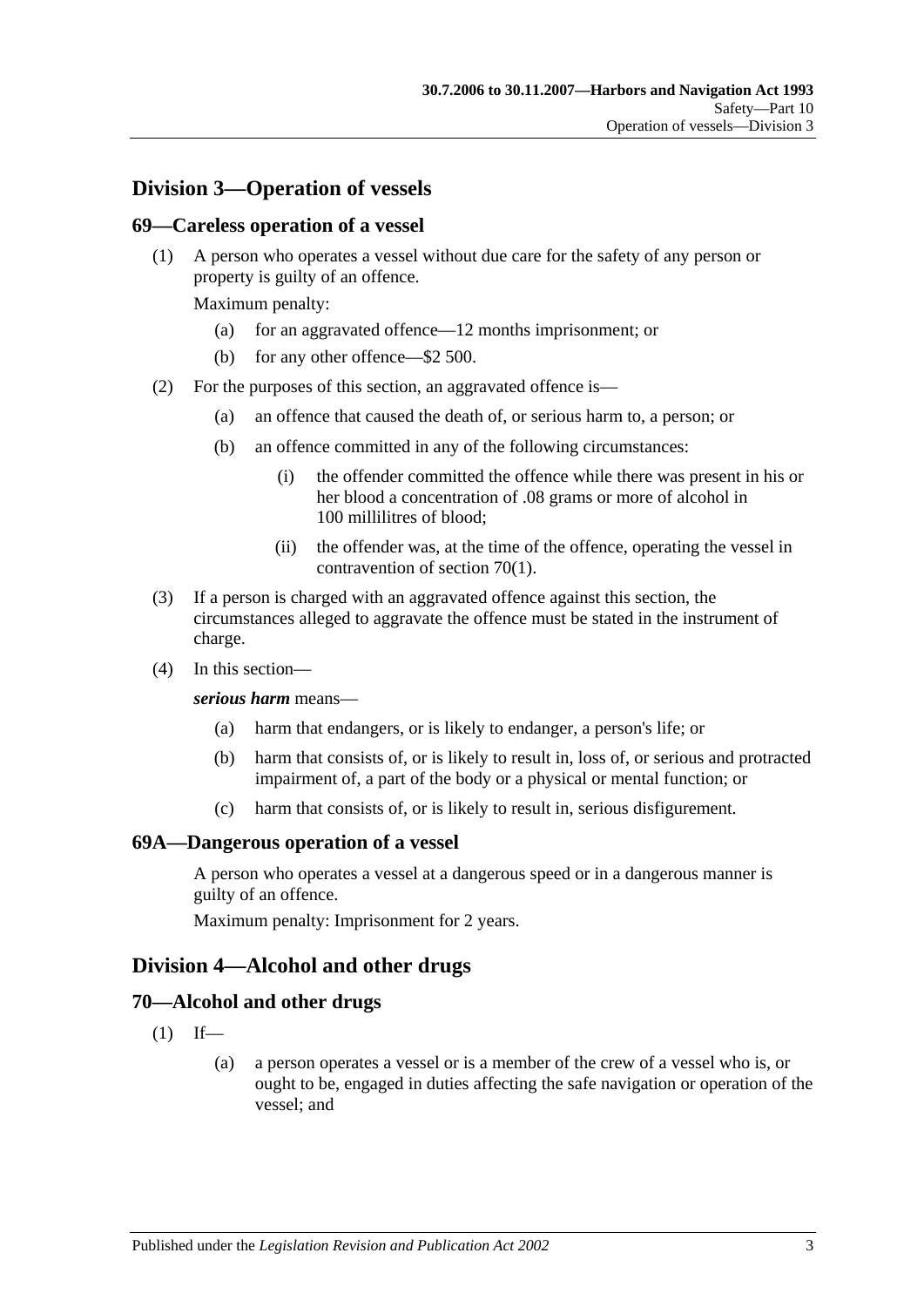## Division 3—Operation of vessels

### 69—Careless operation of a vessel

(1) A person who operates a vessel without due care for the safety of any person or property is guilty of an offence.

Maximum penalty:

(a) for an aggravated offence—12 months imprisonment; or

(b) for any other offence—$2 500.

(2) For the purposes of this section, an aggravated offence is—

(a) an offence that caused the death of, or serious harm to, a person; or

(b) an offence committed in any of the following circumstances:

(i) the offender committed the offence while there was present in his or her blood a concentration of .08 grams or more of alcohol in 100 millilitres of blood;

(ii) the offender was, at the time of the offence, operating the vessel in contravention of section 70(1).

(3) If a person is charged with an aggravated offence against this section, the circumstances alleged to aggravate the offence must be stated in the instrument of charge.

(4) In this section—

***serious harm*** means—

(a) harm that endangers, or is likely to endanger, a person's life; or

(b) harm that consists of, or is likely to result in, loss of, or serious and protracted impairment of, a part of the body or a physical or mental function; or

(c) harm that consists of, or is likely to result in, serious disfigurement.

### 69A—Dangerous operation of a vessel

A person who operates a vessel at a dangerous speed or in a dangerous manner is guilty of an offence.

Maximum penalty: Imprisonment for 2 years.

## Division 4—Alcohol and other drugs

### 70—Alcohol and other drugs

(1) If—

(a) a person operates a vessel or is a member of the crew of a vessel who is, or ought to be, engaged in duties affecting the safe navigation or operation of the vessel; and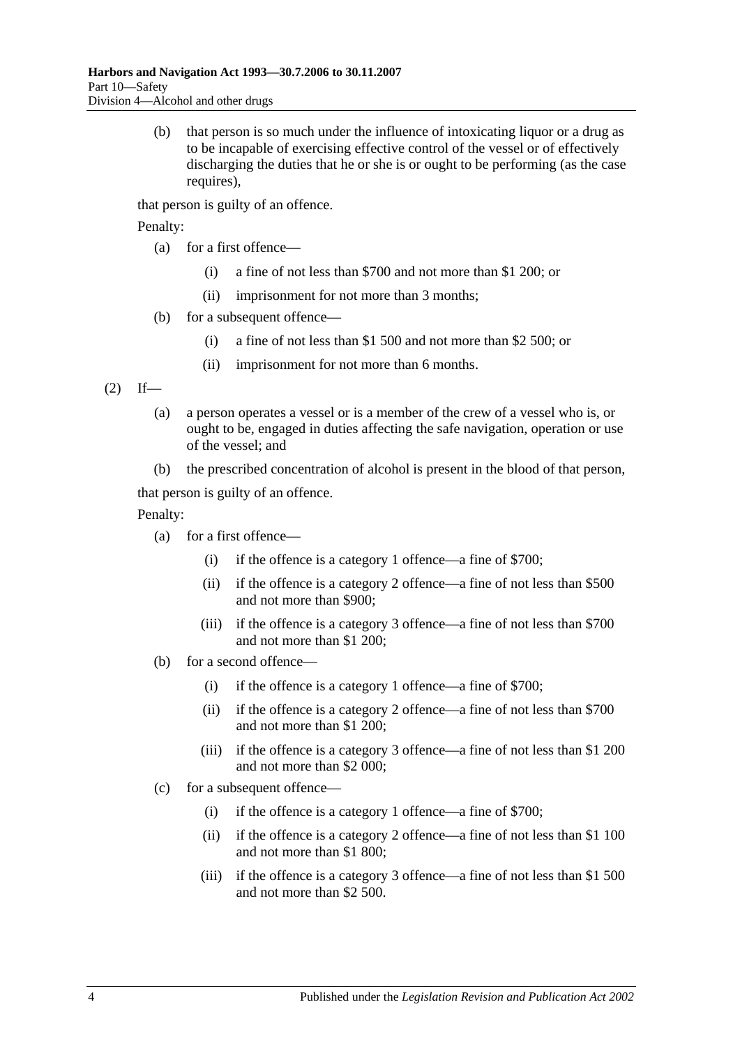(b) that person is so much under the influence of intoxicating liquor or a drug as to be incapable of exercising effective control of the vessel or of effectively discharging the duties that he or she is or ought to be performing (as the case requires),

that person is guilty of an offence.

Penalty:

(a) for a first offence—

(i) a fine of not less than $700 and not more than $1 200; or

(ii) imprisonment for not more than 3 months;

(b) for a subsequent offence—

(i) a fine of not less than $1 500 and not more than $2 500; or

(ii) imprisonment for not more than 6 months.

(2) If—

(a) a person operates a vessel or is a member of the crew of a vessel who is, or ought to be, engaged in duties affecting the safe navigation, operation or use of the vessel; and

(b) the prescribed concentration of alcohol is present in the blood of that person,

that person is guilty of an offence.

Penalty:

(a) for a first offence—

(i) if the offence is a category 1 offence—a fine of $700;

(ii) if the offence is a category 2 offence—a fine of not less than $500 and not more than $900;

(iii) if the offence is a category 3 offence—a fine of not less than $700 and not more than $1 200;

(b) for a second offence—

(i) if the offence is a category 1 offence—a fine of $700;

(ii) if the offence is a category 2 offence—a fine of not less than $700 and not more than $1 200;

(iii) if the offence is a category 3 offence—a fine of not less than $1 200 and not more than $2 000;

(c) for a subsequent offence—

(i) if the offence is a category 1 offence—a fine of $700;

(ii) if the offence is a category 2 offence—a fine of not less than $1 100 and not more than $1 800;

(iii) if the offence is a category 3 offence—a fine of not less than $1 500 and not more than $2 500.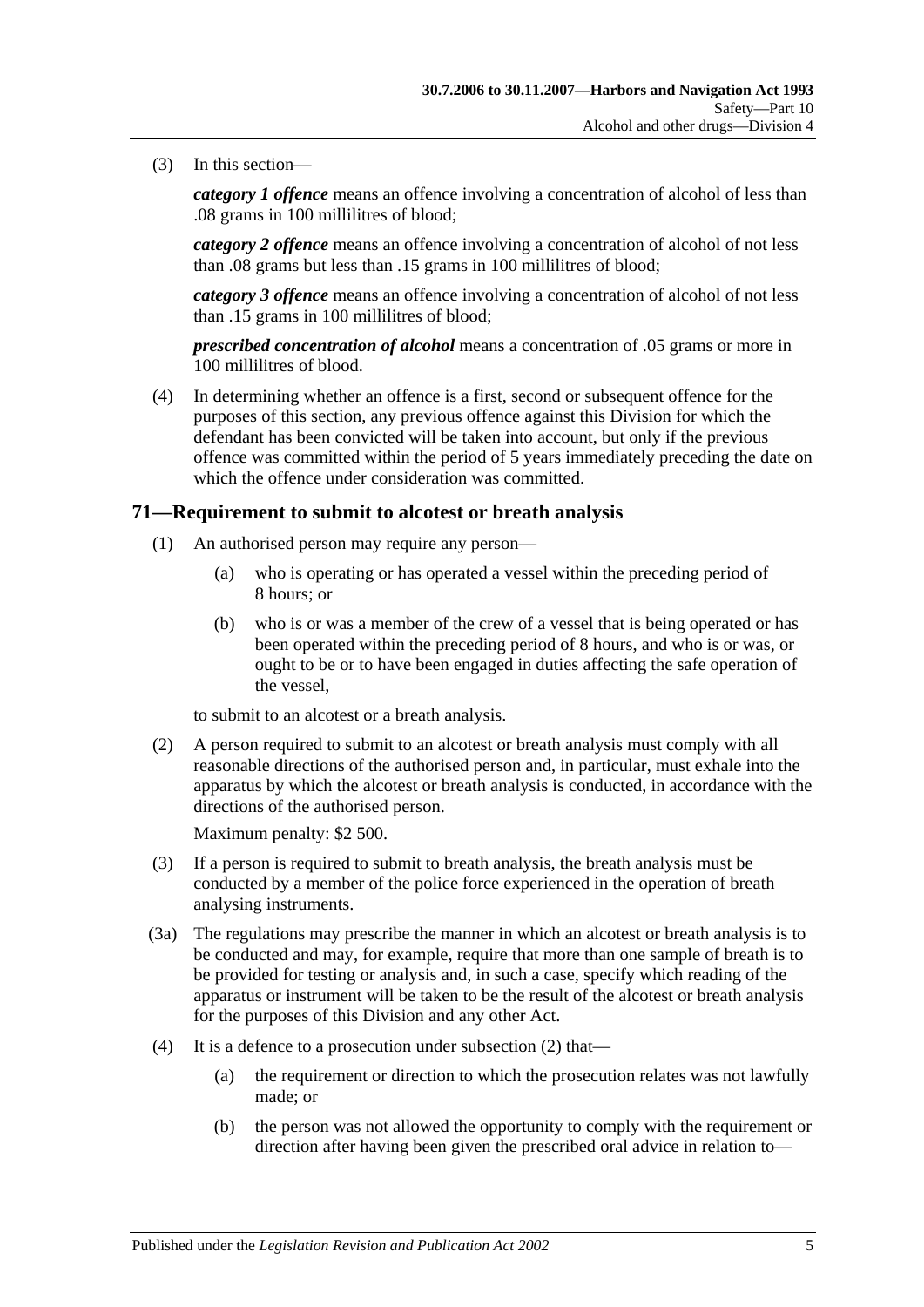(3) In this section—

*category 1 offence* means an offence involving a concentration of alcohol of less than .08 grams in 100 millilitres of blood;

*category 2 offence* means an offence involving a concentration of alcohol of not less than .08 grams but less than .15 grams in 100 millilitres of blood;

*category 3 offence* means an offence involving a concentration of alcohol of not less than .15 grams in 100 millilitres of blood;

*prescribed concentration of alcohol* means a concentration of .05 grams or more in 100 millilitres of blood.

(4) In determining whether an offence is a first, second or subsequent offence for the purposes of this section, any previous offence against this Division for which the defendant has been convicted will be taken into account, but only if the previous offence was committed within the period of 5 years immediately preceding the date on which the offence under consideration was committed.

## 71—Requirement to submit to alcotest or breath analysis

(1) An authorised person may require any person—

(a) who is operating or has operated a vessel within the preceding period of 8 hours; or

(b) who is or was a member of the crew of a vessel that is being operated or has been operated within the preceding period of 8 hours, and who is or was, or ought to be or to have been engaged in duties affecting the safe operation of the vessel,

to submit to an alcotest or a breath analysis.

(2) A person required to submit to an alcotest or breath analysis must comply with all reasonable directions of the authorised person and, in particular, must exhale into the apparatus by which the alcotest or breath analysis is conducted, in accordance with the directions of the authorised person.

Maximum penalty: $2 500.

(3) If a person is required to submit to breath analysis, the breath analysis must be conducted by a member of the police force experienced in the operation of breath analysing instruments.

(3a) The regulations may prescribe the manner in which an alcotest or breath analysis is to be conducted and may, for example, require that more than one sample of breath is to be provided for testing or analysis and, in such a case, specify which reading of the apparatus or instrument will be taken to be the result of the alcotest or breath analysis for the purposes of this Division and any other Act.

(4) It is a defence to a prosecution under subsection (2) that—

(a) the requirement or direction to which the prosecution relates was not lawfully made; or

(b) the person was not allowed the opportunity to comply with the requirement or direction after having been given the prescribed oral advice in relation to—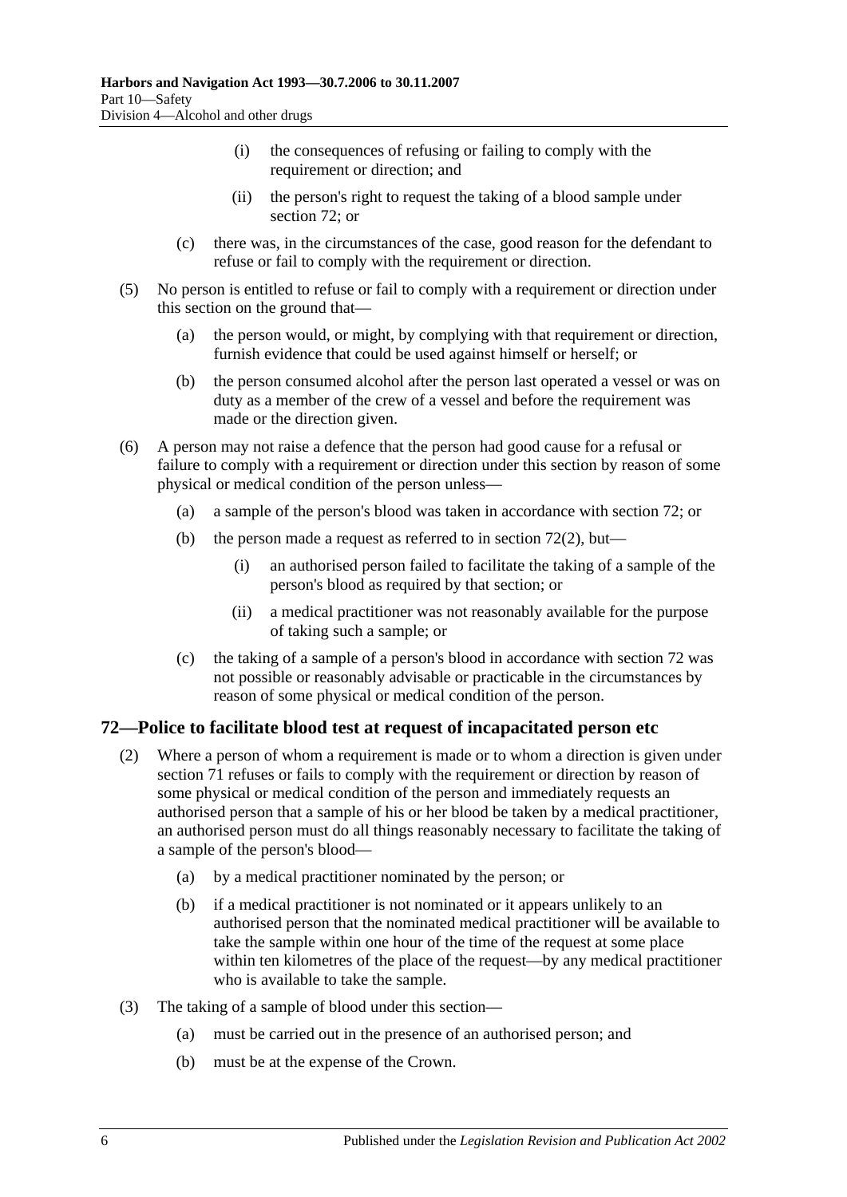(i) the consequences of refusing or failing to comply with the requirement or direction; and

(ii) the person's right to request the taking of a blood sample under section 72; or

(c) there was, in the circumstances of the case, good reason for the defendant to refuse or fail to comply with the requirement or direction.

(5) No person is entitled to refuse or fail to comply with a requirement or direction under this section on the ground that—

(a) the person would, or might, by complying with that requirement or direction, furnish evidence that could be used against himself or herself; or

(b) the person consumed alcohol after the person last operated a vessel or was on duty as a member of the crew of a vessel and before the requirement was made or the direction given.

(6) A person may not raise a defence that the person had good cause for a refusal or failure to comply with a requirement or direction under this section by reason of some physical or medical condition of the person unless—

(a) a sample of the person's blood was taken in accordance with section 72; or

(b) the person made a request as referred to in section 72(2), but—

(i) an authorised person failed to facilitate the taking of a sample of the person's blood as required by that section; or

(ii) a medical practitioner was not reasonably available for the purpose of taking such a sample; or

(c) the taking of a sample of a person's blood in accordance with section 72 was not possible or reasonably advisable or practicable in the circumstances by reason of some physical or medical condition of the person.

## 72—Police to facilitate blood test at request of incapacitated person etc

(2) Where a person of whom a requirement is made or to whom a direction is given under section 71 refuses or fails to comply with the requirement or direction by reason of some physical or medical condition of the person and immediately requests an authorised person that a sample of his or her blood be taken by a medical practitioner, an authorised person must do all things reasonably necessary to facilitate the taking of a sample of the person's blood—

(a) by a medical practitioner nominated by the person; or

(b) if a medical practitioner is not nominated or it appears unlikely to an authorised person that the nominated medical practitioner will be available to take the sample within one hour of the time of the request at some place within ten kilometres of the place of the request—by any medical practitioner who is available to take the sample.

(3) The taking of a sample of blood under this section—

(a) must be carried out in the presence of an authorised person; and

(b) must be at the expense of the Crown.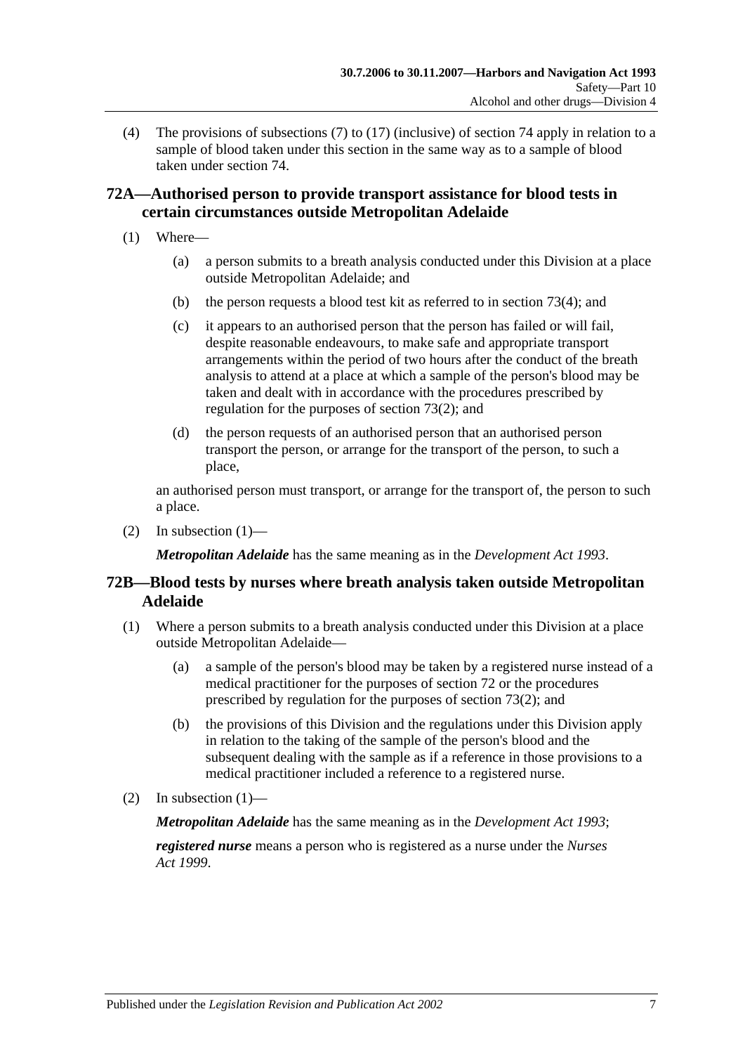(4) The provisions of subsections (7) to (17) (inclusive) of section 74 apply in relation to a sample of blood taken under this section in the same way as to a sample of blood taken under section 74.

## 72A—Authorised person to provide transport assistance for blood tests in certain circumstances outside Metropolitan Adelaide

(1) Where—

(a) a person submits to a breath analysis conducted under this Division at a place outside Metropolitan Adelaide; and

(b) the person requests a blood test kit as referred to in section 73(4); and

(c) it appears to an authorised person that the person has failed or will fail, despite reasonable endeavours, to make safe and appropriate transport arrangements within the period of two hours after the conduct of the breath analysis to attend at a place at which a sample of the person's blood may be taken and dealt with in accordance with the procedures prescribed by regulation for the purposes of section 73(2); and

(d) the person requests of an authorised person that an authorised person transport the person, or arrange for the transport of the person, to such a place,

an authorised person must transport, or arrange for the transport of, the person to such a place.

(2) In subsection (1)—

***Metropolitan Adelaide*** has the same meaning as in the *Development Act 1993*.

## 72B—Blood tests by nurses where breath analysis taken outside Metropolitan Adelaide

(1) Where a person submits to a breath analysis conducted under this Division at a place outside Metropolitan Adelaide—

(a) a sample of the person's blood may be taken by a registered nurse instead of a medical practitioner for the purposes of section 72 or the procedures prescribed by regulation for the purposes of section 73(2); and

(b) the provisions of this Division and the regulations under this Division apply in relation to the taking of the sample of the person's blood and the subsequent dealing with the sample as if a reference in those provisions to a medical practitioner included a reference to a registered nurse.

(2) In subsection (1)—

***Metropolitan Adelaide*** has the same meaning as in the *Development Act 1993*;

***registered nurse*** means a person who is registered as a nurse under the *Nurses Act 1999*.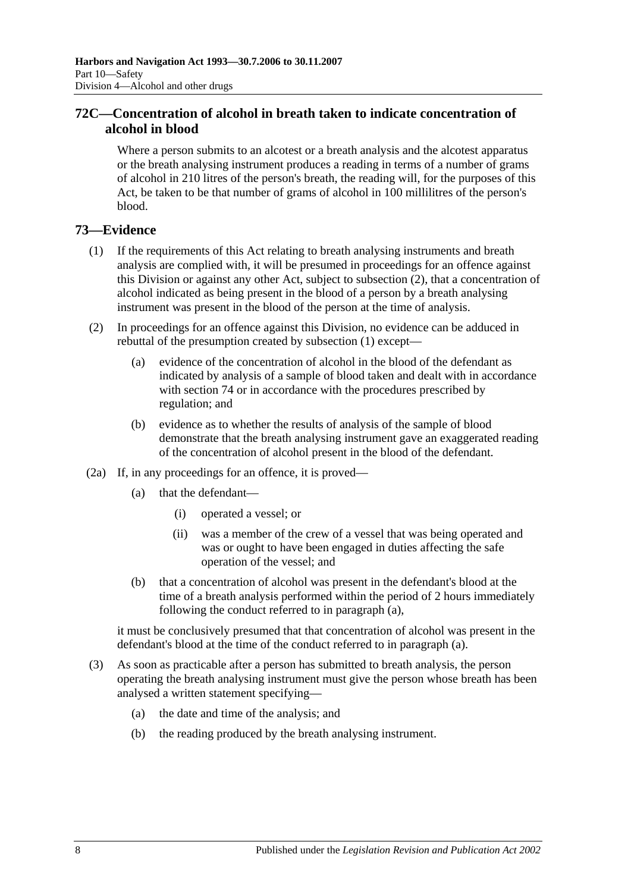## 72C—Concentration of alcohol in breath taken to indicate concentration of alcohol in blood

Where a person submits to an alcotest or a breath analysis and the alcotest apparatus or the breath analysing instrument produces a reading in terms of a number of grams of alcohol in 210 litres of the person's breath, the reading will, for the purposes of this Act, be taken to be that number of grams of alcohol in 100 millilitres of the person's blood.

## 73—Evidence

(1) If the requirements of this Act relating to breath analysing instruments and breath analysis are complied with, it will be presumed in proceedings for an offence against this Division or against any other Act, subject to subsection (2), that a concentration of alcohol indicated as being present in the blood of a person by a breath analysing instrument was present in the blood of the person at the time of analysis.

(2) In proceedings for an offence against this Division, no evidence can be adduced in rebuttal of the presumption created by subsection (1) except—

(a) evidence of the concentration of alcohol in the blood of the defendant as indicated by analysis of a sample of blood taken and dealt with in accordance with section 74 or in accordance with the procedures prescribed by regulation; and

(b) evidence as to whether the results of analysis of the sample of blood demonstrate that the breath analysing instrument gave an exaggerated reading of the concentration of alcohol present in the blood of the defendant.

(2a) If, in any proceedings for an offence, it is proved—

(a) that the defendant—

(i) operated a vessel; or

(ii) was a member of the crew of a vessel that was being operated and was or ought to have been engaged in duties affecting the safe operation of the vessel; and

(b) that a concentration of alcohol was present in the defendant's blood at the time of a breath analysis performed within the period of 2 hours immediately following the conduct referred to in paragraph (a),

it must be conclusively presumed that that concentration of alcohol was present in the defendant's blood at the time of the conduct referred to in paragraph (a).

(3) As soon as practicable after a person has submitted to breath analysis, the person operating the breath analysing instrument must give the person whose breath has been analysed a written statement specifying—

(a) the date and time of the analysis; and

(b) the reading produced by the breath analysing instrument.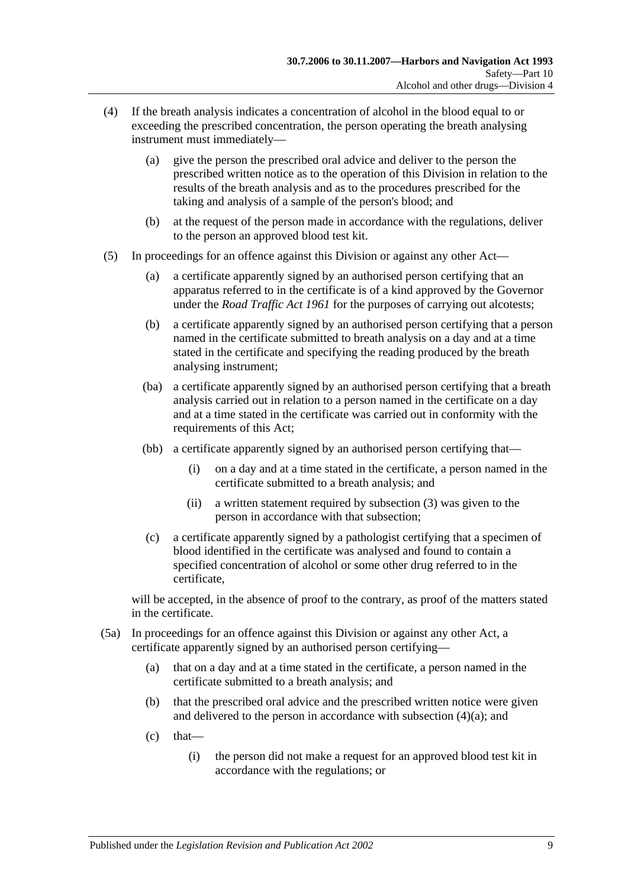(4) If the breath analysis indicates a concentration of alcohol in the blood equal to or exceeding the prescribed concentration, the person operating the breath analysing instrument must immediately—

(a) give the person the prescribed oral advice and deliver to the person the prescribed written notice as to the operation of this Division in relation to the results of the breath analysis and as to the procedures prescribed for the taking and analysis of a sample of the person's blood; and

(b) at the request of the person made in accordance with the regulations, deliver to the person an approved blood test kit.

(5) In proceedings for an offence against this Division or against any other Act—

(a) a certificate apparently signed by an authorised person certifying that an apparatus referred to in the certificate is of a kind approved by the Governor under the *Road Traffic Act 1961* for the purposes of carrying out alcotests;

(b) a certificate apparently signed by an authorised person certifying that a person named in the certificate submitted to breath analysis on a day and at a time stated in the certificate and specifying the reading produced by the breath analysing instrument;

(ba) a certificate apparently signed by an authorised person certifying that a breath analysis carried out in relation to a person named in the certificate on a day and at a time stated in the certificate was carried out in conformity with the requirements of this Act;

(bb) a certificate apparently signed by an authorised person certifying that—

(i) on a day and at a time stated in the certificate, a person named in the certificate submitted to a breath analysis; and

(ii) a written statement required by subsection (3) was given to the person in accordance with that subsection;

(c) a certificate apparently signed by a pathologist certifying that a specimen of blood identified in the certificate was analysed and found to contain a specified concentration of alcohol or some other drug referred to in the certificate,

will be accepted, in the absence of proof to the contrary, as proof of the matters stated in the certificate.

(5a) In proceedings for an offence against this Division or against any other Act, a certificate apparently signed by an authorised person certifying—

(a) that on a day and at a time stated in the certificate, a person named in the certificate submitted to a breath analysis; and

(b) that the prescribed oral advice and the prescribed written notice were given and delivered to the person in accordance with subsection (4)(a); and

(c) that—

(i) the person did not make a request for an approved blood test kit in accordance with the regulations; or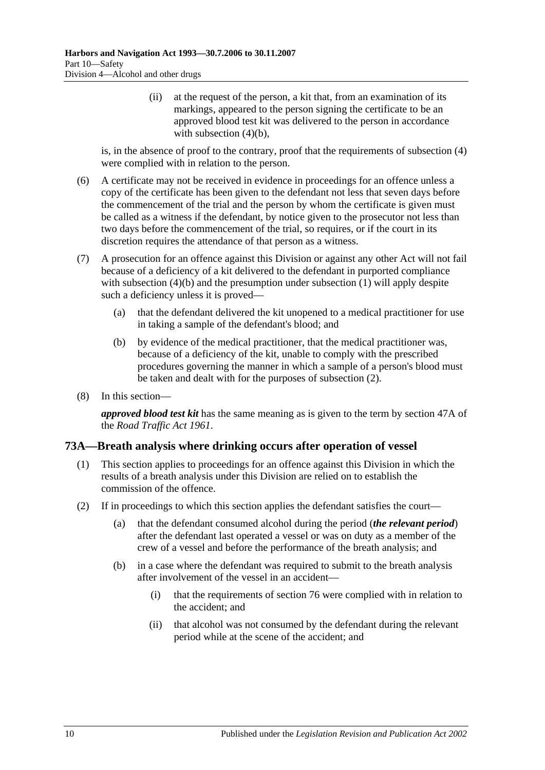(ii) at the request of the person, a kit that, from an examination of its markings, appeared to the person signing the certificate to be an approved blood test kit was delivered to the person in accordance with subsection (4)(b),

is, in the absence of proof to the contrary, proof that the requirements of subsection (4) were complied with in relation to the person.

(6) A certificate may not be received in evidence in proceedings for an offence unless a copy of the certificate has been given to the defendant not less that seven days before the commencement of the trial and the person by whom the certificate is given must be called as a witness if the defendant, by notice given to the prosecutor not less than two days before the commencement of the trial, so requires, or if the court in its discretion requires the attendance of that person as a witness.

(7) A prosecution for an offence against this Division or against any other Act will not fail because of a deficiency of a kit delivered to the defendant in purported compliance with subsection (4)(b) and the presumption under subsection (1) will apply despite such a deficiency unless it is proved—

(a) that the defendant delivered the kit unopened to a medical practitioner for use in taking a sample of the defendant's blood; and

(b) by evidence of the medical practitioner, that the medical practitioner was, because of a deficiency of the kit, unable to comply with the prescribed procedures governing the manner in which a sample of a person's blood must be taken and dealt with for the purposes of subsection (2).

(8) In this section—

***approved blood test kit*** has the same meaning as is given to the term by section 47A of the *Road Traffic Act 1961*.

## 73A—Breath analysis where drinking occurs after operation of vessel

(1) This section applies to proceedings for an offence against this Division in which the results of a breath analysis under this Division are relied on to establish the commission of the offence.

(2) If in proceedings to which this section applies the defendant satisfies the court—

(a) that the defendant consumed alcohol during the period (***the relevant period***) after the defendant last operated a vessel or was on duty as a member of the crew of a vessel and before the performance of the breath analysis; and

(b) in a case where the defendant was required to submit to the breath analysis after involvement of the vessel in an accident—

(i) that the requirements of section 76 were complied with in relation to the accident; and

(ii) that alcohol was not consumed by the defendant during the relevant period while at the scene of the accident; and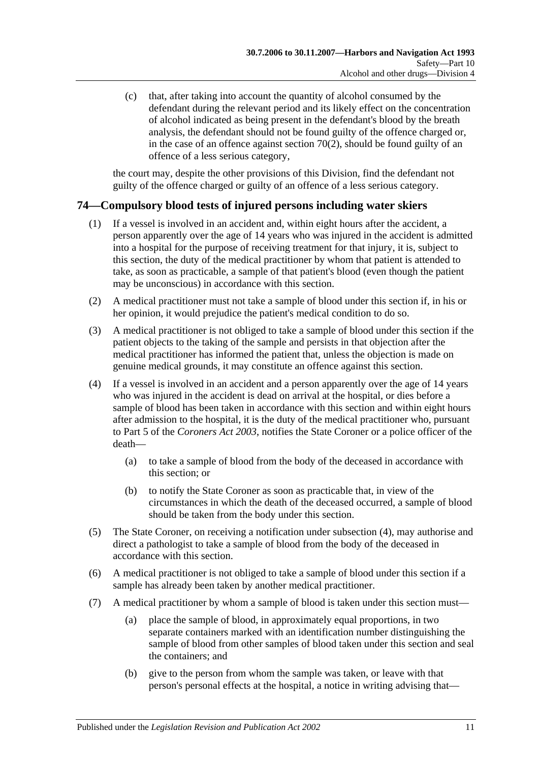(c) that, after taking into account the quantity of alcohol consumed by the defendant during the relevant period and its likely effect on the concentration of alcohol indicated as being present in the defendant's blood by the breath analysis, the defendant should not be found guilty of the offence charged or, in the case of an offence against section 70(2), should be found guilty of an offence of a less serious category,

the court may, despite the other provisions of this Division, find the defendant not guilty of the offence charged or guilty of an offence of a less serious category.

## 74—Compulsory blood tests of injured persons including water skiers

(1) If a vessel is involved in an accident and, within eight hours after the accident, a person apparently over the age of 14 years who was injured in the accident is admitted into a hospital for the purpose of receiving treatment for that injury, it is, subject to this section, the duty of the medical practitioner by whom that patient is attended to take, as soon as practicable, a sample of that patient's blood (even though the patient may be unconscious) in accordance with this section.

(2) A medical practitioner must not take a sample of blood under this section if, in his or her opinion, it would prejudice the patient's medical condition to do so.

(3) A medical practitioner is not obliged to take a sample of blood under this section if the patient objects to the taking of the sample and persists in that objection after the medical practitioner has informed the patient that, unless the objection is made on genuine medical grounds, it may constitute an offence against this section.

(4) If a vessel is involved in an accident and a person apparently over the age of 14 years who was injured in the accident is dead on arrival at the hospital, or dies before a sample of blood has been taken in accordance with this section and within eight hours after admission to the hospital, it is the duty of the medical practitioner who, pursuant to Part 5 of the *Coroners Act 2003*, notifies the State Coroner or a police officer of the death—

(a) to take a sample of blood from the body of the deceased in accordance with this section; or

(b) to notify the State Coroner as soon as practicable that, in view of the circumstances in which the death of the deceased occurred, a sample of blood should be taken from the body under this section.

(5) The State Coroner, on receiving a notification under subsection (4), may authorise and direct a pathologist to take a sample of blood from the body of the deceased in accordance with this section.

(6) A medical practitioner is not obliged to take a sample of blood under this section if a sample has already been taken by another medical practitioner.

(7) A medical practitioner by whom a sample of blood is taken under this section must—

(a) place the sample of blood, in approximately equal proportions, in two separate containers marked with an identification number distinguishing the sample of blood from other samples of blood taken under this section and seal the containers; and

(b) give to the person from whom the sample was taken, or leave with that person's personal effects at the hospital, a notice in writing advising that—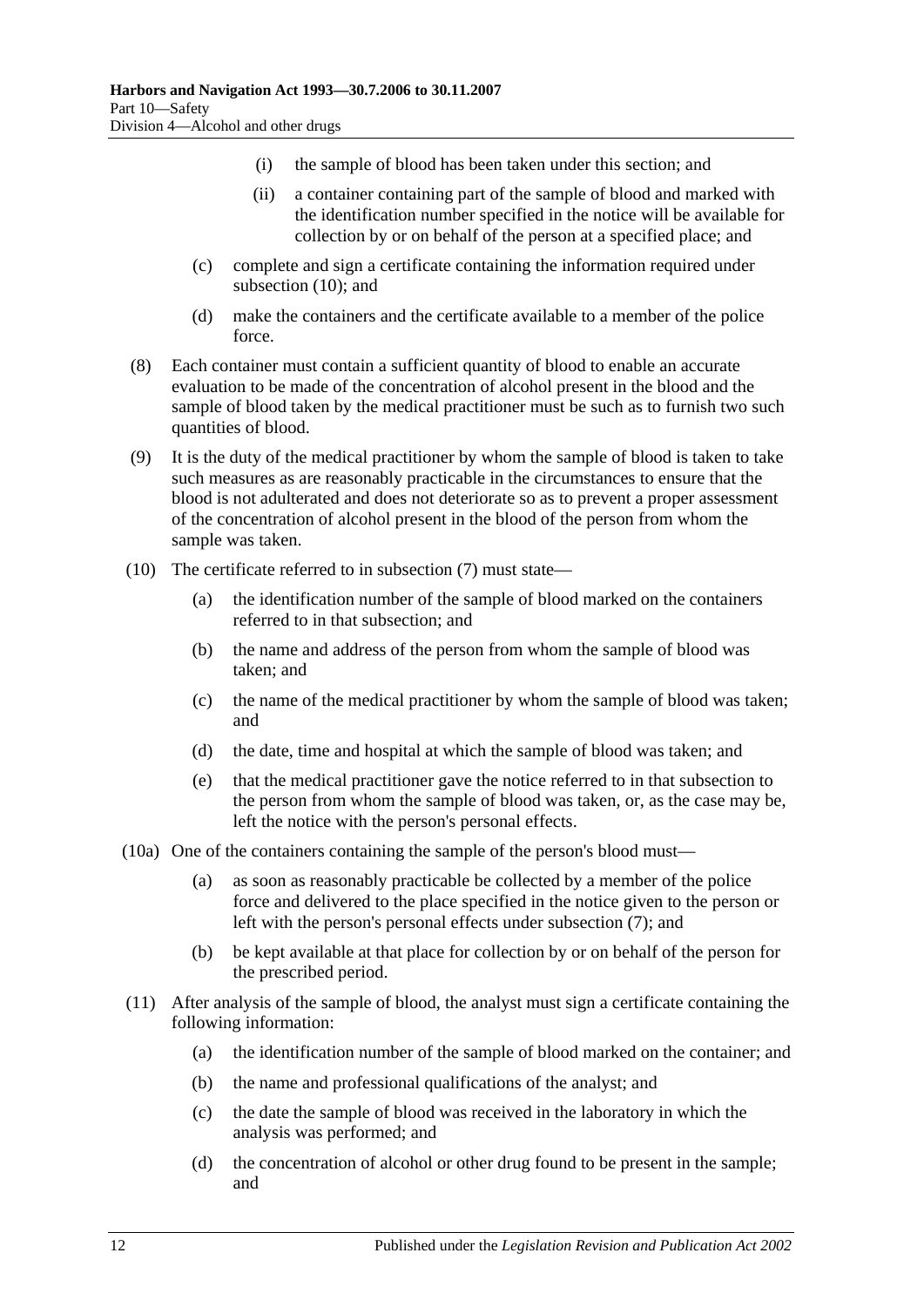(i) the sample of blood has been taken under this section; and

(ii) a container containing part of the sample of blood and marked with the identification number specified in the notice will be available for collection by or on behalf of the person at a specified place; and

(c) complete and sign a certificate containing the information required under subsection (10); and

(d) make the containers and the certificate available to a member of the police force.

(8) Each container must contain a sufficient quantity of blood to enable an accurate evaluation to be made of the concentration of alcohol present in the blood and the sample of blood taken by the medical practitioner must be such as to furnish two such quantities of blood.

(9) It is the duty of the medical practitioner by whom the sample of blood is taken to take such measures as are reasonably practicable in the circumstances to ensure that the blood is not adulterated and does not deteriorate so as to prevent a proper assessment of the concentration of alcohol present in the blood of the person from whom the sample was taken.

(10) The certificate referred to in subsection (7) must state—

(a) the identification number of the sample of blood marked on the containers referred to in that subsection; and

(b) the name and address of the person from whom the sample of blood was taken; and

(c) the name of the medical practitioner by whom the sample of blood was taken; and

(d) the date, time and hospital at which the sample of blood was taken; and

(e) that the medical practitioner gave the notice referred to in that subsection to the person from whom the sample of blood was taken, or, as the case may be, left the notice with the person's personal effects.

(10a) One of the containers containing the sample of the person's blood must—

(a) as soon as reasonably practicable be collected by a member of the police force and delivered to the place specified in the notice given to the person or left with the person's personal effects under subsection (7); and

(b) be kept available at that place for collection by or on behalf of the person for the prescribed period.

(11) After analysis of the sample of blood, the analyst must sign a certificate containing the following information:

(a) the identification number of the sample of blood marked on the container; and

(b) the name and professional qualifications of the analyst; and

(c) the date the sample of blood was received in the laboratory in which the analysis was performed; and

(d) the concentration of alcohol or other drug found to be present in the sample; and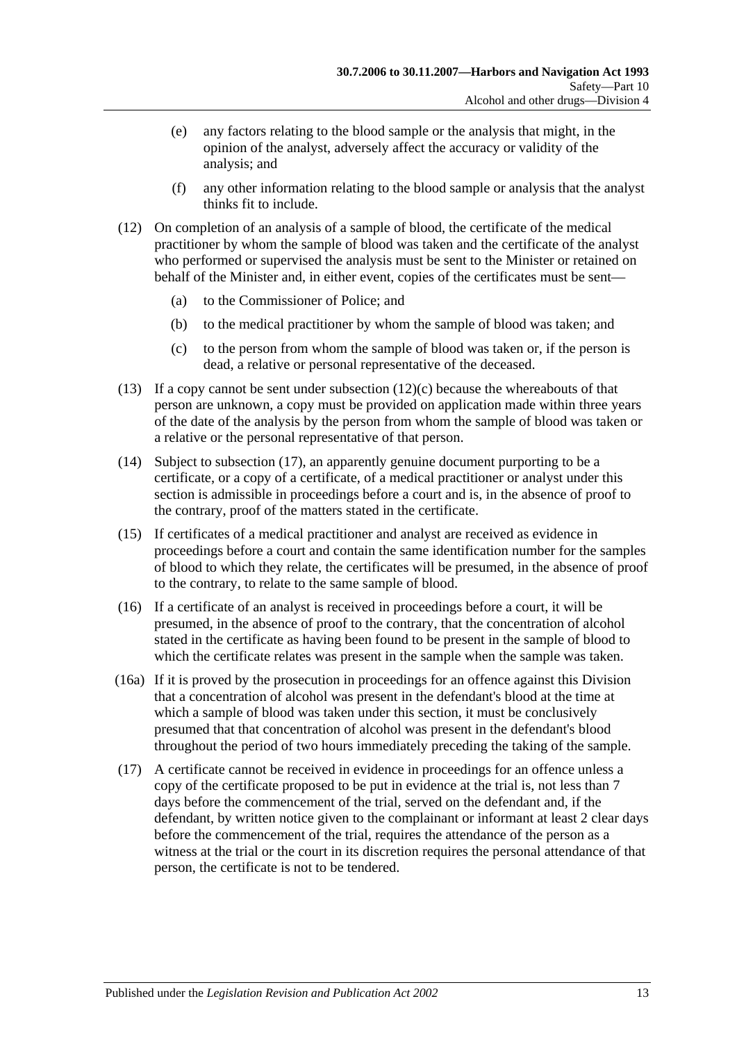(e) any factors relating to the blood sample or the analysis that might, in the opinion of the analyst, adversely affect the accuracy or validity of the analysis; and

(f) any other information relating to the blood sample or analysis that the analyst thinks fit to include.

(12) On completion of an analysis of a sample of blood, the certificate of the medical practitioner by whom the sample of blood was taken and the certificate of the analyst who performed or supervised the analysis must be sent to the Minister or retained on behalf of the Minister and, in either event, copies of the certificates must be sent—

(a) to the Commissioner of Police; and

(b) to the medical practitioner by whom the sample of blood was taken; and

(c) to the person from whom the sample of blood was taken or, if the person is dead, a relative or personal representative of the deceased.

(13) If a copy cannot be sent under subsection (12)(c) because the whereabouts of that person are unknown, a copy must be provided on application made within three years of the date of the analysis by the person from whom the sample of blood was taken or a relative or the personal representative of that person.

(14) Subject to subsection (17), an apparently genuine document purporting to be a certificate, or a copy of a certificate, of a medical practitioner or analyst under this section is admissible in proceedings before a court and is, in the absence of proof to the contrary, proof of the matters stated in the certificate.

(15) If certificates of a medical practitioner and analyst are received as evidence in proceedings before a court and contain the same identification number for the samples of blood to which they relate, the certificates will be presumed, in the absence of proof to the contrary, to relate to the same sample of blood.

(16) If a certificate of an analyst is received in proceedings before a court, it will be presumed, in the absence of proof to the contrary, that the concentration of alcohol stated in the certificate as having been found to be present in the sample of blood to which the certificate relates was present in the sample when the sample was taken.

(16a) If it is proved by the prosecution in proceedings for an offence against this Division that a concentration of alcohol was present in the defendant's blood at the time at which a sample of blood was taken under this section, it must be conclusively presumed that that concentration of alcohol was present in the defendant's blood throughout the period of two hours immediately preceding the taking of the sample.

(17) A certificate cannot be received in evidence in proceedings for an offence unless a copy of the certificate proposed to be put in evidence at the trial is, not less than 7 days before the commencement of the trial, served on the defendant and, if the defendant, by written notice given to the complainant or informant at least 2 clear days before the commencement of the trial, requires the attendance of the person as a witness at the trial or the court in its discretion requires the personal attendance of that person, the certificate is not to be tendered.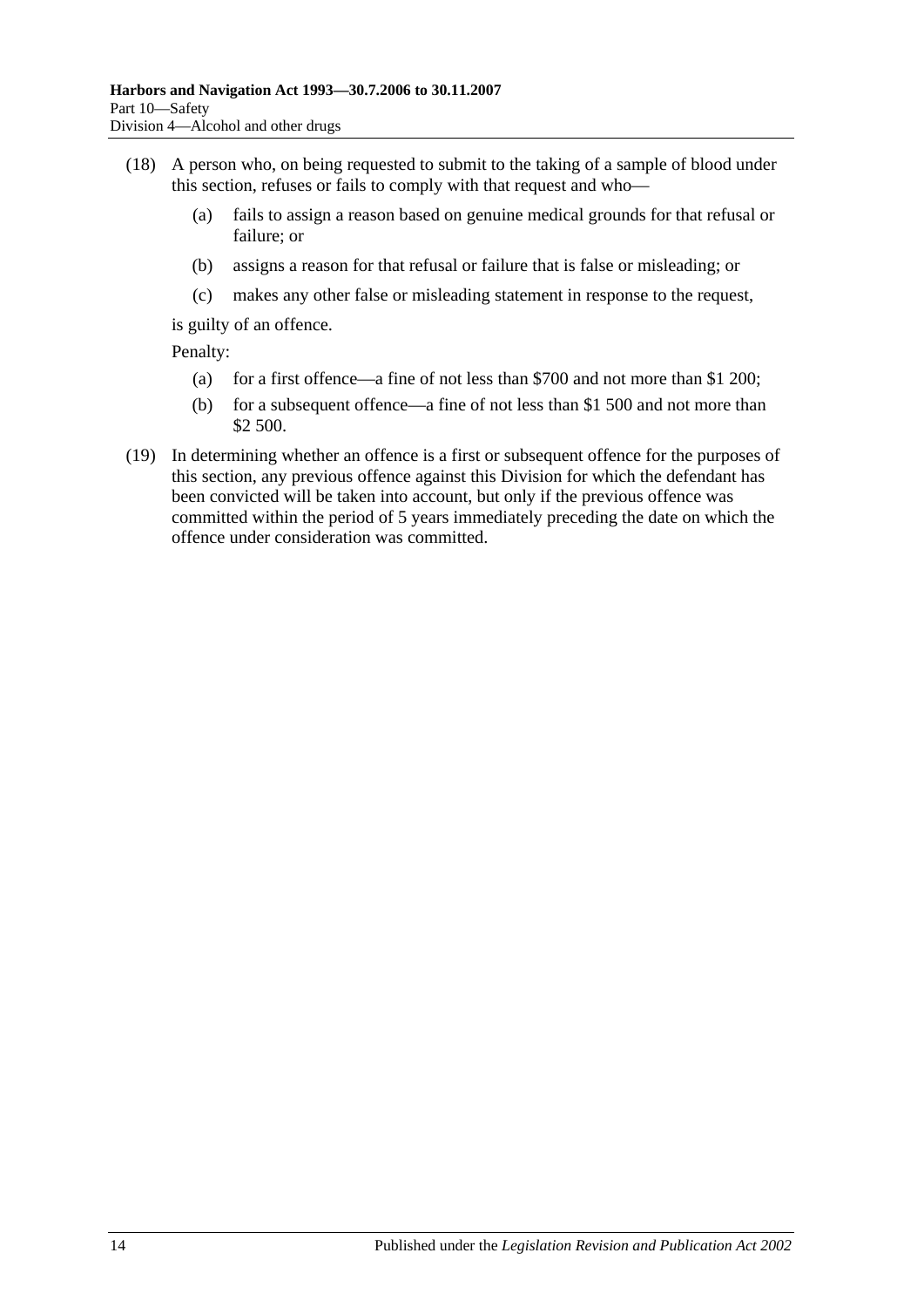(18) A person who, on being requested to submit to the taking of a sample of blood under this section, refuses or fails to comply with that request and who—

(a) fails to assign a reason based on genuine medical grounds for that refusal or failure; or

(b) assigns a reason for that refusal or failure that is false or misleading; or

(c) makes any other false or misleading statement in response to the request,

is guilty of an offence.

Penalty:

(a) for a first offence—a fine of not less than $700 and not more than $1 200;

(b) for a subsequent offence—a fine of not less than $1 500 and not more than $2 500.

(19) In determining whether an offence is a first or subsequent offence for the purposes of this section, any previous offence against this Division for which the defendant has been convicted will be taken into account, but only if the previous offence was committed within the period of 5 years immediately preceding the date on which the offence under consideration was committed.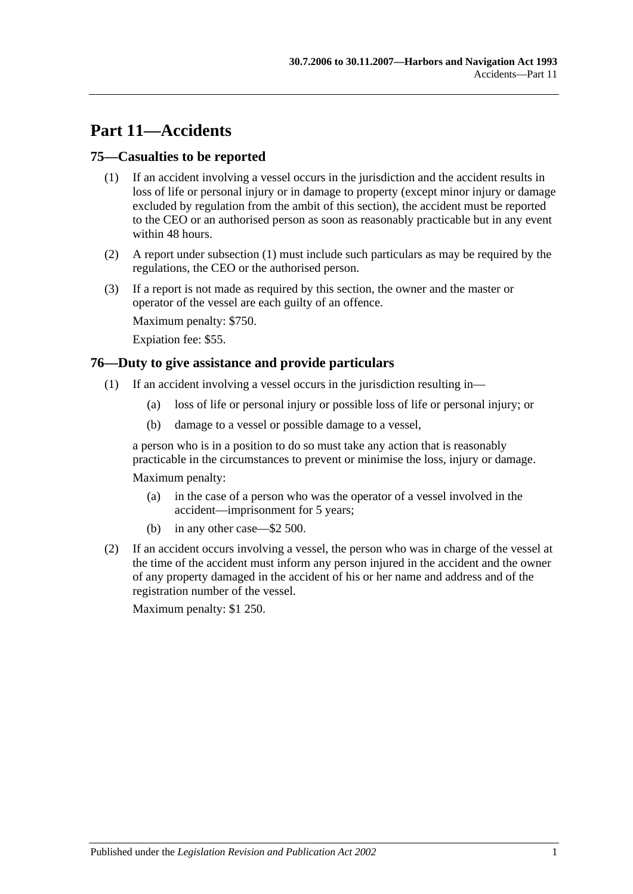# Part 11—Accidents

## 75—Casualties to be reported

(1) If an accident involving a vessel occurs in the jurisdiction and the accident results in loss of life or personal injury or in damage to property (except minor injury or damage excluded by regulation from the ambit of this section), the accident must be reported to the CEO or an authorised person as soon as reasonably practicable but in any event within 48 hours.

(2) A report under subsection (1) must include such particulars as may be required by the regulations, the CEO or the authorised person.

(3) If a report is not made as required by this section, the owner and the master or operator of the vessel are each guilty of an offence.

Maximum penalty: $750.

Expiation fee: $55.

## 76—Duty to give assistance and provide particulars

(1) If an accident involving a vessel occurs in the jurisdiction resulting in—

(a) loss of life or personal injury or possible loss of life or personal injury; or

(b) damage to a vessel or possible damage to a vessel,

a person who is in a position to do so must take any action that is reasonably practicable in the circumstances to prevent or minimise the loss, injury or damage.

Maximum penalty:

(a) in the case of a person who was the operator of a vessel involved in the accident—imprisonment for 5 years;

(b) in any other case—$2 500.

(2) If an accident occurs involving a vessel, the person who was in charge of the vessel at the time of the accident must inform any person injured in the accident and the owner of any property damaged in the accident of his or her name and address and of the registration number of the vessel.

Maximum penalty: $1 250.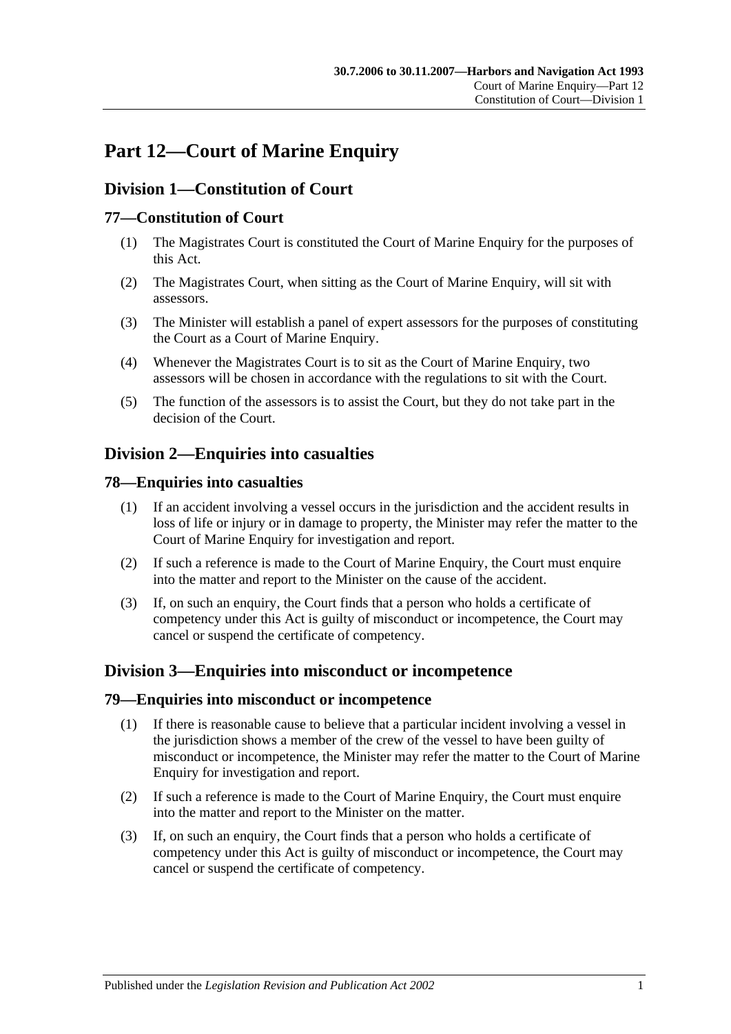# Part 12—Court of Marine Enquiry

## Division 1—Constitution of Court

### 77—Constitution of Court

(1) The Magistrates Court is constituted the Court of Marine Enquiry for the purposes of this Act.

(2) The Magistrates Court, when sitting as the Court of Marine Enquiry, will sit with assessors.

(3) The Minister will establish a panel of expert assessors for the purposes of constituting the Court as a Court of Marine Enquiry.

(4) Whenever the Magistrates Court is to sit as the Court of Marine Enquiry, two assessors will be chosen in accordance with the regulations to sit with the Court.

(5) The function of the assessors is to assist the Court, but they do not take part in the decision of the Court.

## Division 2—Enquiries into casualties

### 78—Enquiries into casualties

(1) If an accident involving a vessel occurs in the jurisdiction and the accident results in loss of life or injury or in damage to property, the Minister may refer the matter to the Court of Marine Enquiry for investigation and report.

(2) If such a reference is made to the Court of Marine Enquiry, the Court must enquire into the matter and report to the Minister on the cause of the accident.

(3) If, on such an enquiry, the Court finds that a person who holds a certificate of competency under this Act is guilty of misconduct or incompetence, the Court may cancel or suspend the certificate of competency.

## Division 3—Enquiries into misconduct or incompetence

### 79—Enquiries into misconduct or incompetence

(1) If there is reasonable cause to believe that a particular incident involving a vessel in the jurisdiction shows a member of the crew of the vessel to have been guilty of misconduct or incompetence, the Minister may refer the matter to the Court of Marine Enquiry for investigation and report.

(2) If such a reference is made to the Court of Marine Enquiry, the Court must enquire into the matter and report to the Minister on the matter.

(3) If, on such an enquiry, the Court finds that a person who holds a certificate of competency under this Act is guilty of misconduct or incompetence, the Court may cancel or suspend the certificate of competency.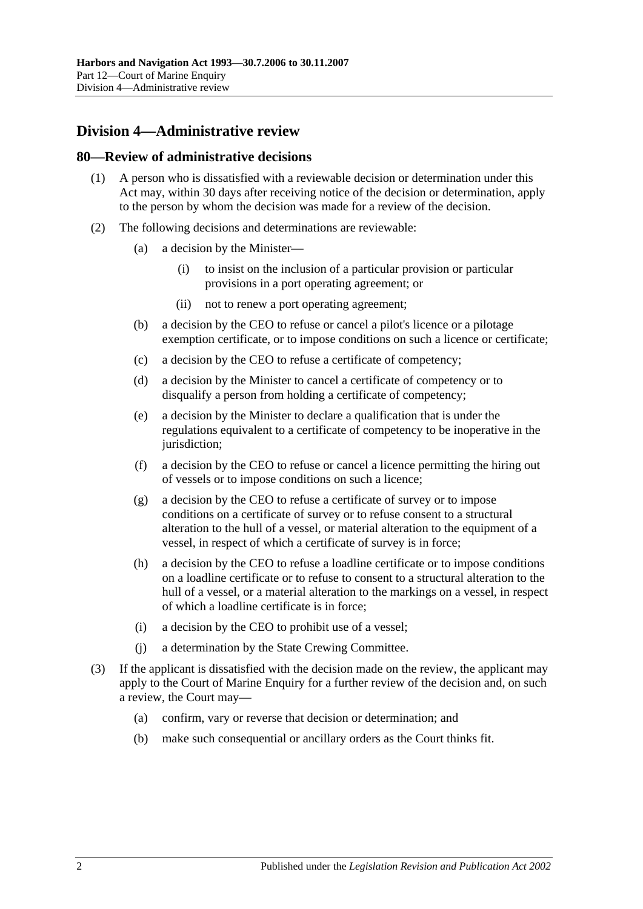## Division 4—Administrative review

### 80—Review of administrative decisions

(1) A person who is dissatisfied with a reviewable decision or determination under this Act may, within 30 days after receiving notice of the decision or determination, apply to the person by whom the decision was made for a review of the decision.

(2) The following decisions and determinations are reviewable:

- (a) a decision by the Minister—
  - (i) to insist on the inclusion of a particular provision or particular provisions in a port operating agreement; or
  - (ii) not to renew a port operating agreement;
- (b) a decision by the CEO to refuse or cancel a pilot's licence or a pilotage exemption certificate, or to impose conditions on such a licence or certificate;
- (c) a decision by the CEO to refuse a certificate of competency;
- (d) a decision by the Minister to cancel a certificate of competency or to disqualify a person from holding a certificate of competency;
- (e) a decision by the Minister to declare a qualification that is under the regulations equivalent to a certificate of competency to be inoperative in the jurisdiction;
- (f) a decision by the CEO to refuse or cancel a licence permitting the hiring out of vessels or to impose conditions on such a licence;
- (g) a decision by the CEO to refuse a certificate of survey or to impose conditions on a certificate of survey or to refuse consent to a structural alteration to the hull of a vessel, or material alteration to the equipment of a vessel, in respect of which a certificate of survey is in force;
- (h) a decision by the CEO to refuse a loadline certificate or to impose conditions on a loadline certificate or to refuse to consent to a structural alteration to the hull of a vessel, or a material alteration to the markings on a vessel, in respect of which a loadline certificate is in force;
- (i) a decision by the CEO to prohibit use of a vessel;
- (j) a determination by the State Crewing Committee.

(3) If the applicant is dissatisfied with the decision made on the review, the applicant may apply to the Court of Marine Enquiry for a further review of the decision and, on such a review, the Court may—

- (a) confirm, vary or reverse that decision or determination; and
- (b) make such consequential or ancillary orders as the Court thinks fit.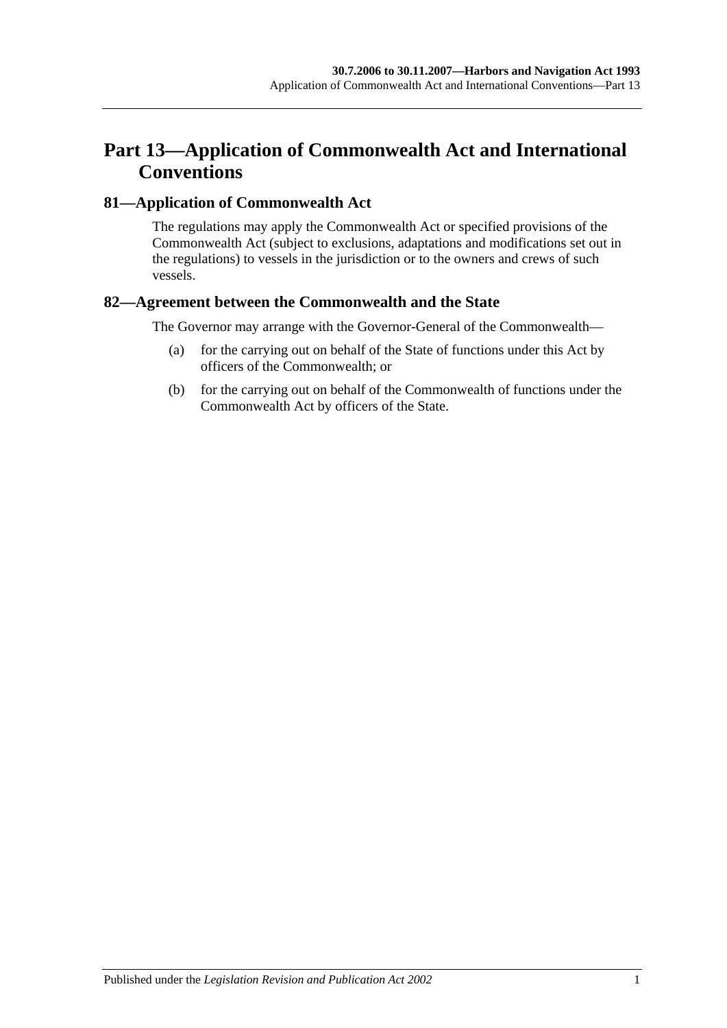# Part 13—Application of Commonwealth Act and International Conventions

## 81—Application of Commonwealth Act

The regulations may apply the Commonwealth Act or specified provisions of the Commonwealth Act (subject to exclusions, adaptations and modifications set out in the regulations) to vessels in the jurisdiction or to the owners and crews of such vessels.

## 82—Agreement between the Commonwealth and the State

The Governor may arrange with the Governor-General of the Commonwealth—

(a) for the carrying out on behalf of the State of functions under this Act by officers of the Commonwealth; or

(b) for the carrying out on behalf of the Commonwealth of functions under the Commonwealth Act by officers of the State.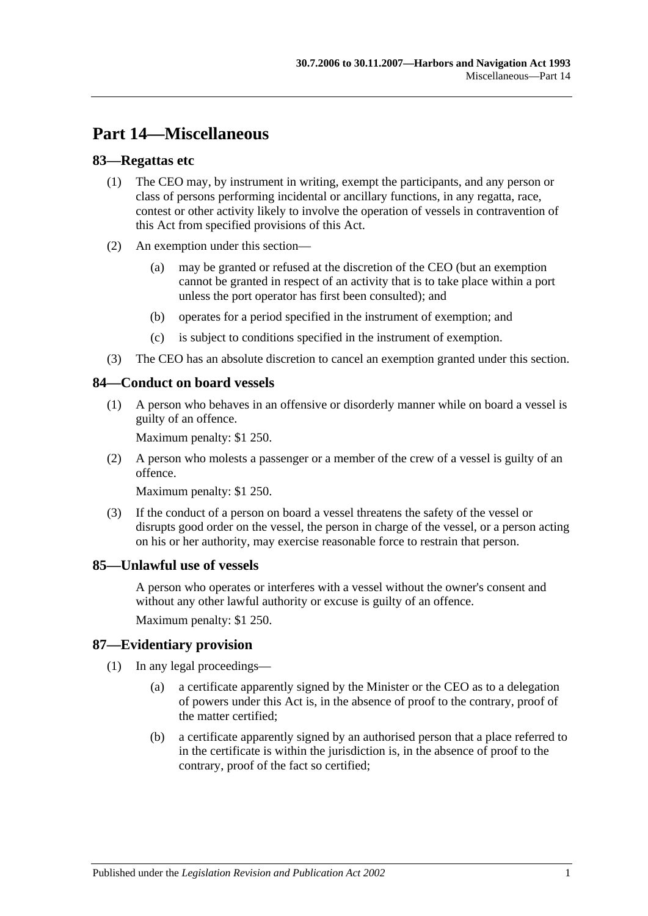# Part 14—Miscellaneous

## 83—Regattas etc

(1) The CEO may, by instrument in writing, exempt the participants, and any person or class of persons performing incidental or ancillary functions, in any regatta, race, contest or other activity likely to involve the operation of vessels in contravention of this Act from specified provisions of this Act.

(2) An exemption under this section—

(a) may be granted or refused at the discretion of the CEO (but an exemption cannot be granted in respect of an activity that is to take place within a port unless the port operator has first been consulted); and

(b) operates for a period specified in the instrument of exemption; and

(c) is subject to conditions specified in the instrument of exemption.

(3) The CEO has an absolute discretion to cancel an exemption granted under this section.

## 84—Conduct on board vessels

(1) A person who behaves in an offensive or disorderly manner while on board a vessel is guilty of an offence.

Maximum penalty: $1 250.

(2) A person who molests a passenger or a member of the crew of a vessel is guilty of an offence.

Maximum penalty: $1 250.

(3) If the conduct of a person on board a vessel threatens the safety of the vessel or disrupts good order on the vessel, the person in charge of the vessel, or a person acting on his or her authority, may exercise reasonable force to restrain that person.

## 85—Unlawful use of vessels

A person who operates or interferes with a vessel without the owner's consent and without any other lawful authority or excuse is guilty of an offence.

Maximum penalty: $1 250.

## 87—Evidentiary provision

(1) In any legal proceedings—

(a) a certificate apparently signed by the Minister or the CEO as to a delegation of powers under this Act is, in the absence of proof to the contrary, proof of the matter certified;

(b) a certificate apparently signed by an authorised person that a place referred to in the certificate is within the jurisdiction is, in the absence of proof to the contrary, proof of the fact so certified;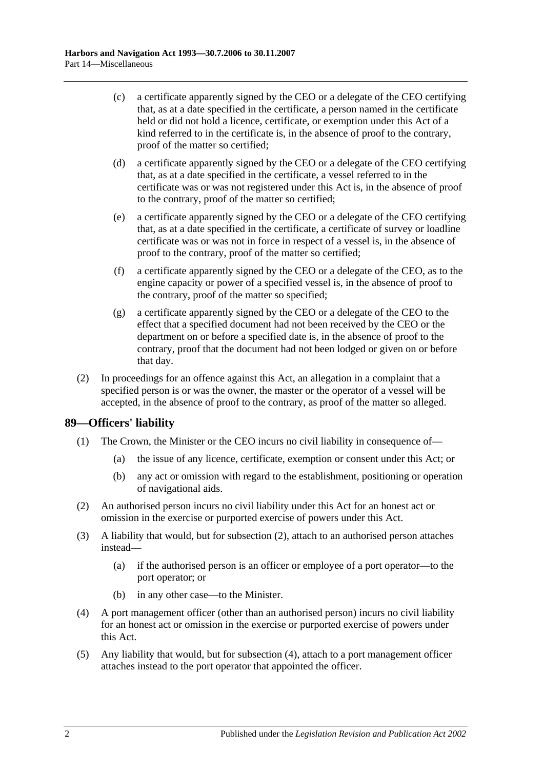(c) a certificate apparently signed by the CEO or a delegate of the CEO certifying that, as at a date specified in the certificate, a person named in the certificate held or did not hold a licence, certificate, or exemption under this Act of a kind referred to in the certificate is, in the absence of proof to the contrary, proof of the matter so certified;

(d) a certificate apparently signed by the CEO or a delegate of the CEO certifying that, as at a date specified in the certificate, a vessel referred to in the certificate was or was not registered under this Act is, in the absence of proof to the contrary, proof of the matter so certified;

(e) a certificate apparently signed by the CEO or a delegate of the CEO certifying that, as at a date specified in the certificate, a certificate of survey or loadline certificate was or was not in force in respect of a vessel is, in the absence of proof to the contrary, proof of the matter so certified;

(f) a certificate apparently signed by the CEO or a delegate of the CEO, as to the engine capacity or power of a specified vessel is, in the absence of proof to the contrary, proof of the matter so specified;

(g) a certificate apparently signed by the CEO or a delegate of the CEO to the effect that a specified document had not been received by the CEO or the department on or before a specified date is, in the absence of proof to the contrary, proof that the document had not been lodged or given on or before that day.

(2) In proceedings for an offence against this Act, an allegation in a complaint that a specified person is or was the owner, the master or the operator of a vessel will be accepted, in the absence of proof to the contrary, as proof of the matter so alleged.

## 89—Officers' liability

(1) The Crown, the Minister or the CEO incurs no civil liability in consequence of—

(a) the issue of any licence, certificate, exemption or consent under this Act; or

(b) any act or omission with regard to the establishment, positioning or operation of navigational aids.

(2) An authorised person incurs no civil liability under this Act for an honest act or omission in the exercise or purported exercise of powers under this Act.

(3) A liability that would, but for subsection (2), attach to an authorised person attaches instead—

(a) if the authorised person is an officer or employee of a port operator—to the port operator; or

(b) in any other case—to the Minister.

(4) A port management officer (other than an authorised person) incurs no civil liability for an honest act or omission in the exercise or purported exercise of powers under this Act.

(5) Any liability that would, but for subsection (4), attach to a port management officer attaches instead to the port operator that appointed the officer.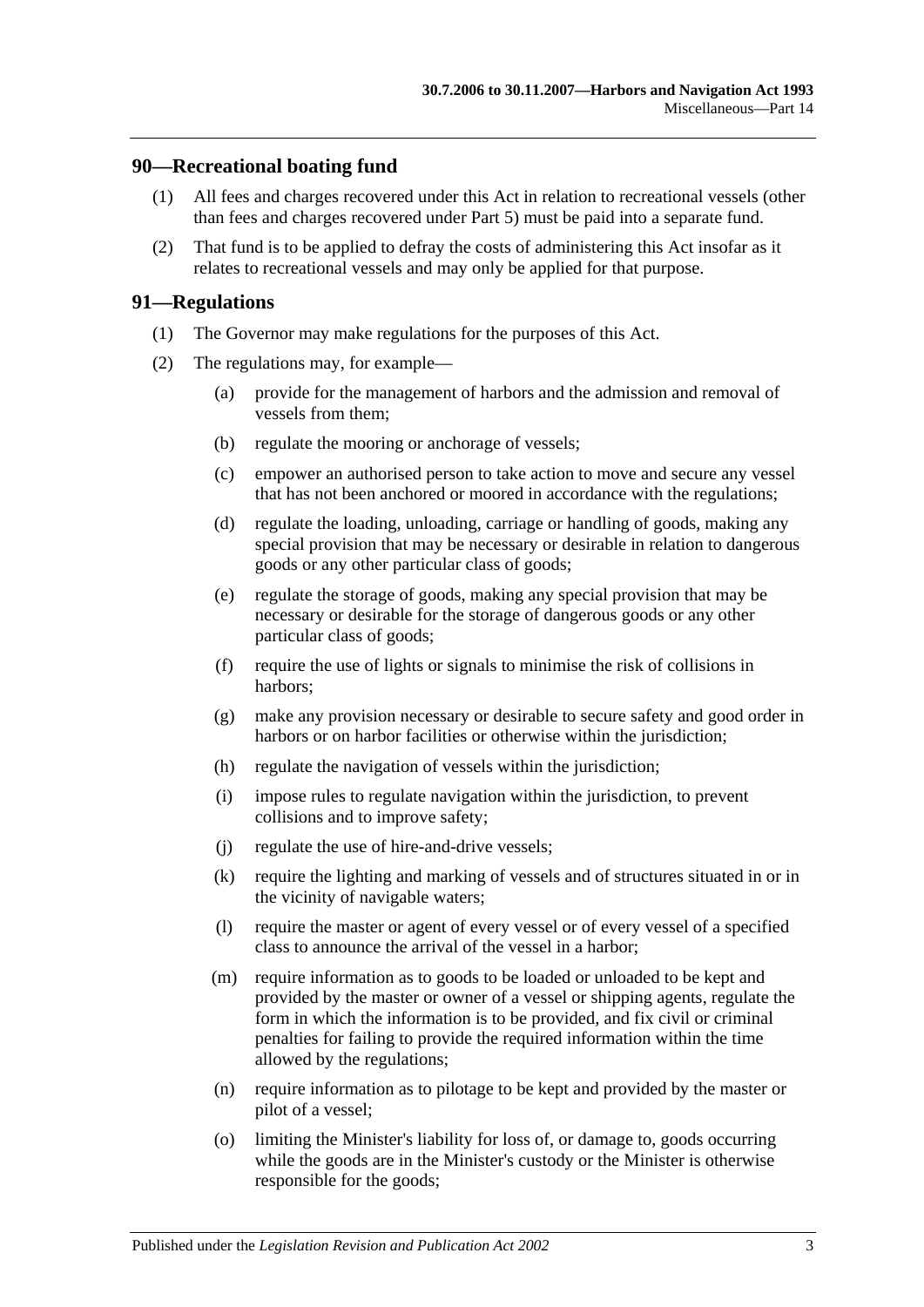## 90—Recreational boating fund

(1) All fees and charges recovered under this Act in relation to recreational vessels (other than fees and charges recovered under Part 5) must be paid into a separate fund.

(2) That fund is to be applied to defray the costs of administering this Act insofar as it relates to recreational vessels and may only be applied for that purpose.

## 91—Regulations

(1) The Governor may make regulations for the purposes of this Act.

(2) The regulations may, for example—

(a) provide for the management of harbors and the admission and removal of vessels from them;

(b) regulate the mooring or anchorage of vessels;

(c) empower an authorised person to take action to move and secure any vessel that has not been anchored or moored in accordance with the regulations;

(d) regulate the loading, unloading, carriage or handling of goods, making any special provision that may be necessary or desirable in relation to dangerous goods or any other particular class of goods;

(e) regulate the storage of goods, making any special provision that may be necessary or desirable for the storage of dangerous goods or any other particular class of goods;

(f) require the use of lights or signals to minimise the risk of collisions in harbors;

(g) make any provision necessary or desirable to secure safety and good order in harbors or on harbor facilities or otherwise within the jurisdiction;

(h) regulate the navigation of vessels within the jurisdiction;

(i) impose rules to regulate navigation within the jurisdiction, to prevent collisions and to improve safety;

(j) regulate the use of hire-and-drive vessels;

(k) require the lighting and marking of vessels and of structures situated in or in the vicinity of navigable waters;

(l) require the master or agent of every vessel or of every vessel of a specified class to announce the arrival of the vessel in a harbor;

(m) require information as to goods to be loaded or unloaded to be kept and provided by the master or owner of a vessel or shipping agents, regulate the form in which the information is to be provided, and fix civil or criminal penalties for failing to provide the required information within the time allowed by the regulations;

(n) require information as to pilotage to be kept and provided by the master or pilot of a vessel;

(o) limiting the Minister's liability for loss of, or damage to, goods occurring while the goods are in the Minister's custody or the Minister is otherwise responsible for the goods;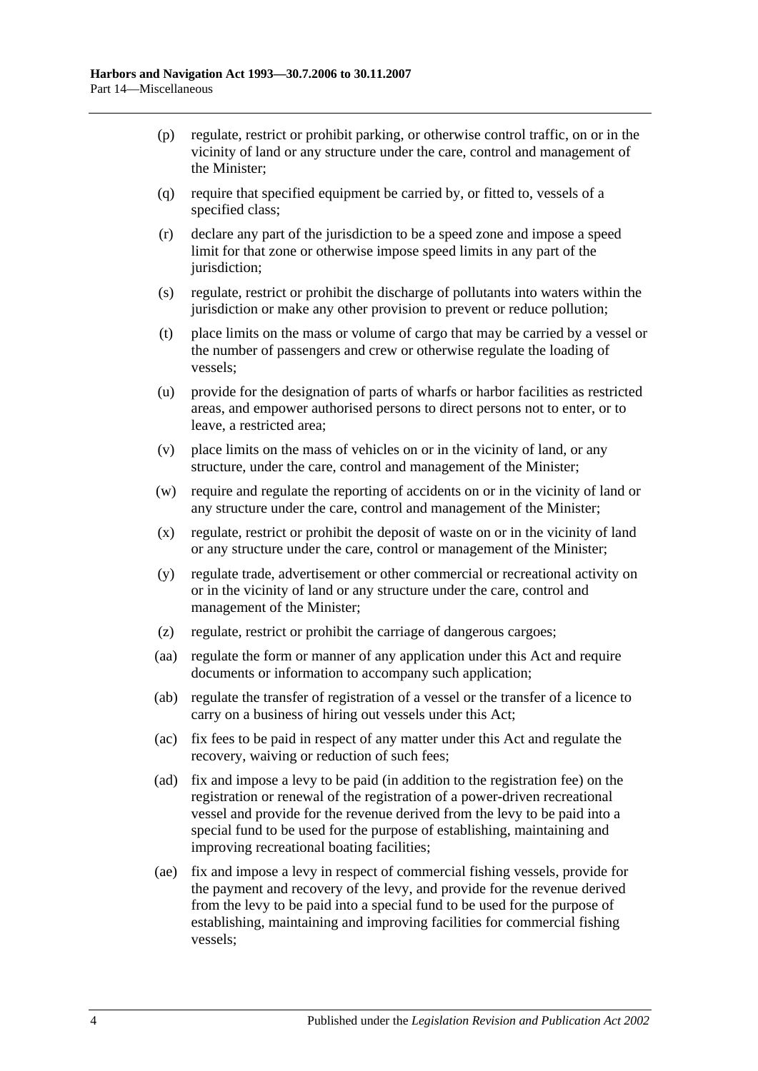(p) regulate, restrict or prohibit parking, or otherwise control traffic, on or in the vicinity of land or any structure under the care, control and management of the Minister;

(q) require that specified equipment be carried by, or fitted to, vessels of a specified class;

(r) declare any part of the jurisdiction to be a speed zone and impose a speed limit for that zone or otherwise impose speed limits in any part of the jurisdiction;

(s) regulate, restrict or prohibit the discharge of pollutants into waters within the jurisdiction or make any other provision to prevent or reduce pollution;

(t) place limits on the mass or volume of cargo that may be carried by a vessel or the number of passengers and crew or otherwise regulate the loading of vessels;

(u) provide for the designation of parts of wharfs or harbor facilities as restricted areas, and empower authorised persons to direct persons not to enter, or to leave, a restricted area;

(v) place limits on the mass of vehicles on or in the vicinity of land, or any structure, under the care, control and management of the Minister;

(w) require and regulate the reporting of accidents on or in the vicinity of land or any structure under the care, control and management of the Minister;

(x) regulate, restrict or prohibit the deposit of waste on or in the vicinity of land or any structure under the care, control or management of the Minister;

(y) regulate trade, advertisement or other commercial or recreational activity on or in the vicinity of land or any structure under the care, control and management of the Minister;

(z) regulate, restrict or prohibit the carriage of dangerous cargoes;

(aa) regulate the form or manner of any application under this Act and require documents or information to accompany such application;

(ab) regulate the transfer of registration of a vessel or the transfer of a licence to carry on a business of hiring out vessels under this Act;

(ac) fix fees to be paid in respect of any matter under this Act and regulate the recovery, waiving or reduction of such fees;

(ad) fix and impose a levy to be paid (in addition to the registration fee) on the registration or renewal of the registration of a power-driven recreational vessel and provide for the revenue derived from the levy to be paid into a special fund to be used for the purpose of establishing, maintaining and improving recreational boating facilities;

(ae) fix and impose a levy in respect of commercial fishing vessels, provide for the payment and recovery of the levy, and provide for the revenue derived from the levy to be paid into a special fund to be used for the purpose of establishing, maintaining and improving facilities for commercial fishing vessels;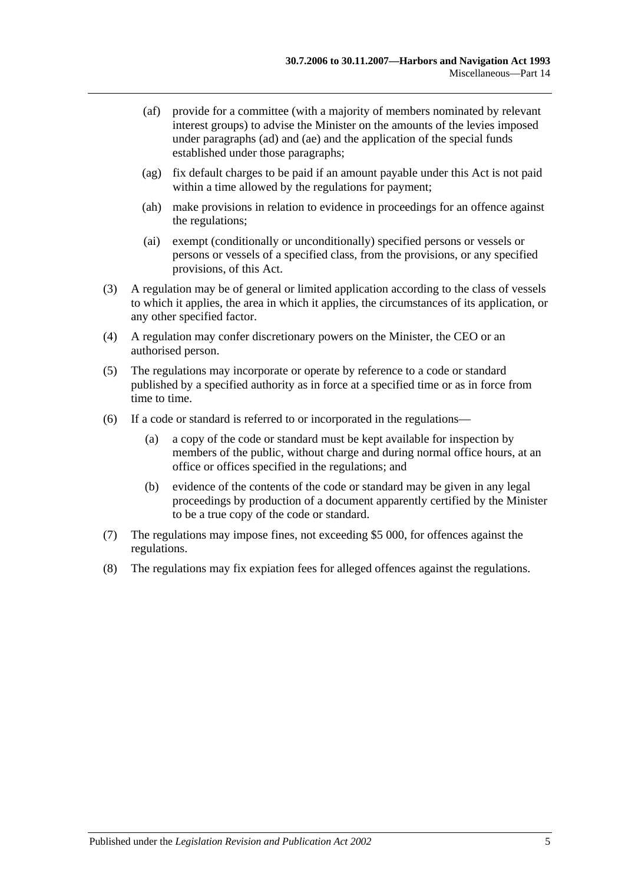(af) provide for a committee (with a majority of members nominated by relevant interest groups) to advise the Minister on the amounts of the levies imposed under paragraphs (ad) and (ae) and the application of the special funds established under those paragraphs;

(ag) fix default charges to be paid if an amount payable under this Act is not paid within a time allowed by the regulations for payment;

(ah) make provisions in relation to evidence in proceedings for an offence against the regulations;

(ai) exempt (conditionally or unconditionally) specified persons or vessels or persons or vessels of a specified class, from the provisions, or any specified provisions, of this Act.

(3) A regulation may be of general or limited application according to the class of vessels to which it applies, the area in which it applies, the circumstances of its application, or any other specified factor.

(4) A regulation may confer discretionary powers on the Minister, the CEO or an authorised person.

(5) The regulations may incorporate or operate by reference to a code or standard published by a specified authority as in force at a specified time or as in force from time to time.

(6) If a code or standard is referred to or incorporated in the regulations—

(a) a copy of the code or standard must be kept available for inspection by members of the public, without charge and during normal office hours, at an office or offices specified in the regulations; and

(b) evidence of the contents of the code or standard may be given in any legal proceedings by production of a document apparently certified by the Minister to be a true copy of the code or standard.

(7) The regulations may impose fines, not exceeding $5 000, for offences against the regulations.

(8) The regulations may fix expiation fees for alleged offences against the regulations.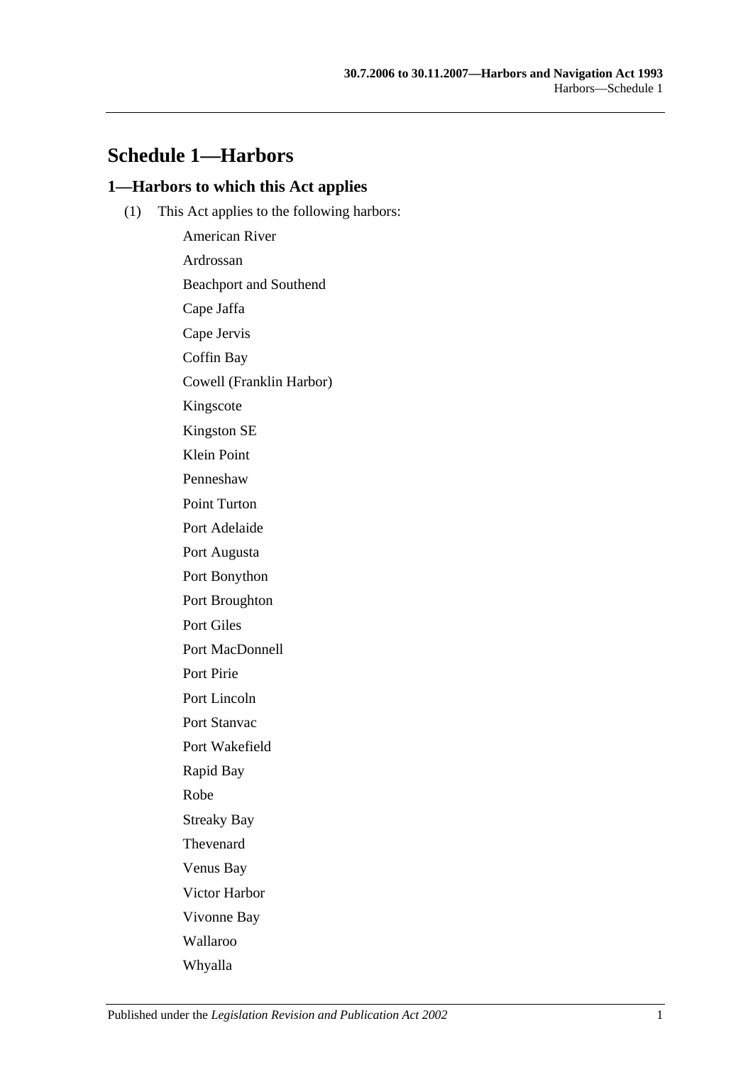# Schedule 1—Harbors

## 1—Harbors to which this Act applies

(1) This Act applies to the following harbors:

American River

Ardrossan

Beachport and Southend

Cape Jaffa

Cape Jervis

Coffin Bay

Cowell (Franklin Harbor)

Kingscote

Kingston SE

Klein Point

Penneshaw

Point Turton

Port Adelaide

Port Augusta

Port Bonython

Port Broughton

Port Giles

Port MacDonnell

Port Pirie

Port Lincoln

Port Stanvac

Port Wakefield

Rapid Bay

Robe

Streaky Bay

Thevenard

Venus Bay

Victor Harbor

Vivonne Bay

Wallaroo

Whyalla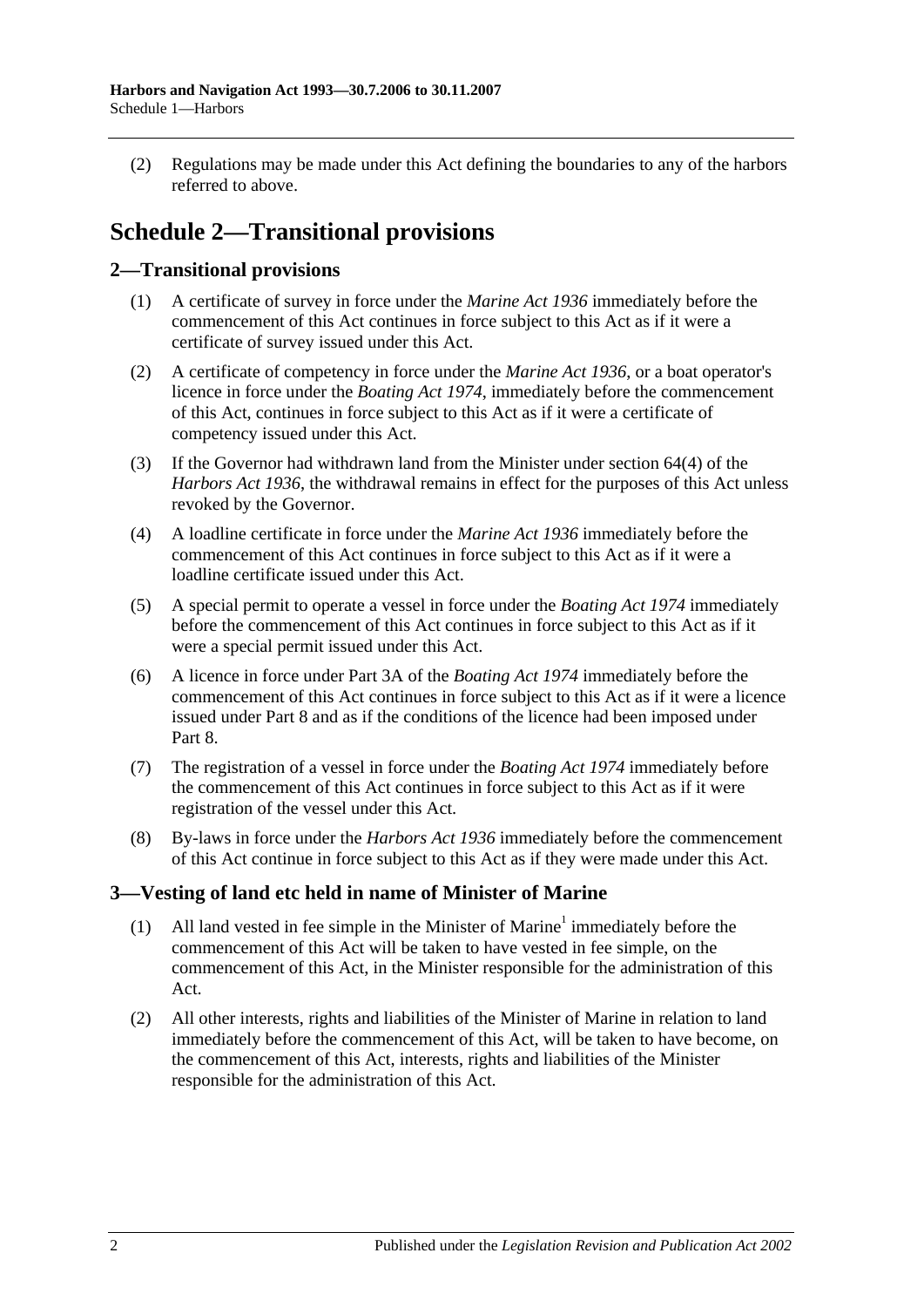(2) Regulations may be made under this Act defining the boundaries to any of the harbors referred to above.

# Schedule 2—Transitional provisions

## 2—Transitional provisions

(1) A certificate of survey in force under the *Marine Act 1936* immediately before the commencement of this Act continues in force subject to this Act as if it were a certificate of survey issued under this Act.

(2) A certificate of competency in force under the *Marine Act 1936*, or a boat operator's licence in force under the *Boating Act 1974*, immediately before the commencement of this Act, continues in force subject to this Act as if it were a certificate of competency issued under this Act.

(3) If the Governor had withdrawn land from the Minister under section 64(4) of the *Harbors Act 1936*, the withdrawal remains in effect for the purposes of this Act unless revoked by the Governor.

(4) A loadline certificate in force under the *Marine Act 1936* immediately before the commencement of this Act continues in force subject to this Act as if it were a loadline certificate issued under this Act.

(5) A special permit to operate a vessel in force under the *Boating Act 1974* immediately before the commencement of this Act continues in force subject to this Act as if it were a special permit issued under this Act.

(6) A licence in force under Part 3A of the *Boating Act 1974* immediately before the commencement of this Act continues in force subject to this Act as if it were a licence issued under Part 8 and as if the conditions of the licence had been imposed under Part 8.

(7) The registration of a vessel in force under the *Boating Act 1974* immediately before the commencement of this Act continues in force subject to this Act as if it were registration of the vessel under this Act.

(8) By-laws in force under the *Harbors Act 1936* immediately before the commencement of this Act continue in force subject to this Act as if they were made under this Act.

## 3—Vesting of land etc held in name of Minister of Marine

(1) All land vested in fee simple in the Minister of Marine[1] immediately before the commencement of this Act will be taken to have vested in fee simple, on the commencement of this Act, in the Minister responsible for the administration of this Act.

(2) All other interests, rights and liabilities of the Minister of Marine in relation to land immediately before the commencement of this Act, will be taken to have become, on the commencement of this Act, interests, rights and liabilities of the Minister responsible for the administration of this Act.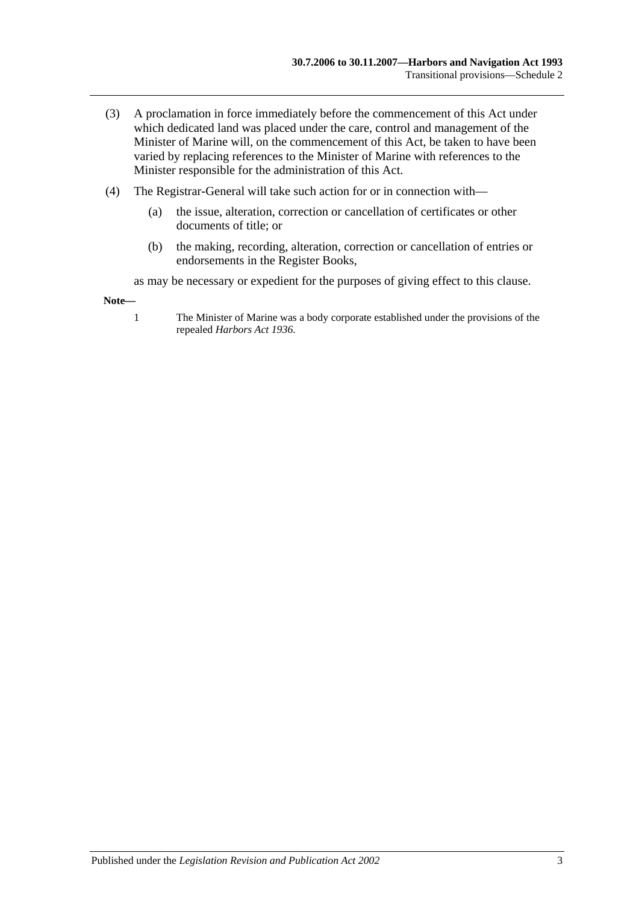(3) A proclamation in force immediately before the commencement of this Act under which dedicated land was placed under the care, control and management of the Minister of Marine will, on the commencement of this Act, be taken to have been varied by replacing references to the Minister of Marine with references to the Minister responsible for the administration of this Act.

(4) The Registrar-General will take such action for or in connection with—

(a) the issue, alteration, correction or cancellation of certificates or other documents of title; or

(b) the making, recording, alteration, correction or cancellation of entries or endorsements in the Register Books,

as may be necessary or expedient for the purposes of giving effect to this clause.

**Note—**

1 The Minister of Marine was a body corporate established under the provisions of the repealed *Harbors Act 1936*.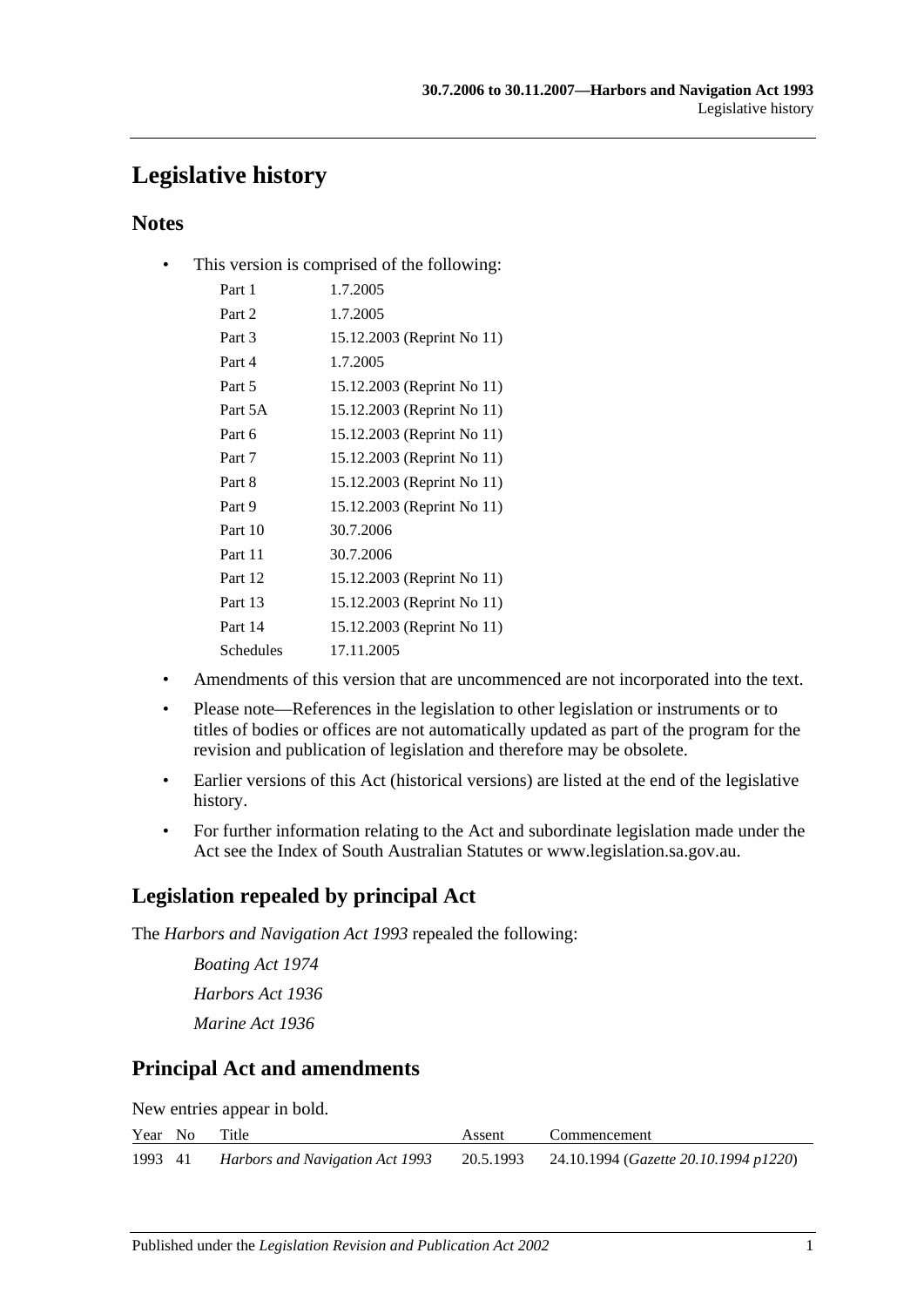# Legislative history

## Notes

- This version is comprised of the following:

| | |
|---|---|
| Part 1 | 1.7.2005 |
| Part 2 | 1.7.2005 |
| Part 3 | 15.12.2003 (Reprint No 11) |
| Part 4 | 1.7.2005 |
| Part 5 | 15.12.2003 (Reprint No 11) |
| Part 5A | 15.12.2003 (Reprint No 11) |
| Part 6 | 15.12.2003 (Reprint No 11) |
| Part 7 | 15.12.2003 (Reprint No 11) |
| Part 8 | 15.12.2003 (Reprint No 11) |
| Part 9 | 15.12.2003 (Reprint No 11) |
| Part 10 | 30.7.2006 |
| Part 11 | 30.7.2006 |
| Part 12 | 15.12.2003 (Reprint No 11) |
| Part 13 | 15.12.2003 (Reprint No 11) |
| Part 14 | 15.12.2003 (Reprint No 11) |
| Schedules | 17.11.2005 |

- Amendments of this version that are uncommenced are not incorporated into the text.
- Please note—References in the legislation to other legislation or instruments or to titles of bodies or offices are not automatically updated as part of the program for the revision and publication of legislation and therefore may be obsolete.
- Earlier versions of this Act (historical versions) are listed at the end of the legislative history.
- For further information relating to the Act and subordinate legislation made under the Act see the Index of South Australian Statutes or www.legislation.sa.gov.au.

## Legislation repealed by principal Act

The *Harbors and Navigation Act 1993* repealed the following:

*Boating Act 1974*

*Harbors Act 1936*

*Marine Act 1936*

## Principal Act and amendments

New entries appear in bold.

| Year | No | Title | Assent | Commencement |
|---|---|---|---|---|
| 1993 | 41 | *Harbors and Navigation Act 1993* | 20.5.1993 | 24.10.1994 (*Gazette 20.10.1994 p1220*) |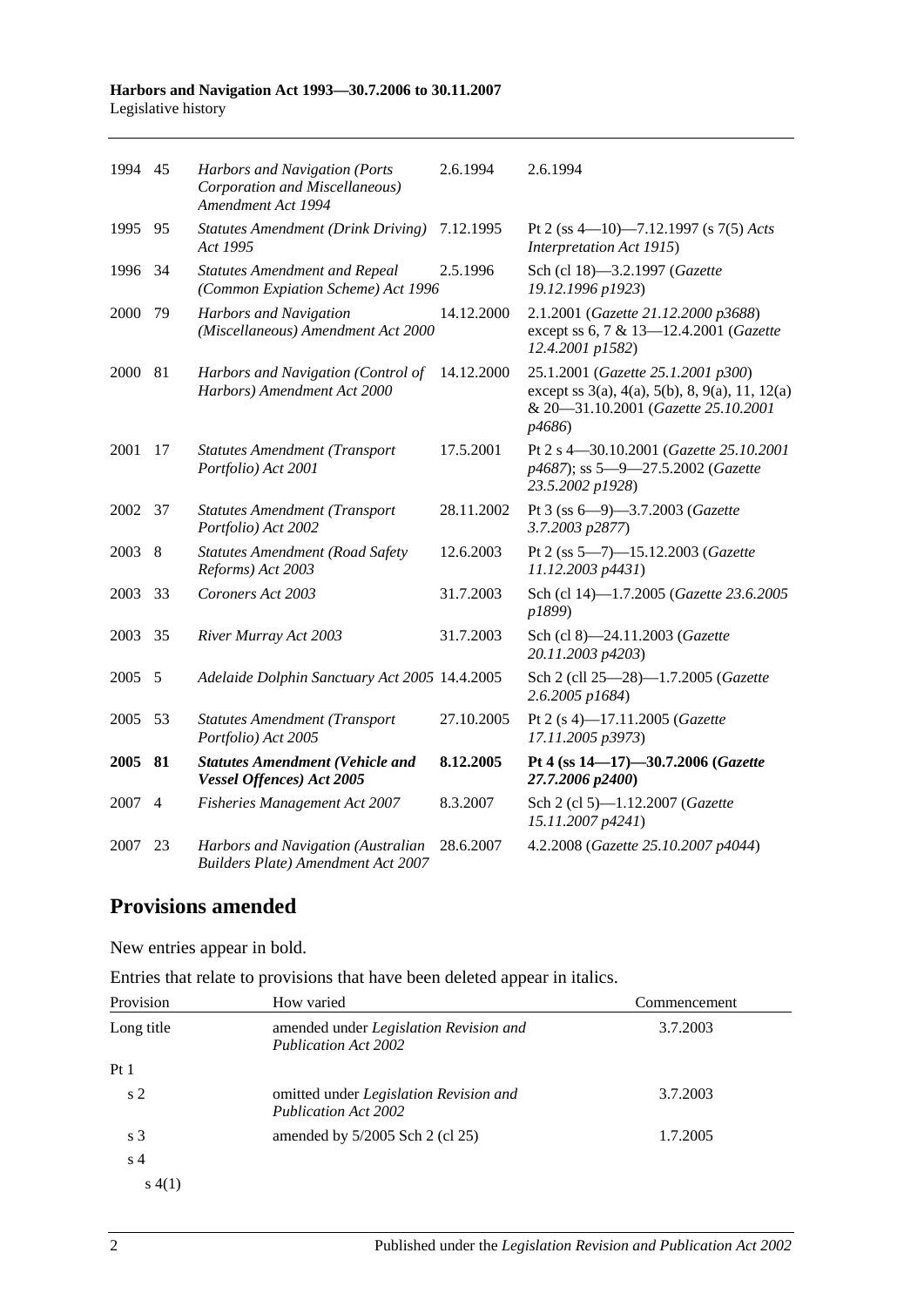| | | | | |
|---|---|---|---|---|
| 1994 | 45 | *Harbors and Navigation (Ports Corporation and Miscellaneous) Amendment Act 1994* | 2.6.1994 | 2.6.1994 |
| 1995 | 95 | *Statutes Amendment (Drink Driving) Act 1995* | 7.12.1995 | Pt 2 (ss 4—10)—7.12.1997 (s 7(5) *Acts Interpretation Act 1915*) |
| 1996 | 34 | *Statutes Amendment and Repeal (Common Expiation Scheme) Act 1996* | 2.5.1996 | Sch (cl 18)—3.2.1997 (*Gazette 19.12.1996 p1923*) |
| 2000 | 79 | *Harbors and Navigation (Miscellaneous) Amendment Act 2000* | 14.12.2000 | 2.1.2001 (*Gazette 21.12.2000 p3688*) except ss 6, 7 & 13—12.4.2001 (*Gazette 12.4.2001 p1582*) |
| 2000 | 81 | *Harbors and Navigation (Control of Harbors) Amendment Act 2000* | 14.12.2000 | 25.1.2001 (*Gazette 25.1.2001 p300*) except ss 3(a), 4(a), 5(b), 8, 9(a), 11, 12(a) & 20—31.10.2001 (*Gazette 25.10.2001 p4686*) |
| 2001 | 17 | *Statutes Amendment (Transport Portfolio) Act 2001* | 17.5.2001 | Pt 2 s 4—30.10.2001 (*Gazette 25.10.2001 p4687*); ss 5—9—27.5.2002 (*Gazette 23.5.2002 p1928*) |
| 2002 | 37 | *Statutes Amendment (Transport Portfolio) Act 2002* | 28.11.2002 | Pt 3 (ss 6—9)—3.7.2003 (*Gazette 3.7.2003 p2877*) |
| 2003 | 8 | *Statutes Amendment (Road Safety Reforms) Act 2003* | 12.6.2003 | Pt 2 (ss 5—7)—15.12.2003 (*Gazette 11.12.2003 p4431*) |
| 2003 | 33 | *Coroners Act 2003* | 31.7.2003 | Sch (cl 14)—1.7.2005 (*Gazette 23.6.2005 p1899*) |
| 2003 | 35 | *River Murray Act 2003* | 31.7.2003 | Sch (cl 8)—24.11.2003 (*Gazette 20.11.2003 p4203*) |
| 2005 | 5 | *Adelaide Dolphin Sanctuary Act 2005* | 14.4.2005 | Sch 2 (cll 25—28)—1.7.2005 (*Gazette 2.6.2005 p1684*) |
| 2005 | 53 | *Statutes Amendment (Transport Portfolio) Act 2005* | 27.10.2005 | Pt 2 (s 4)—17.11.2005 (*Gazette 17.11.2005 p3973*) |
| **2005** | **81** | ***Statutes Amendment (Vehicle and Vessel Offences) Act 2005*** | **8.12.2005** | **Pt 4 (ss 14—17)—30.7.2006 (*Gazette 27.7.2006 p2400*)** |
| 2007 | 4 | *Fisheries Management Act 2007* | 8.3.2007 | Sch 2 (cl 5)—1.12.2007 (*Gazette 15.11.2007 p4241*) |
| 2007 | 23 | *Harbors and Navigation (Australian Builders Plate) Amendment Act 2007* | 28.6.2007 | 4.2.2008 (*Gazette 25.10.2007 p4044*) |

## Provisions amended

New entries appear in bold.

Entries that relate to provisions that have been deleted appear in italics.

| Provision | How varied | Commencement |
|---|---|---|
| Long title | amended under *Legislation Revision and Publication Act 2002* | 3.7.2003 |
| Pt 1 | | |
| s 2 | omitted under *Legislation Revision and Publication Act 2002* | 3.7.2003 |
| s 3 | amended by 5/2005 Sch 2 (cl 25) | 1.7.2005 |
| s 4 | | |
| s 4(1) | | |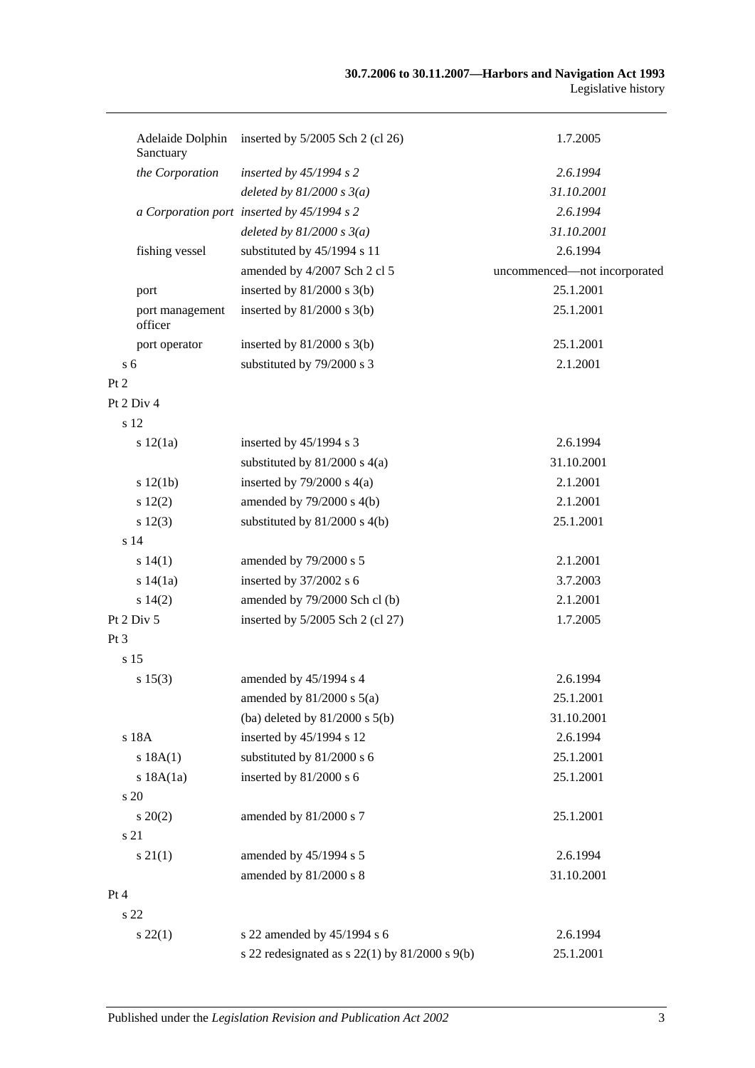| Provision | How varied | Commencement |
|---|---|---|
| Adelaide Dolphin Sanctuary | inserted by 5/2005 Sch 2 (cl 26) | 1.7.2005 |
| *the Corporation* | *inserted by 45/1994 s 2* | *2.6.1994* |
| | *deleted by 81/2000 s 3(a)* | *31.10.2001* |
| *a Corporation port* | *inserted by 45/1994 s 2* | *2.6.1994* |
| | *deleted by 81/2000 s 3(a)* | *31.10.2001* |
| fishing vessel | substituted by 45/1994 s 11 | 2.6.1994 |
| | amended by 4/2007 Sch 2 cl 5 | uncommenced—not incorporated |
| port | inserted by 81/2000 s 3(b) | 25.1.2001 |
| port management officer | inserted by 81/2000 s 3(b) | 25.1.2001 |
| port operator | inserted by 81/2000 s 3(b) | 25.1.2001 |
| s 6 | substituted by 79/2000 s 3 | 2.1.2001 |
| Pt 2 | | |
| Pt 2 Div 4 | | |
| s 12 | | |
| s 12(1a) | inserted by 45/1994 s 3 | 2.6.1994 |
| | substituted by 81/2000 s 4(a) | 31.10.2001 |
| s 12(1b) | inserted by 79/2000 s 4(a) | 2.1.2001 |
| s 12(2) | amended by 79/2000 s 4(b) | 2.1.2001 |
| s 12(3) | substituted by 81/2000 s 4(b) | 25.1.2001 |
| s 14 | | |
| s 14(1) | amended by 79/2000 s 5 | 2.1.2001 |
| s 14(1a) | inserted by 37/2002 s 6 | 3.7.2003 |
| s 14(2) | amended by 79/2000 Sch cl (b) | 2.1.2001 |
| Pt 2 Div 5 | inserted by 5/2005 Sch 2 (cl 27) | 1.7.2005 |
| Pt 3 | | |
| s 15 | | |
| s 15(3) | amended by 45/1994 s 4 | 2.6.1994 |
| | amended by 81/2000 s 5(a) | 25.1.2001 |
| | (ba) deleted by 81/2000 s 5(b) | 31.10.2001 |
| s 18A | inserted by 45/1994 s 12 | 2.6.1994 |
| s 18A(1) | substituted by 81/2000 s 6 | 25.1.2001 |
| s 18A(1a) | inserted by 81/2000 s 6 | 25.1.2001 |
| s 20 | | |
| s 20(2) | amended by 81/2000 s 7 | 25.1.2001 |
| s 21 | | |
| s 21(1) | amended by 45/1994 s 5 | 2.6.1994 |
| | amended by 81/2000 s 8 | 31.10.2001 |
| Pt 4 | | |
| s 22 | | |
| s 22(1) | s 22 amended by 45/1994 s 6 | 2.6.1994 |
| | s 22 redesignated as s 22(1) by 81/2000 s 9(b) | 25.1.2001 |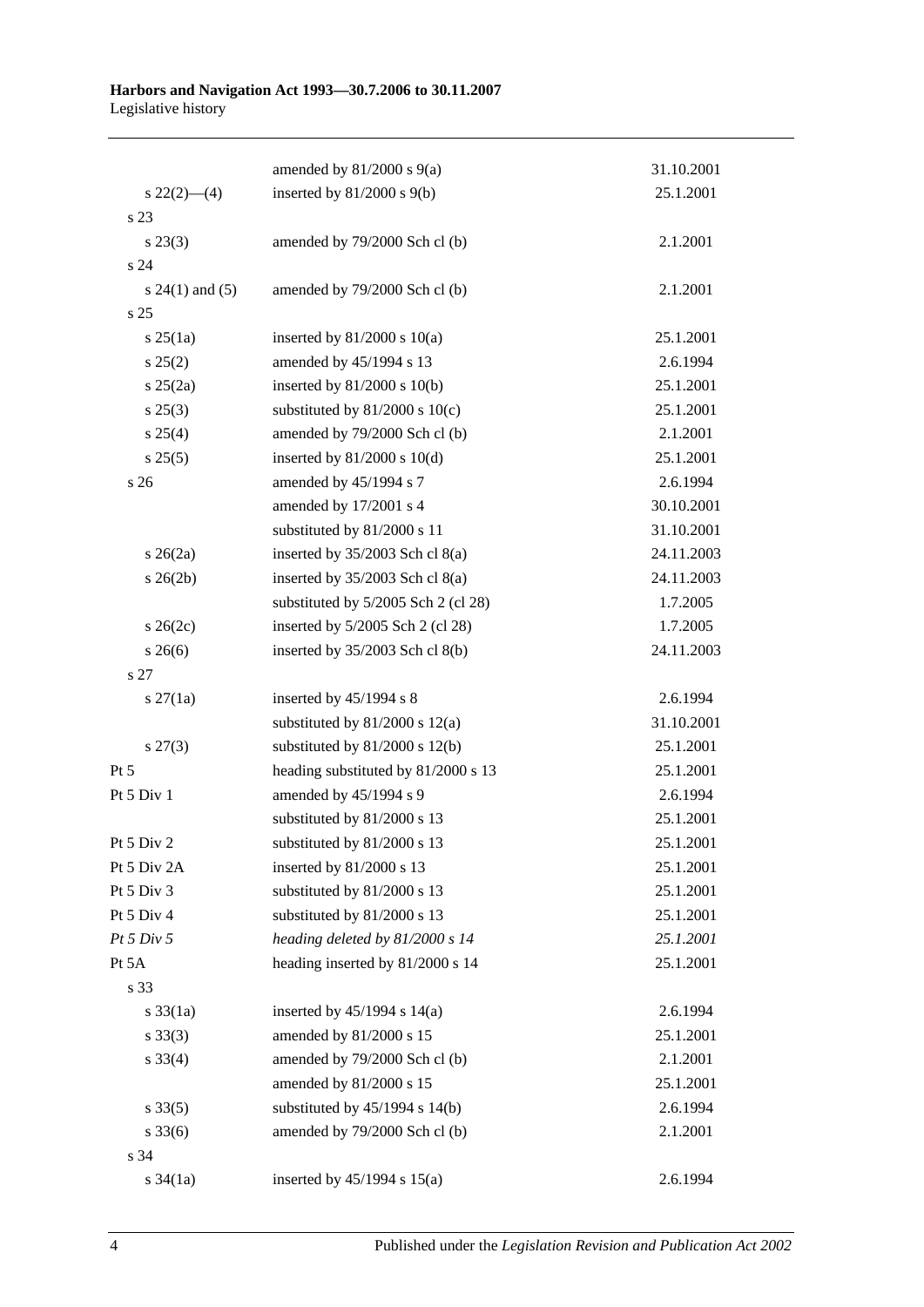| | | |
|---|---|---|
| | amended by 81/2000 s 9(a) | 31.10.2001 |
| s 22(2)—(4) | inserted by 81/2000 s 9(b) | 25.1.2001 |
| s 23 | | |
| s 23(3) | amended by 79/2000 Sch cl (b) | 2.1.2001 |
| s 24 | | |
| s 24(1) and (5) | amended by 79/2000 Sch cl (b) | 2.1.2001 |
| s 25 | | |
| s 25(1a) | inserted by 81/2000 s 10(a) | 25.1.2001 |
| s 25(2) | amended by 45/1994 s 13 | 2.6.1994 |
| s 25(2a) | inserted by 81/2000 s 10(b) | 25.1.2001 |
| s 25(3) | substituted by 81/2000 s 10(c) | 25.1.2001 |
| s 25(4) | amended by 79/2000 Sch cl (b) | 2.1.2001 |
| s 25(5) | inserted by 81/2000 s 10(d) | 25.1.2001 |
| s 26 | amended by 45/1994 s 7 | 2.6.1994 |
| | amended by 17/2001 s 4 | 30.10.2001 |
| | substituted by 81/2000 s 11 | 31.10.2001 |
| s 26(2a) | inserted by 35/2003 Sch cl 8(a) | 24.11.2003 |
| s 26(2b) | inserted by 35/2003 Sch cl 8(a) | 24.11.2003 |
| | substituted by 5/2005 Sch 2 (cl 28) | 1.7.2005 |
| s 26(2c) | inserted by 5/2005 Sch 2 (cl 28) | 1.7.2005 |
| s 26(6) | inserted by 35/2003 Sch cl 8(b) | 24.11.2003 |
| s 27 | | |
| s 27(1a) | inserted by 45/1994 s 8 | 2.6.1994 |
| | substituted by 81/2000 s 12(a) | 31.10.2001 |
| s 27(3) | substituted by 81/2000 s 12(b) | 25.1.2001 |
| Pt 5 | heading substituted by 81/2000 s 13 | 25.1.2001 |
| Pt 5 Div 1 | amended by 45/1994 s 9 | 2.6.1994 |
| | substituted by 81/2000 s 13 | 25.1.2001 |
| Pt 5 Div 2 | substituted by 81/2000 s 13 | 25.1.2001 |
| Pt 5 Div 2A | inserted by 81/2000 s 13 | 25.1.2001 |
| Pt 5 Div 3 | substituted by 81/2000 s 13 | 25.1.2001 |
| Pt 5 Div 4 | substituted by 81/2000 s 13 | 25.1.2001 |
| *Pt 5 Div 5* | *heading deleted by 81/2000 s 14* | *25.1.2001* |
| Pt 5A | heading inserted by 81/2000 s 14 | 25.1.2001 |
| s 33 | | |
| s 33(1a) | inserted by 45/1994 s 14(a) | 2.6.1994 |
| s 33(3) | amended by 81/2000 s 15 | 25.1.2001 |
| s 33(4) | amended by 79/2000 Sch cl (b) | 2.1.2001 |
| | amended by 81/2000 s 15 | 25.1.2001 |
| s 33(5) | substituted by 45/1994 s 14(b) | 2.6.1994 |
| s 33(6) | amended by 79/2000 Sch cl (b) | 2.1.2001 |
| s 34 | | |
| s 34(1a) | inserted by 45/1994 s 15(a) | 2.6.1994 |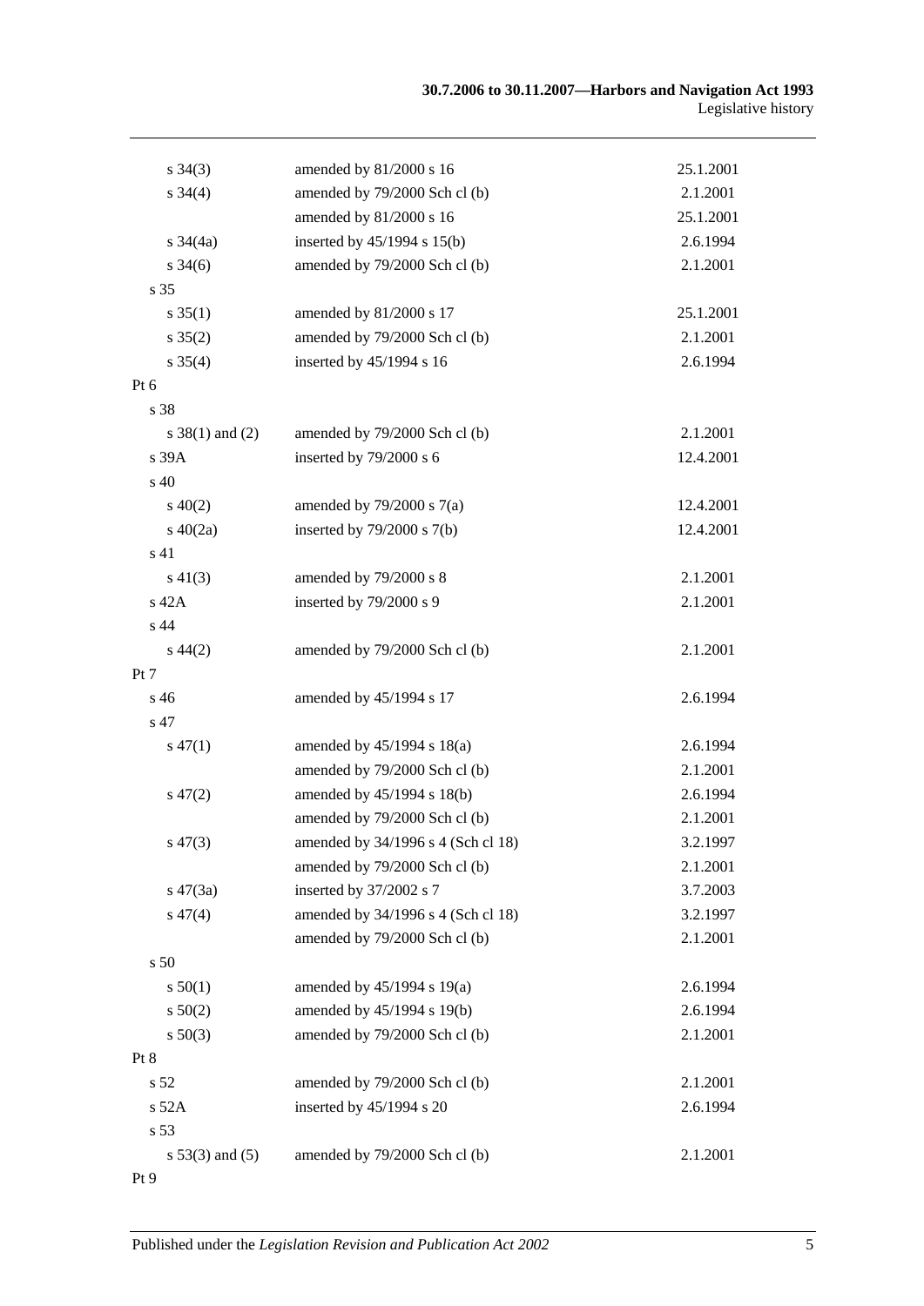| | | |
|---|---|---|
| s 34(3) | amended by 81/2000 s 16 | 25.1.2001 |
| s 34(4) | amended by 79/2000 Sch cl (b) | 2.1.2001 |
| | amended by 81/2000 s 16 | 25.1.2001 |
| s 34(4a) | inserted by 45/1994 s 15(b) | 2.6.1994 |
| s 34(6) | amended by 79/2000 Sch cl (b) | 2.1.2001 |
| s 35 | | |
| s 35(1) | amended by 81/2000 s 17 | 25.1.2001 |
| s 35(2) | amended by 79/2000 Sch cl (b) | 2.1.2001 |
| s 35(4) | inserted by 45/1994 s 16 | 2.6.1994 |
| Pt 6 | | |
| s 38 | | |
| s 38(1) and (2) | amended by 79/2000 Sch cl (b) | 2.1.2001 |
| s 39A | inserted by 79/2000 s 6 | 12.4.2001 |
| s 40 | | |
| s 40(2) | amended by 79/2000 s 7(a) | 12.4.2001 |
| s 40(2a) | inserted by 79/2000 s 7(b) | 12.4.2001 |
| s 41 | | |
| s 41(3) | amended by 79/2000 s 8 | 2.1.2001 |
| s 42A | inserted by 79/2000 s 9 | 2.1.2001 |
| s 44 | | |
| s 44(2) | amended by 79/2000 Sch cl (b) | 2.1.2001 |
| Pt 7 | | |
| s 46 | amended by 45/1994 s 17 | 2.6.1994 |
| s 47 | | |
| s 47(1) | amended by 45/1994 s 18(a) | 2.6.1994 |
| | amended by 79/2000 Sch cl (b) | 2.1.2001 |
| s 47(2) | amended by 45/1994 s 18(b) | 2.6.1994 |
| | amended by 79/2000 Sch cl (b) | 2.1.2001 |
| s 47(3) | amended by 34/1996 s 4 (Sch cl 18) | 3.2.1997 |
| | amended by 79/2000 Sch cl (b) | 2.1.2001 |
| s 47(3a) | inserted by 37/2002 s 7 | 3.7.2003 |
| s 47(4) | amended by 34/1996 s 4 (Sch cl 18) | 3.2.1997 |
| | amended by 79/2000 Sch cl (b) | 2.1.2001 |
| s 50 | | |
| s 50(1) | amended by 45/1994 s 19(a) | 2.6.1994 |
| s 50(2) | amended by 45/1994 s 19(b) | 2.6.1994 |
| s 50(3) | amended by 79/2000 Sch cl (b) | 2.1.2001 |
| Pt 8 | | |
| s 52 | amended by 79/2000 Sch cl (b) | 2.1.2001 |
| s 52A | inserted by 45/1994 s 20 | 2.6.1994 |
| s 53 | | |
| s 53(3) and (5) | amended by 79/2000 Sch cl (b) | 2.1.2001 |
| Pt 9 | | |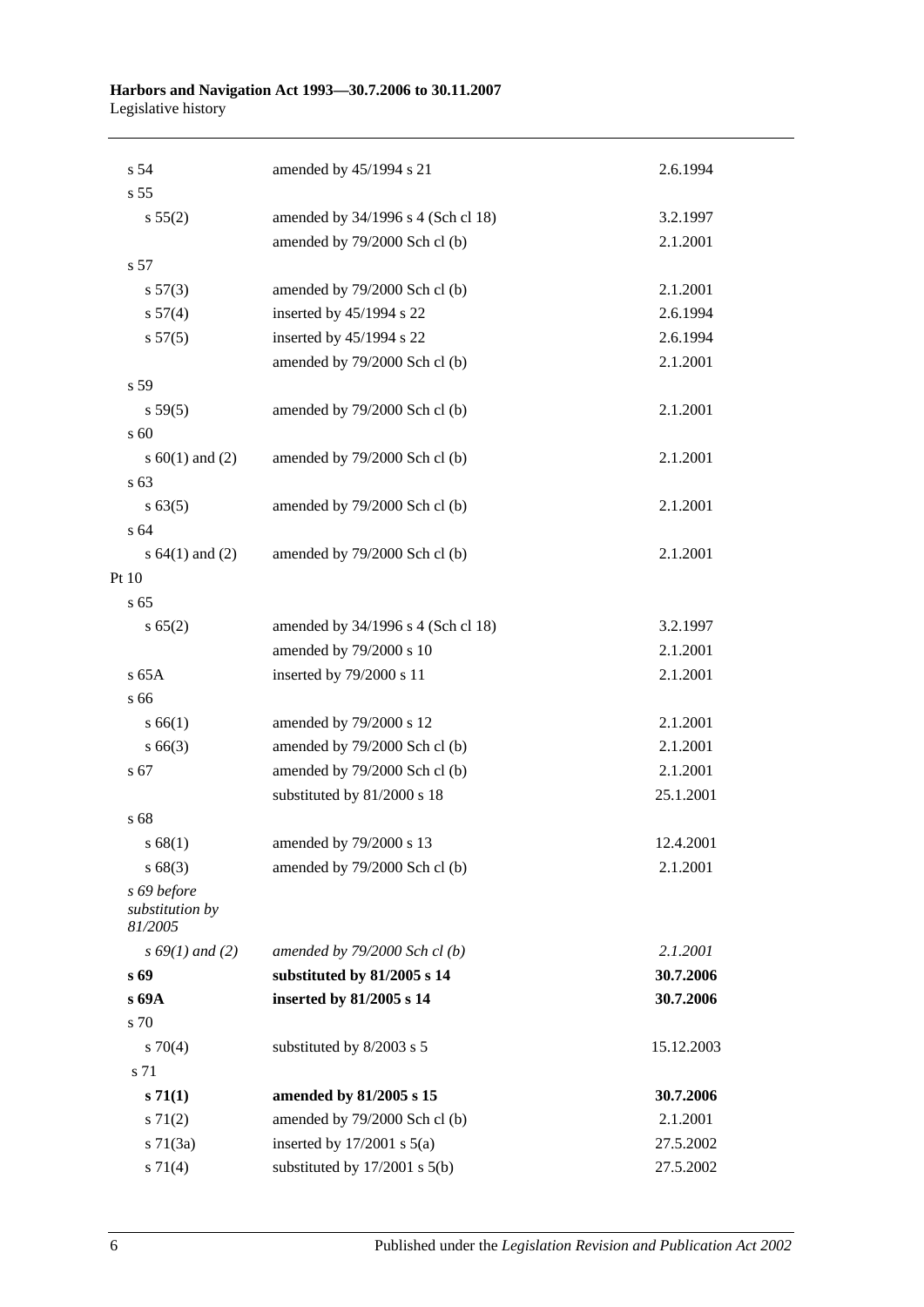| | | |
|---|---|---|
| s 54 | amended by 45/1994 s 21 | 2.6.1994 |
| s 55 | | |
| s 55(2) | amended by 34/1996 s 4 (Sch cl 18) | 3.2.1997 |
| | amended by 79/2000 Sch cl (b) | 2.1.2001 |
| s 57 | | |
| s 57(3) | amended by 79/2000 Sch cl (b) | 2.1.2001 |
| s 57(4) | inserted by 45/1994 s 22 | 2.6.1994 |
| s 57(5) | inserted by 45/1994 s 22 | 2.6.1994 |
| | amended by 79/2000 Sch cl (b) | 2.1.2001 |
| s 59 | | |
| s 59(5) | amended by 79/2000 Sch cl (b) | 2.1.2001 |
| s 60 | | |
| s 60(1) and (2) | amended by 79/2000 Sch cl (b) | 2.1.2001 |
| s 63 | | |
| s 63(5) | amended by 79/2000 Sch cl (b) | 2.1.2001 |
| s 64 | | |
| s 64(1) and (2) | amended by 79/2000 Sch cl (b) | 2.1.2001 |
| Pt 10 | | |
| s 65 | | |
| s 65(2) | amended by 34/1996 s 4 (Sch cl 18) | 3.2.1997 |
| | amended by 79/2000 s 10 | 2.1.2001 |
| s 65A | inserted by 79/2000 s 11 | 2.1.2001 |
| s 66 | | |
| s 66(1) | amended by 79/2000 s 12 | 2.1.2001 |
| s 66(3) | amended by 79/2000 Sch cl (b) | 2.1.2001 |
| s 67 | amended by 79/2000 Sch cl (b) | 2.1.2001 |
| | substituted by 81/2000 s 18 | 25.1.2001 |
| s 68 | | |
| s 68(1) | amended by 79/2000 s 13 | 12.4.2001 |
| s 68(3) | amended by 79/2000 Sch cl (b) | 2.1.2001 |
| *s 69 before substitution by 81/2005* | | |
| *s 69(1) and (2)* | *amended by 79/2000 Sch cl (b)* | *2.1.2001* |
| **s 69** | **substituted by 81/2005 s 14** | **30.7.2006** |
| **s 69A** | **inserted by 81/2005 s 14** | **30.7.2006** |
| s 70 | | |
| s 70(4) | substituted by 8/2003 s 5 | 15.12.2003 |
| s 71 | | |
| **s 71(1)** | **amended by 81/2005 s 15** | **30.7.2006** |
| s 71(2) | amended by 79/2000 Sch cl (b) | 2.1.2001 |
| s 71(3a) | inserted by 17/2001 s 5(a) | 27.5.2002 |
| s 71(4) | substituted by 17/2001 s 5(b) | 27.5.2002 |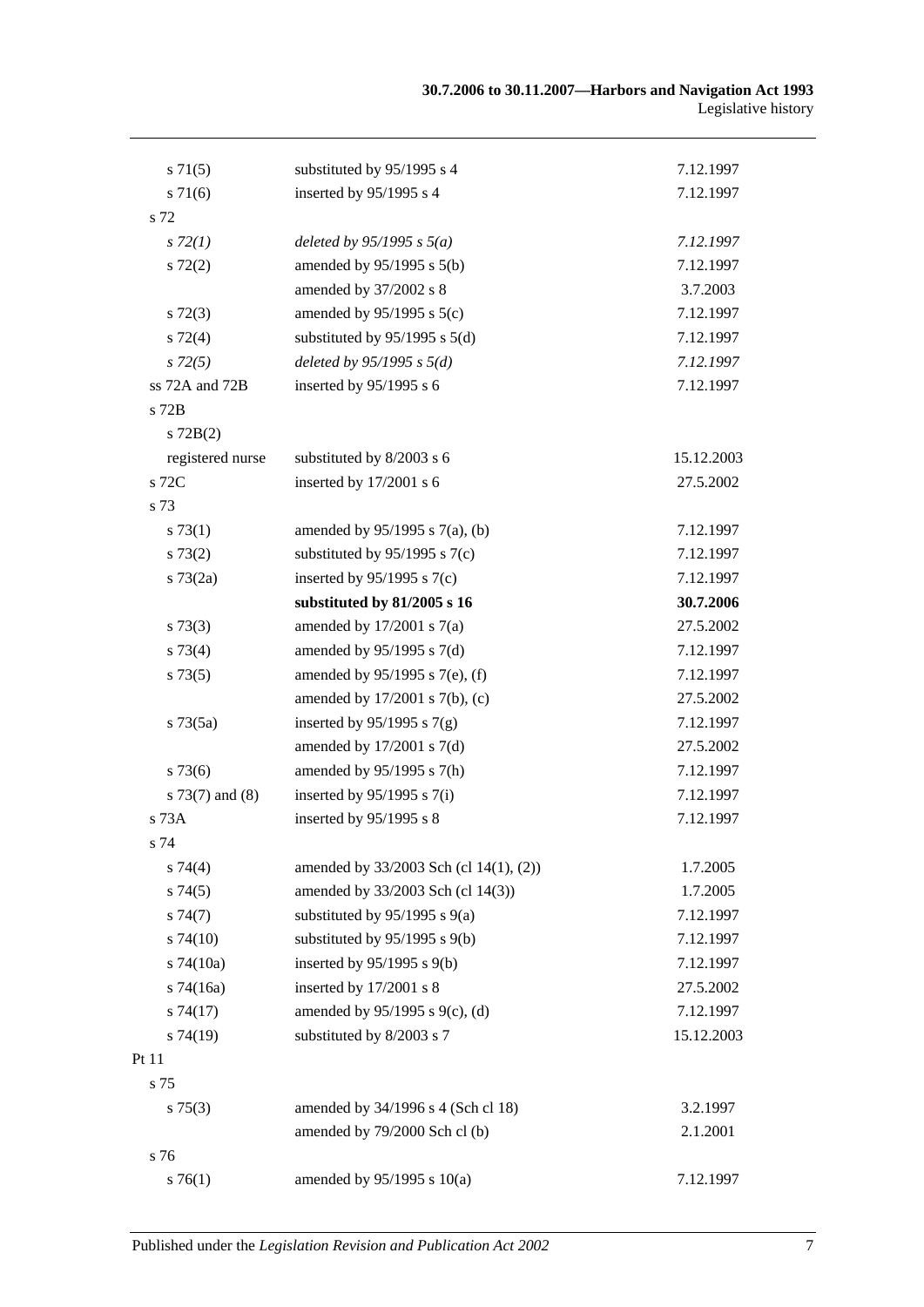| | | |
|---|---|---|
| s 71(5) | substituted by 95/1995 s 4 | 7.12.1997 |
| s 71(6) | inserted by 95/1995 s 4 | 7.12.1997 |
| s 72 | | |
| *s 72(1)* | *deleted by 95/1995 s 5(a)* | *7.12.1997* |
| s 72(2) | amended by 95/1995 s 5(b) | 7.12.1997 |
| | amended by 37/2002 s 8 | 3.7.2003 |
| s 72(3) | amended by 95/1995 s 5(c) | 7.12.1997 |
| s 72(4) | substituted by 95/1995 s 5(d) | 7.12.1997 |
| *s 72(5)* | *deleted by 95/1995 s 5(d)* | *7.12.1997* |
| ss 72A and 72B | inserted by 95/1995 s 6 | 7.12.1997 |
| s 72B | | |
| s 72B(2) | | |
| registered nurse | substituted by 8/2003 s 6 | 15.12.2003 |
| s 72C | inserted by 17/2001 s 6 | 27.5.2002 |
| s 73 | | |
| s 73(1) | amended by 95/1995 s 7(a), (b) | 7.12.1997 |
| s 73(2) | substituted by 95/1995 s 7(c) | 7.12.1997 |
| s 73(2a) | inserted by 95/1995 s 7(c) | 7.12.1997 |
| | **substituted by 81/2005 s 16** | **30.7.2006** |
| s 73(3) | amended by 17/2001 s 7(a) | 27.5.2002 |
| s 73(4) | amended by 95/1995 s 7(d) | 7.12.1997 |
| s 73(5) | amended by 95/1995 s 7(e), (f) | 7.12.1997 |
| | amended by 17/2001 s 7(b), (c) | 27.5.2002 |
| s 73(5a) | inserted by 95/1995 s 7(g) | 7.12.1997 |
| | amended by 17/2001 s 7(d) | 27.5.2002 |
| s 73(6) | amended by 95/1995 s 7(h) | 7.12.1997 |
| s 73(7) and (8) | inserted by 95/1995 s 7(i) | 7.12.1997 |
| s 73A | inserted by 95/1995 s 8 | 7.12.1997 |
| s 74 | | |
| s 74(4) | amended by 33/2003 Sch (cl 14(1), (2)) | 1.7.2005 |
| s 74(5) | amended by 33/2003 Sch (cl 14(3)) | 1.7.2005 |
| s 74(7) | substituted by 95/1995 s 9(a) | 7.12.1997 |
| s 74(10) | substituted by 95/1995 s 9(b) | 7.12.1997 |
| s 74(10a) | inserted by 95/1995 s 9(b) | 7.12.1997 |
| s 74(16a) | inserted by 17/2001 s 8 | 27.5.2002 |
| s 74(17) | amended by 95/1995 s 9(c), (d) | 7.12.1997 |
| s 74(19) | substituted by 8/2003 s 7 | 15.12.2003 |
| Pt 11 | | |
| s 75 | | |
| s 75(3) | amended by 34/1996 s 4 (Sch cl 18) | 3.2.1997 |
| | amended by 79/2000 Sch cl (b) | 2.1.2001 |
| s 76 | | |
| s 76(1) | amended by 95/1995 s 10(a) | 7.12.1997 |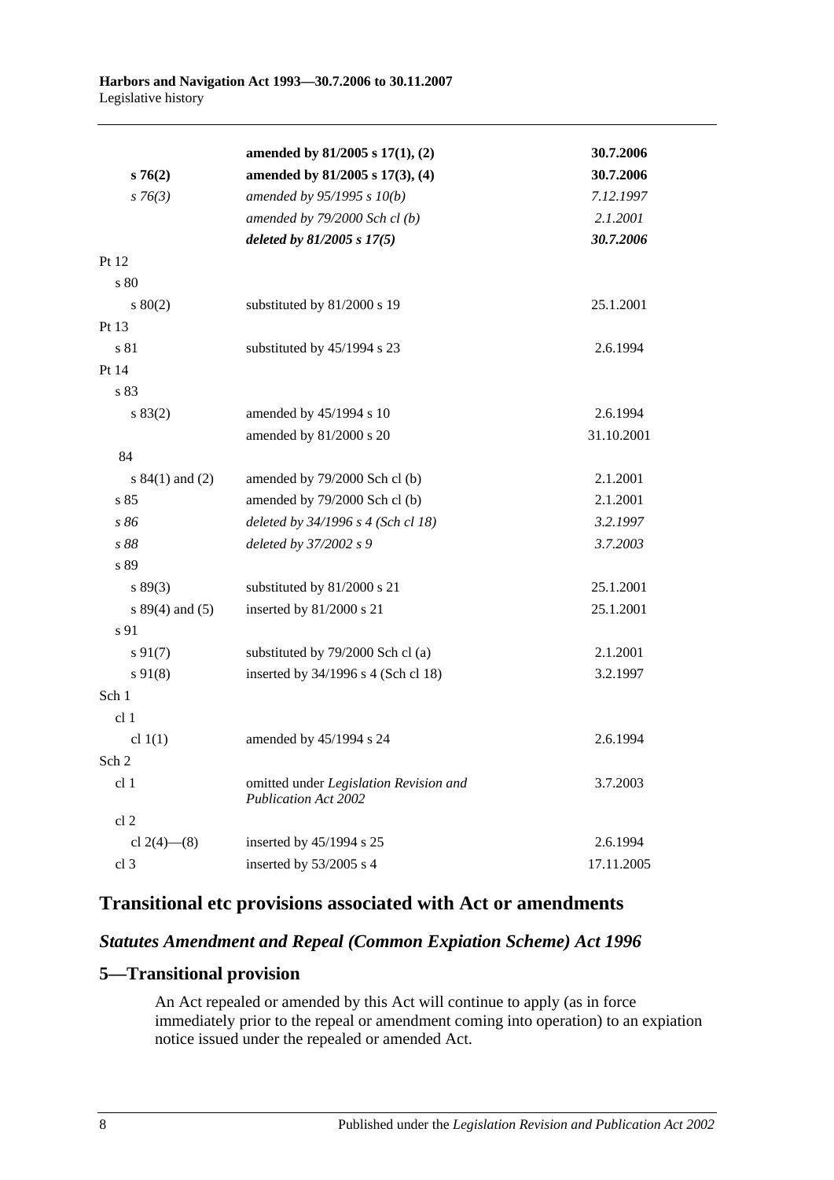| | | |
|---|---|---|
| | **amended by 81/2005 s 17(1), (2)** | **30.7.2006** |
| **s 76(2)** | **amended by 81/2005 s 17(3), (4)** | **30.7.2006** |
| *s 76(3)* | *amended by 95/1995 s 10(b)* | *7.12.1997* |
| | *amended by 79/2000 Sch cl (b)* | *2.1.2001* |
| | ***deleted by 81/2005 s 17(5)*** | ***30.7.2006*** |
| Pt 12 | | |
| s 80 | | |
| s 80(2) | substituted by 81/2000 s 19 | 25.1.2001 |
| Pt 13 | | |
| s 81 | substituted by 45/1994 s 23 | 2.6.1994 |
| Pt 14 | | |
| s 83 | | |
| s 83(2) | amended by 45/1994 s 10 | 2.6.1994 |
| | amended by 81/2000 s 20 | 31.10.2001 |
| 84 | | |
| s 84(1) and (2) | amended by 79/2000 Sch cl (b) | 2.1.2001 |
| s 85 | amended by 79/2000 Sch cl (b) | 2.1.2001 |
| *s 86* | *deleted by 34/1996 s 4 (Sch cl 18)* | *3.2.1997* |
| *s 88* | *deleted by 37/2002 s 9* | *3.7.2003* |
| s 89 | | |
| s 89(3) | substituted by 81/2000 s 21 | 25.1.2001 |
| s 89(4) and (5) | inserted by 81/2000 s 21 | 25.1.2001 |
| s 91 | | |
| s 91(7) | substituted by 79/2000 Sch cl (a) | 2.1.2001 |
| s 91(8) | inserted by 34/1996 s 4 (Sch cl 18) | 3.2.1997 |
| Sch 1 | | |
| cl 1 | | |
| cl 1(1) | amended by 45/1994 s 24 | 2.6.1994 |
| Sch 2 | | |
| cl 1 | omitted under *Legislation Revision and Publication Act 2002* | 3.7.2003 |
| cl 2 | | |
| cl 2(4)—(8) | inserted by 45/1994 s 25 | 2.6.1994 |
| cl 3 | inserted by 53/2005 s 4 | 17.11.2005 |

## Transitional etc provisions associated with Act or amendments

### *Statutes Amendment and Repeal (Common Expiation Scheme) Act 1996*

### 5—Transitional provision

An Act repealed or amended by this Act will continue to apply (as in force immediately prior to the repeal or amendment coming into operation) to an expiation notice issued under the repealed or amended Act.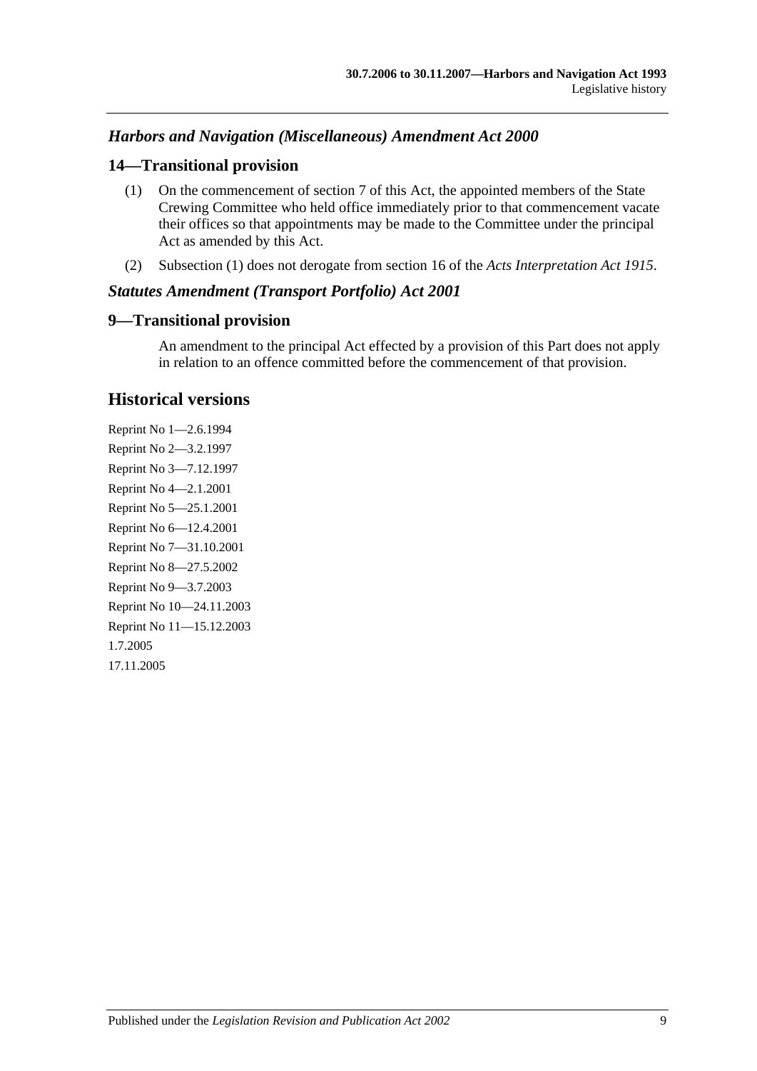### *Harbors and Navigation (Miscellaneous) Amendment Act 2000*

## 14—Transitional provision

(1) On the commencement of section 7 of this Act, the appointed members of the State Crewing Committee who held office immediately prior to that commencement vacate their offices so that appointments may be made to the Committee under the principal Act as amended by this Act.

(2) Subsection (1) does not derogate from section 16 of the *Acts Interpretation Act 1915*.

### *Statutes Amendment (Transport Portfolio) Act 2001*

## 9—Transitional provision

An amendment to the principal Act effected by a provision of this Part does not apply in relation to an offence committed before the commencement of that provision.

# Historical versions

Reprint No 1—2.6.1994

Reprint No 2—3.2.1997

Reprint No 3—7.12.1997

Reprint No 4—2.1.2001

Reprint No 5—25.1.2001

Reprint No 6—12.4.2001

Reprint No 7—31.10.2001

Reprint No 8—27.5.2002

Reprint No 9—3.7.2003

Reprint No 10—24.11.2003

Reprint No 11—15.12.2003

1.7.2005

17.11.2005